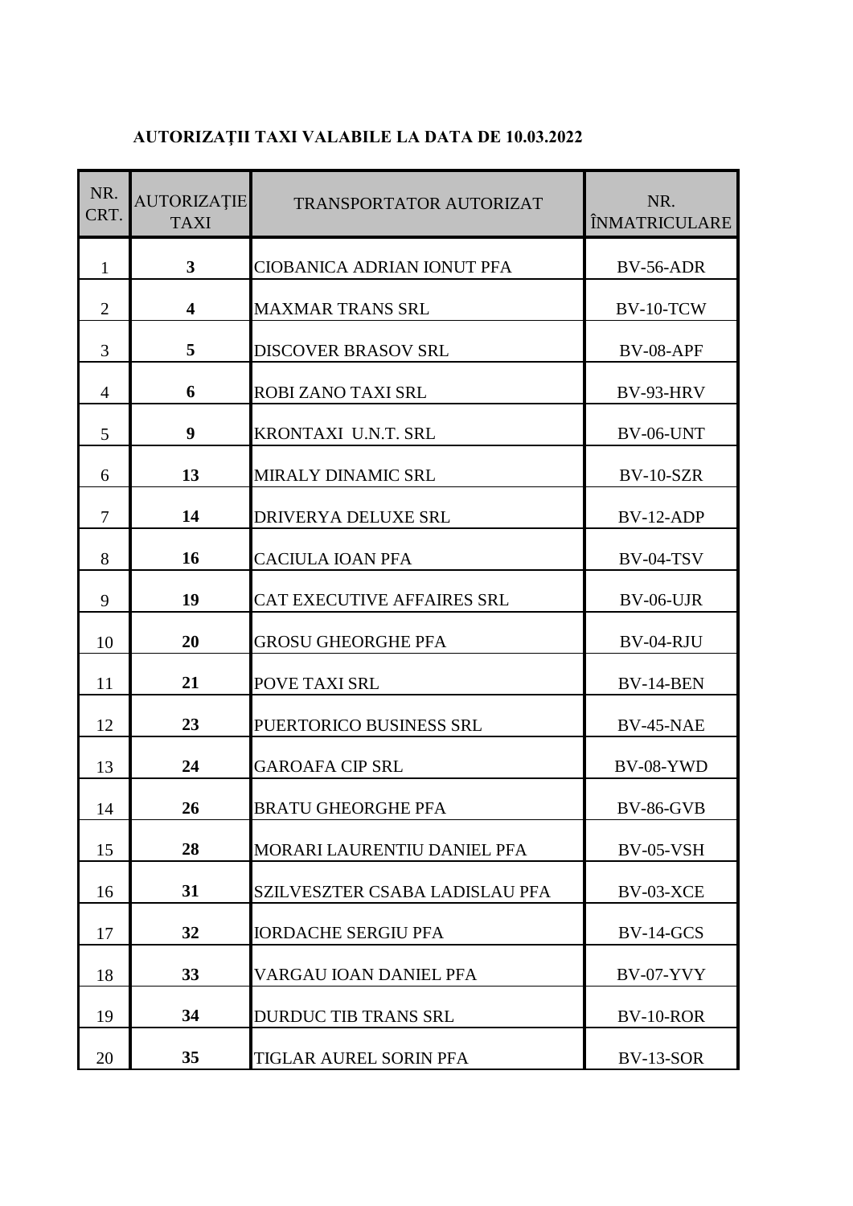**AUTORIZAȚII TAXI VALABILE LA DATA DE 10.03.2022**

| NR. CRT. | AUTORIZAȚIE TAXI | TRANSPORTATOR AUTORIZAT | NR. ÎNMATRICULARE |
|---|---|---|---|
| 1 | **3** | CIOBANICA ADRIAN IONUT PFA | BV-56-ADR |
| 2 | **4** | MAXMAR TRANS SRL | BV-10-TCW |
| 3 | **5** | DISCOVER BRASOV SRL | BV-08-APF |
| 4 | **6** | ROBI ZANO TAXI SRL | BV-93-HRV |
| 5 | **9** | KRONTAXI U.N.T. SRL | BV-06-UNT |
| 6 | **13** | MIRALY DINAMIC SRL | BV-10-SZR |
| 7 | **14** | DRIVERYA DELUXE SRL | BV-12-ADP |
| 8 | **16** | CACIULA IOAN PFA | BV-04-TSV |
| 9 | **19** | CAT EXECUTIVE AFFAIRES SRL | BV-06-UJR |
| 10 | **20** | GROSU GHEORGHE PFA | BV-04-RJU |
| 11 | **21** | POVE TAXI SRL | BV-14-BEN |
| 12 | **23** | PUERTORICO BUSINESS SRL | BV-45-NAE |
| 13 | **24** | GAROAFA CIP SRL | BV-08-YWD |
| 14 | **26** | BRATU GHEORGHE PFA | BV-86-GVB |
| 15 | **28** | MORARI LAURENTIU DANIEL PFA | BV-05-VSH |
| 16 | **31** | SZILVESZTER CSABA LADISLAU PFA | BV-03-XCE |
| 17 | **32** | IORDACHE SERGIU PFA | BV-14-GCS |
| 18 | **33** | VARGAU IOAN DANIEL PFA | BV-07-YVY |
| 19 | **34** | DURDUC TIB TRANS SRL | BV-10-ROR |
| 20 | **35** | TIGLAR AUREL SORIN PFA | BV-13-SOR |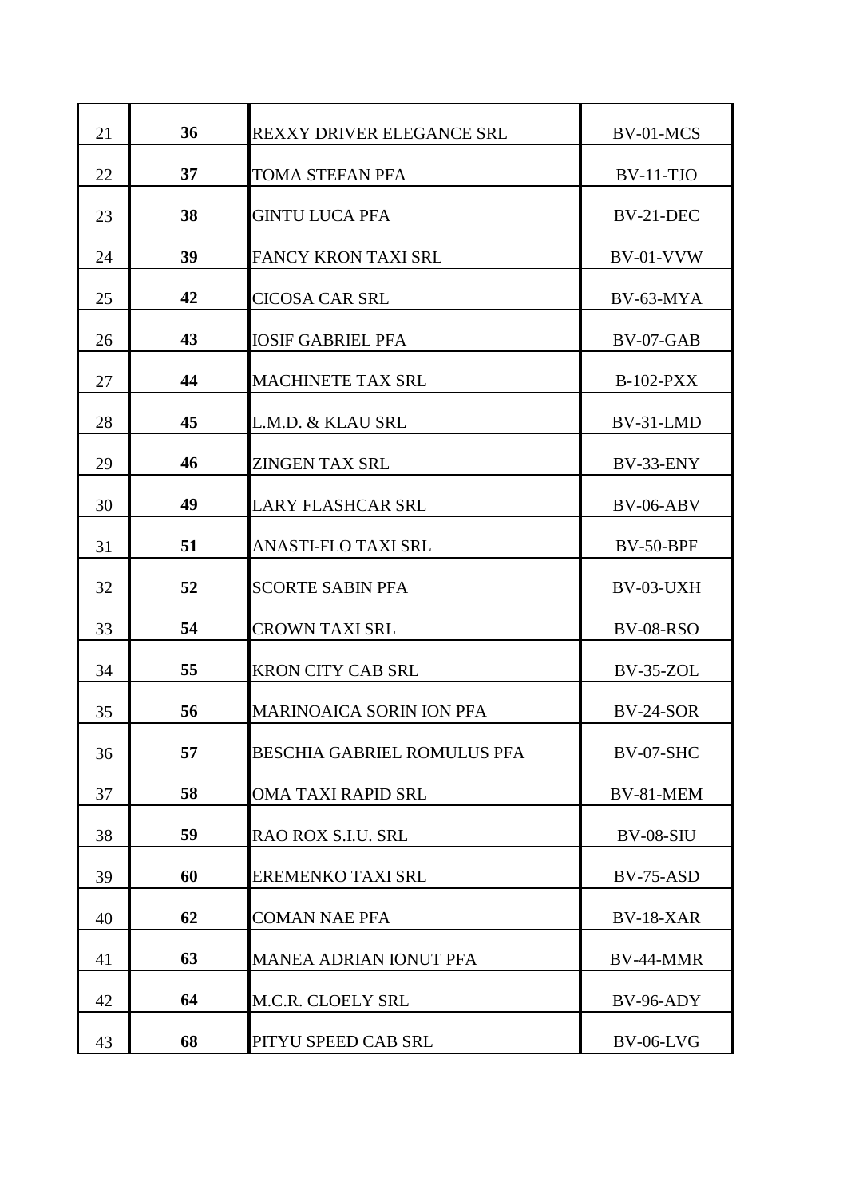| | | | |
|---|---|---|---|
| 21 | **36** | REXXY DRIVER ELEGANCE SRL | BV-01-MCS |
| 22 | **37** | TOMA STEFAN PFA | BV-11-TJO |
| 23 | **38** | GINTU LUCA PFA | BV-21-DEC |
| 24 | **39** | FANCY KRON TAXI SRL | BV-01-VVW |
| 25 | **42** | CICOSA CAR SRL | BV-63-MYA |
| 26 | **43** | IOSIF GABRIEL PFA | BV-07-GAB |
| 27 | **44** | MACHINETE TAX SRL | B-102-PXX |
| 28 | **45** | L.M.D. & KLAU SRL | BV-31-LMD |
| 29 | **46** | ZINGEN TAX SRL | BV-33-ENY |
| 30 | **49** | LARY FLASHCAR SRL | BV-06-ABV |
| 31 | **51** | ANASTI-FLO TAXI SRL | BV-50-BPF |
| 32 | **52** | SCORTE SABIN PFA | BV-03-UXH |
| 33 | **54** | CROWN TAXI SRL | BV-08-RSO |
| 34 | **55** | KRON CITY CAB SRL | BV-35-ZOL |
| 35 | **56** | MARINOAICA SORIN ION PFA | BV-24-SOR |
| 36 | **57** | BESCHIA GABRIEL ROMULUS PFA | BV-07-SHC |
| 37 | **58** | OMA TAXI RAPID SRL | BV-81-MEM |
| 38 | **59** | RAO ROX S.I.U. SRL | BV-08-SIU |
| 39 | **60** | EREMENKO TAXI SRL | BV-75-ASD |
| 40 | **62** | COMAN NAE PFA | BV-18-XAR |
| 41 | **63** | MANEA ADRIAN IONUT PFA | BV-44-MMR |
| 42 | **64** | M.C.R. CLOELY SRL | BV-96-ADY |
| 43 | **68** | PITYU SPEED CAB SRL | BV-06-LVG |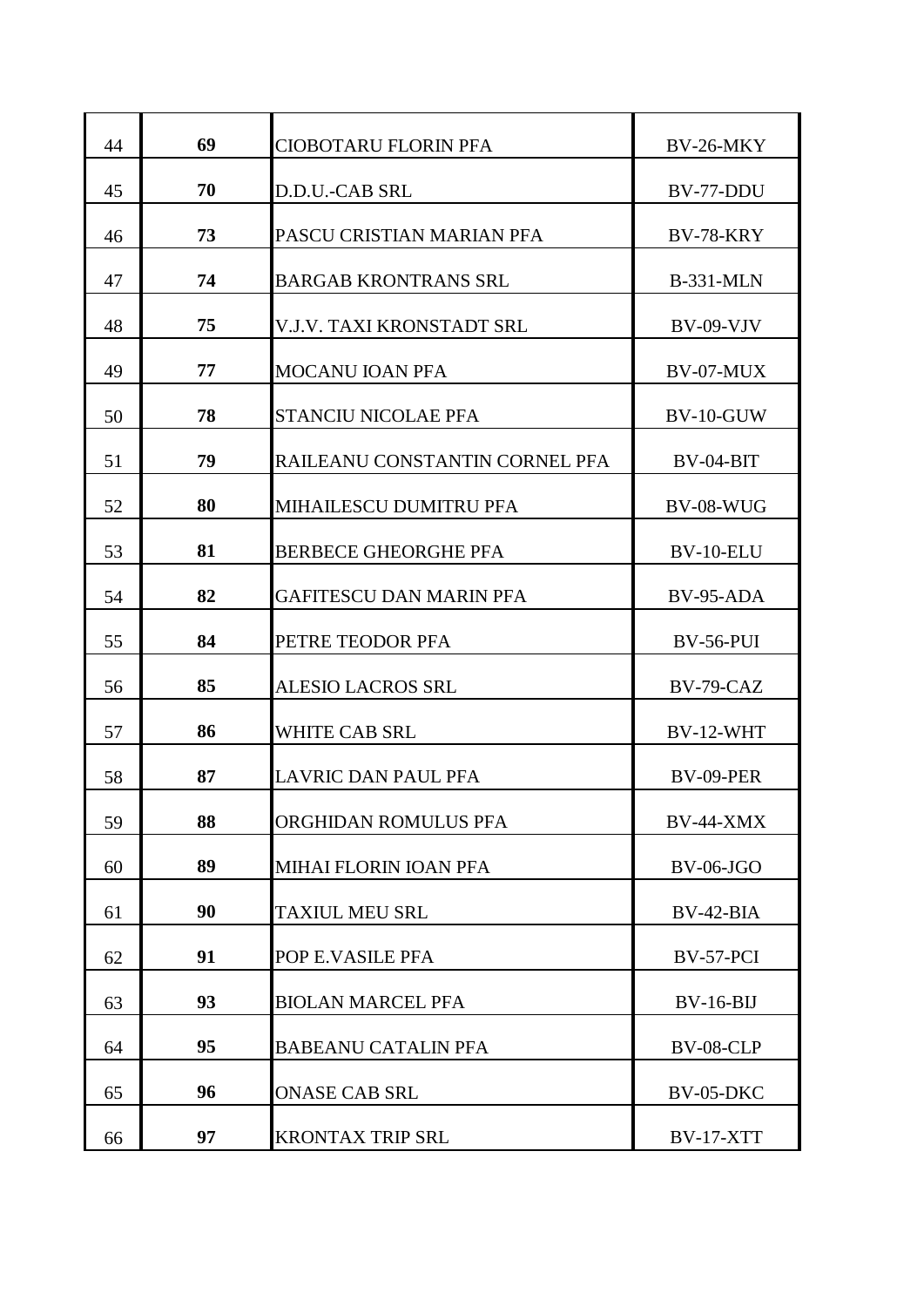| | | | |
|---|---|---|---|
| 44 | **69** | CIOBOTARU FLORIN PFA | BV-26-MKY |
| 45 | **70** | D.D.U.-CAB SRL | BV-77-DDU |
| 46 | **73** | PASCU CRISTIAN MARIAN PFA | BV-78-KRY |
| 47 | **74** | BARGAB KRONTRANS SRL | B-331-MLN |
| 48 | **75** | V.J.V. TAXI KRONSTADT SRL | BV-09-VJV |
| 49 | **77** | MOCANU IOAN PFA | BV-07-MUX |
| 50 | **78** | STANCIU NICOLAE PFA | BV-10-GUW |
| 51 | **79** | RAILEANU CONSTANTIN CORNEL PFA | BV-04-BIT |
| 52 | **80** | MIHAILESCU DUMITRU PFA | BV-08-WUG |
| 53 | **81** | BERBECE GHEORGHE PFA | BV-10-ELU |
| 54 | **82** | GAFITESCU DAN MARIN PFA | BV-95-ADA |
| 55 | **84** | PETRE TEODOR PFA | BV-56-PUI |
| 56 | **85** | ALESIO LACROS SRL | BV-79-CAZ |
| 57 | **86** | WHITE CAB SRL | BV-12-WHT |
| 58 | **87** | LAVRIC DAN PAUL PFA | BV-09-PER |
| 59 | **88** | ORGHIDAN ROMULUS PFA | BV-44-XMX |
| 60 | **89** | MIHAI FLORIN IOAN PFA | BV-06-JGO |
| 61 | **90** | TAXIUL MEU SRL | BV-42-BIA |
| 62 | **91** | POP E.VASILE PFA | BV-57-PCI |
| 63 | **93** | BIOLAN MARCEL PFA | BV-16-BIJ |
| 64 | **95** | BABEANU CATALIN PFA | BV-08-CLP |
| 65 | **96** | ONASE CAB SRL | BV-05-DKC |
| 66 | **97** | KRONTAX TRIP SRL | BV-17-XTT |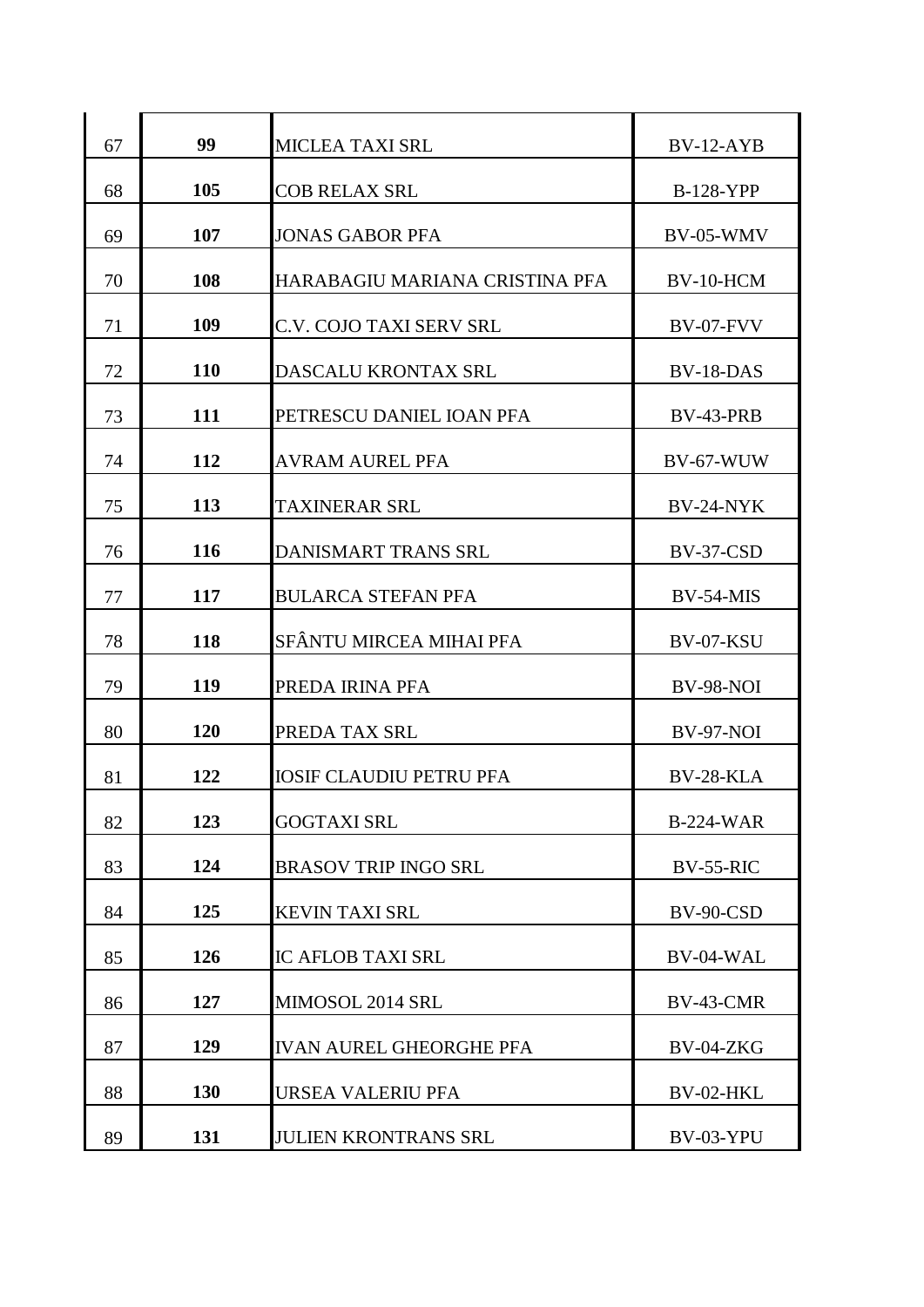| | | | |
|---|---|---|---|
| 67 | **99** | MICLEA TAXI SRL | BV-12-AYB |
| 68 | **105** | COB RELAX SRL | B-128-YPP |
| 69 | **107** | JONAS GABOR PFA | BV-05-WMV |
| 70 | **108** | HARABAGIU MARIANA CRISTINA PFA | BV-10-HCM |
| 71 | **109** | C.V. COJO TAXI SERV SRL | BV-07-FVV |
| 72 | **110** | DASCALU KRONTAX SRL | BV-18-DAS |
| 73 | **111** | PETRESCU DANIEL IOAN PFA | BV-43-PRB |
| 74 | **112** | AVRAM AUREL PFA | BV-67-WUW |
| 75 | **113** | TAXINERAR SRL | BV-24-NYK |
| 76 | **116** | DANISMART TRANS SRL | BV-37-CSD |
| 77 | **117** | BULARCA STEFAN PFA | BV-54-MIS |
| 78 | **118** | SFÂNTU MIRCEA MIHAI PFA | BV-07-KSU |
| 79 | **119** | PREDA IRINA PFA | BV-98-NOI |
| 80 | **120** | PREDA TAX SRL | BV-97-NOI |
| 81 | **122** | IOSIF CLAUDIU PETRU PFA | BV-28-KLA |
| 82 | **123** | GOGTAXI SRL | B-224-WAR |
| 83 | **124** | BRASOV TRIP INGO SRL | BV-55-RIC |
| 84 | **125** | KEVIN TAXI SRL | BV-90-CSD |
| 85 | **126** | IC AFLOB TAXI SRL | BV-04-WAL |
| 86 | **127** | MIMOSOL 2014 SRL | BV-43-CMR |
| 87 | **129** | IVAN AUREL GHEORGHE PFA | BV-04-ZKG |
| 88 | **130** | URSEA VALERIU PFA | BV-02-HKL |
| 89 | **131** | JULIEN KRONTRANS SRL | BV-03-YPU |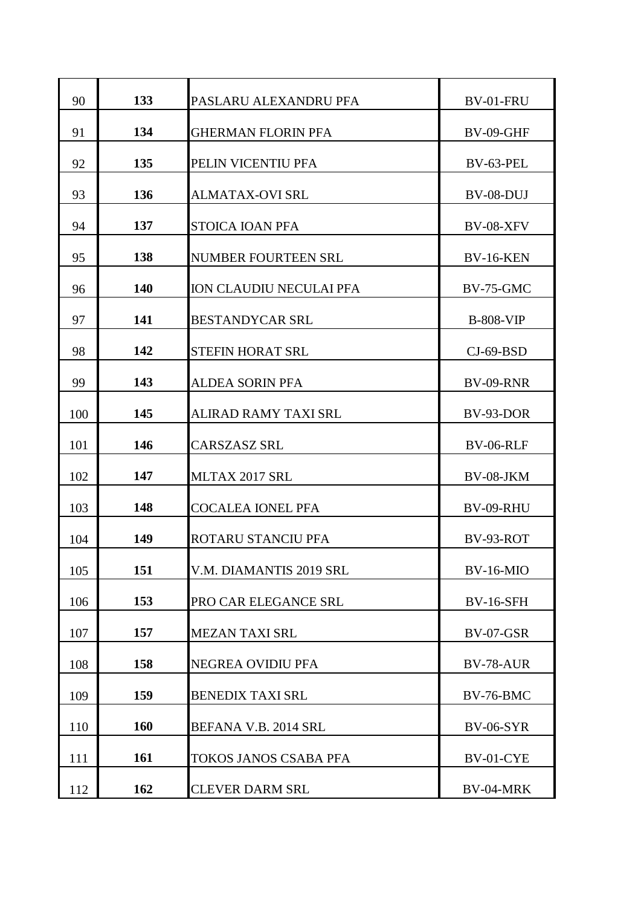| | | | |
|---|---|---|---|
| 90 | **133** | PASLARU ALEXANDRU PFA | BV-01-FRU |
| 91 | **134** | GHERMAN FLORIN PFA | BV-09-GHF |
| 92 | **135** | PELIN VICENTIU PFA | BV-63-PEL |
| 93 | **136** | ALMATAX-OVI SRL | BV-08-DUJ |
| 94 | **137** | STOICA IOAN PFA | BV-08-XFV |
| 95 | **138** | NUMBER FOURTEEN SRL | BV-16-KEN |
| 96 | **140** | ION CLAUDIU NECULAI PFA | BV-75-GMC |
| 97 | **141** | BESTANDYCAR SRL | B-808-VIP |
| 98 | **142** | STEFIN HORAT SRL | CJ-69-BSD |
| 99 | **143** | ALDEA SORIN PFA | BV-09-RNR |
| 100 | **145** | ALIRAD RAMY TAXI SRL | BV-93-DOR |
| 101 | **146** | CARSZASZ SRL | BV-06-RLF |
| 102 | **147** | MLTAX 2017 SRL | BV-08-JKM |
| 103 | **148** | COCALEA IONEL PFA | BV-09-RHU |
| 104 | **149** | ROTARU STANCIU PFA | BV-93-ROT |
| 105 | **151** | V.M. DIAMANTIS 2019 SRL | BV-16-MIO |
| 106 | **153** | PRO CAR ELEGANCE SRL | BV-16-SFH |
| 107 | **157** | MEZAN TAXI SRL | BV-07-GSR |
| 108 | **158** | NEGREA OVIDIU PFA | BV-78-AUR |
| 109 | **159** | BENEDIX TAXI SRL | BV-76-BMC |
| 110 | **160** | BEFANA V.B. 2014 SRL | BV-06-SYR |
| 111 | **161** | TOKOS JANOS CSABA PFA | BV-01-CYE |
| 112 | **162** | CLEVER DARM SRL | BV-04-MRK |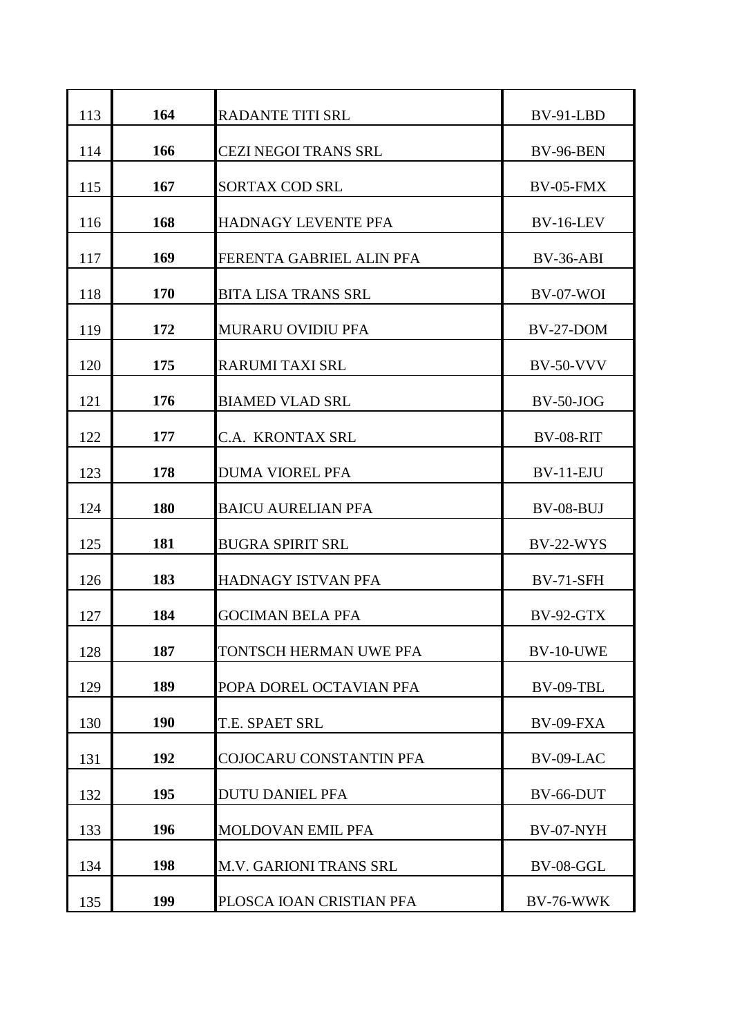| | | | |
|---|---|---|---|
| 113 | **164** | RADANTE TITI SRL | BV-91-LBD |
| 114 | **166** | CEZI NEGOI TRANS SRL | BV-96-BEN |
| 115 | **167** | SORTAX COD SRL | BV-05-FMX |
| 116 | **168** | HADNAGY LEVENTE PFA | BV-16-LEV |
| 117 | **169** | FERENTA GABRIEL ALIN PFA | BV-36-ABI |
| 118 | **170** | BITA LISA TRANS SRL | BV-07-WOI |
| 119 | **172** | MURARU OVIDIU PFA | BV-27-DOM |
| 120 | **175** | RARUMI TAXI SRL | BV-50-VVV |
| 121 | **176** | BIAMED VLAD SRL | BV-50-JOG |
| 122 | **177** | C.A. KRONTAX SRL | BV-08-RIT |
| 123 | **178** | DUMA VIOREL PFA | BV-11-EJU |
| 124 | **180** | BAICU AURELIAN PFA | BV-08-BUJ |
| 125 | **181** | BUGRA SPIRIT SRL | BV-22-WYS |
| 126 | **183** | HADNAGY ISTVAN PFA | BV-71-SFH |
| 127 | **184** | GOCIMAN BELA PFA | BV-92-GTX |
| 128 | **187** | TONTSCH HERMAN UWE PFA | BV-10-UWE |
| 129 | **189** | POPA DOREL OCTAVIAN PFA | BV-09-TBL |
| 130 | **190** | T.E. SPAET SRL | BV-09-FXA |
| 131 | **192** | COJOCARU CONSTANTIN PFA | BV-09-LAC |
| 132 | **195** | DUTU DANIEL PFA | BV-66-DUT |
| 133 | **196** | MOLDOVAN EMIL PFA | BV-07-NYH |
| 134 | **198** | M.V. GARIONI TRANS SRL | BV-08-GGL |
| 135 | **199** | PLOSCA IOAN CRISTIAN PFA | BV-76-WWK |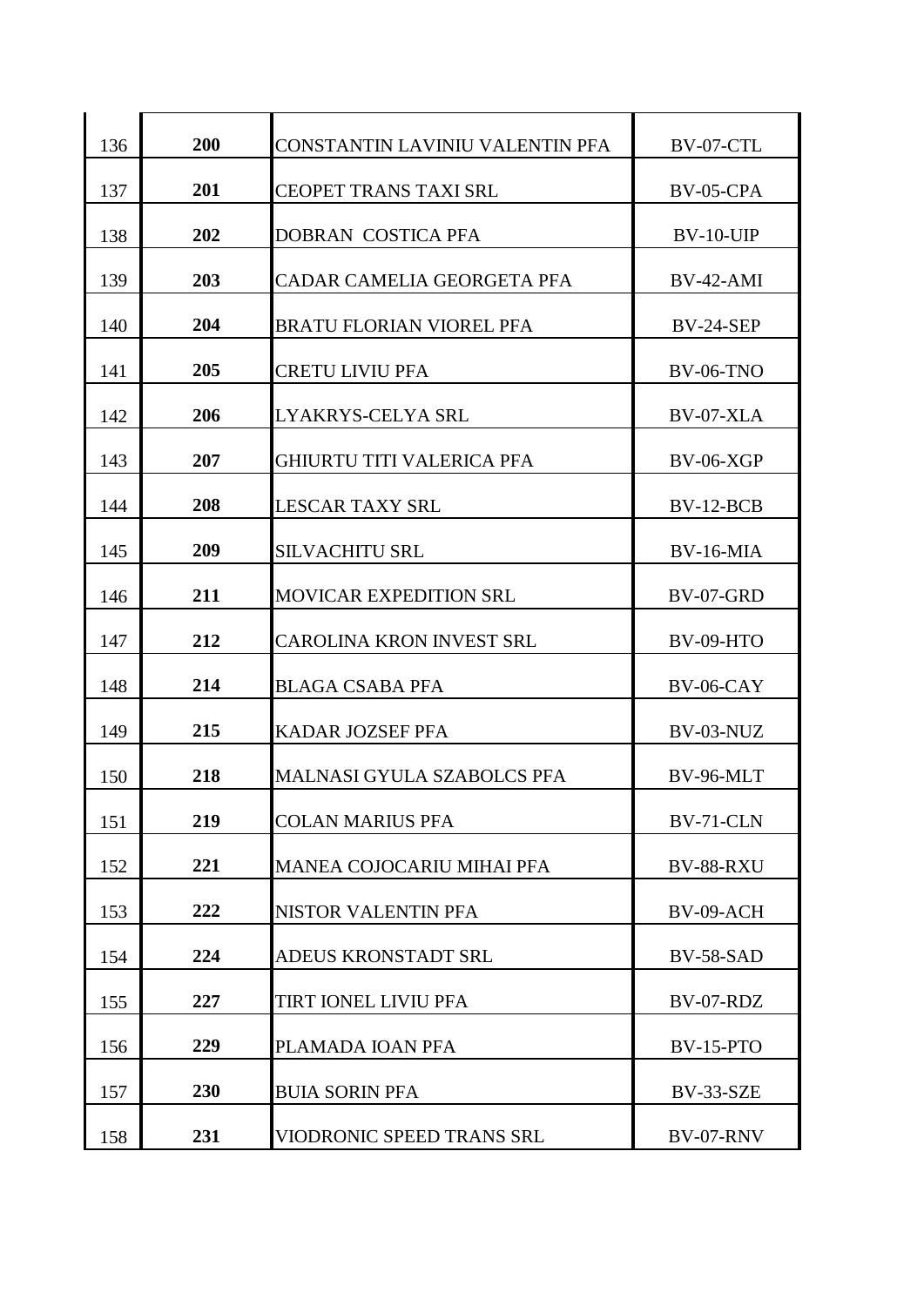| | | | |
|---|---|---|---|
| 136 | **200** | CONSTANTIN LAVINIU VALENTIN PFA | BV-07-CTL |
| 137 | **201** | CEOPET TRANS TAXI SRL | BV-05-CPA |
| 138 | **202** | DOBRAN COSTICA PFA | BV-10-UIP |
| 139 | **203** | CADAR CAMELIA GEORGETA PFA | BV-42-AMI |
| 140 | **204** | BRATU FLORIAN VIOREL PFA | BV-24-SEP |
| 141 | **205** | CRETU LIVIU PFA | BV-06-TNO |
| 142 | **206** | LYAKRYS-CELYA SRL | BV-07-XLA |
| 143 | **207** | GHIURTU TITI VALERICA PFA | BV-06-XGP |
| 144 | **208** | LESCAR TAXY SRL | BV-12-BCB |
| 145 | **209** | SILVACHITU SRL | BV-16-MIA |
| 146 | **211** | MOVICAR EXPEDITION SRL | BV-07-GRD |
| 147 | **212** | CAROLINA KRON INVEST SRL | BV-09-HTO |
| 148 | **214** | BLAGA CSABA PFA | BV-06-CAY |
| 149 | **215** | KADAR JOZSEF PFA | BV-03-NUZ |
| 150 | **218** | MALNASI GYULA SZABOLCS PFA | BV-96-MLT |
| 151 | **219** | COLAN MARIUS PFA | BV-71-CLN |
| 152 | **221** | MANEA COJOCARIU MIHAI PFA | BV-88-RXU |
| 153 | **222** | NISTOR VALENTIN PFA | BV-09-ACH |
| 154 | **224** | ADEUS KRONSTADT SRL | BV-58-SAD |
| 155 | **227** | TIRT IONEL LIVIU PFA | BV-07-RDZ |
| 156 | **229** | PLAMADA IOAN PFA | BV-15-PTO |
| 157 | **230** | BUIA SORIN PFA | BV-33-SZE |
| 158 | **231** | VIODRONIC SPEED TRANS SRL | BV-07-RNV |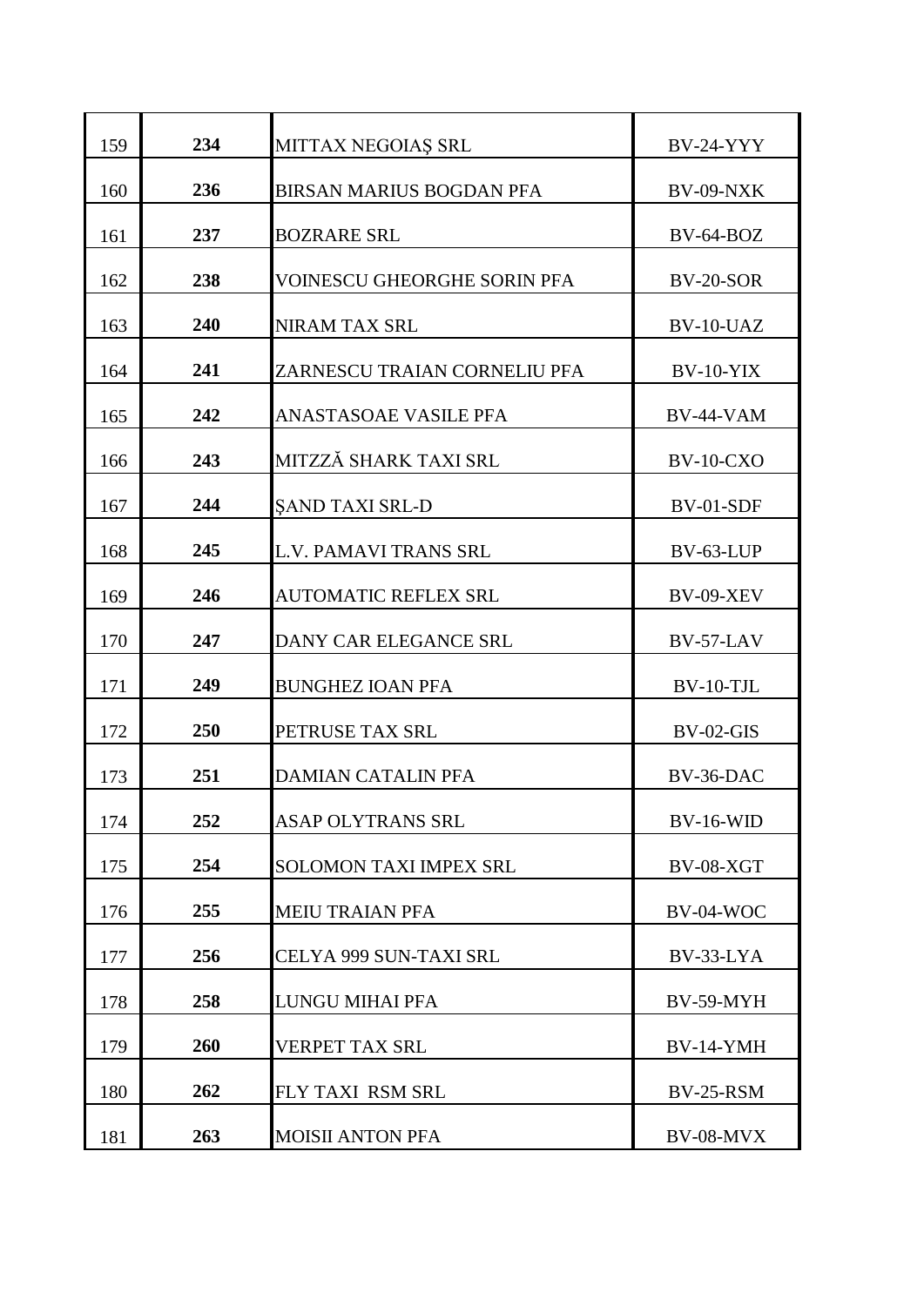| | | | |
|---|---|---|---|
| 159 | **234** | MITTAX NEGOIAȘ SRL | BV-24-YYY |
| 160 | **236** | BIRSAN MARIUS BOGDAN PFA | BV-09-NXK |
| 161 | **237** | BOZRARE SRL | BV-64-BOZ |
| 162 | **238** | VOINESCU GHEORGHE SORIN PFA | BV-20-SOR |
| 163 | **240** | NIRAM TAX SRL | BV-10-UAZ |
| 164 | **241** | ZARNESCU TRAIAN CORNELIU PFA | BV-10-YIX |
| 165 | **242** | ANASTASOAE VASILE PFA | BV-44-VAM |
| 166 | **243** | MITZZĂ SHARK TAXI SRL | BV-10-CXO |
| 167 | **244** | ȘAND TAXI SRL-D | BV-01-SDF |
| 168 | **245** | L.V. PAMAVI TRANS SRL | BV-63-LUP |
| 169 | **246** | AUTOMATIC REFLEX SRL | BV-09-XEV |
| 170 | **247** | DANY CAR ELEGANCE SRL | BV-57-LAV |
| 171 | **249** | BUNGHEZ IOAN PFA | BV-10-TJL |
| 172 | **250** | PETRUSE TAX SRL | BV-02-GIS |
| 173 | **251** | DAMIAN CATALIN PFA | BV-36-DAC |
| 174 | **252** | ASAP OLYTRANS SRL | BV-16-WID |
| 175 | **254** | SOLOMON TAXI IMPEX SRL | BV-08-XGT |
| 176 | **255** | MEIU TRAIAN PFA | BV-04-WOC |
| 177 | **256** | CELYA 999 SUN-TAXI SRL | BV-33-LYA |
| 178 | **258** | LUNGU MIHAI PFA | BV-59-MYH |
| 179 | **260** | VERPET TAX SRL | BV-14-YMH |
| 180 | **262** | FLY TAXI RSM SRL | BV-25-RSM |
| 181 | **263** | MOISII ANTON PFA | BV-08-MVX |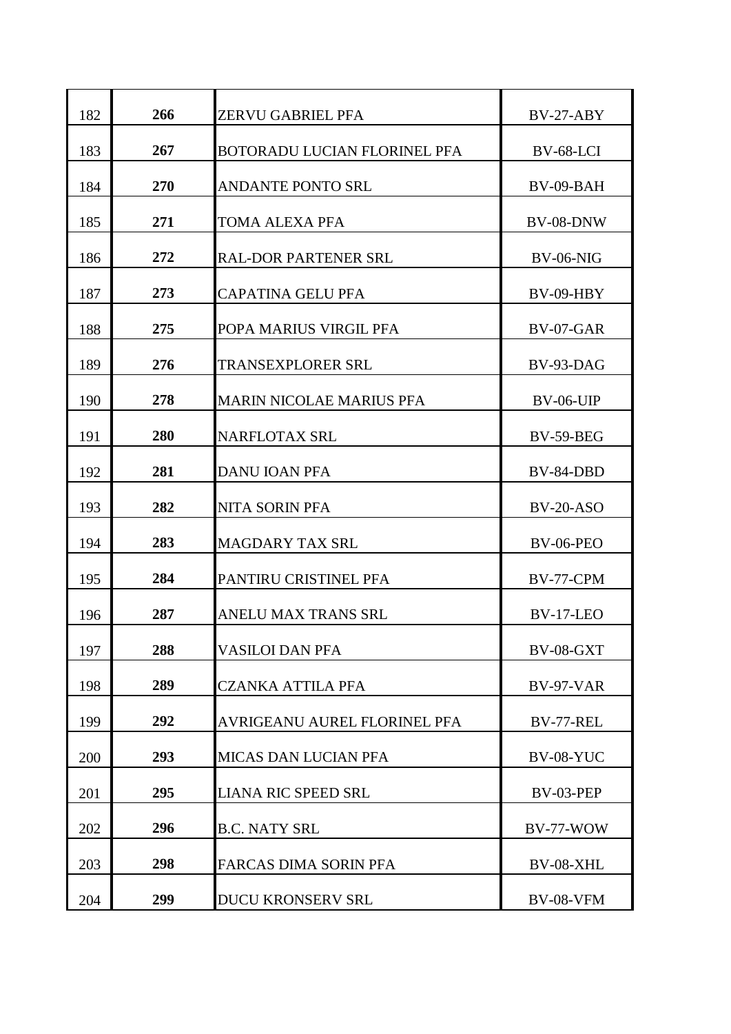| | | | |
|---|---|---|---|
| 182 | **266** | ZERVU GABRIEL PFA | BV-27-ABY |
| 183 | **267** | BOTORADU LUCIAN FLORINEL PFA | BV-68-LCI |
| 184 | **270** | ANDANTE PONTO SRL | BV-09-BAH |
| 185 | **271** | TOMA ALEXA PFA | BV-08-DNW |
| 186 | **272** | RAL-DOR PARTENER SRL | BV-06-NIG |
| 187 | **273** | CAPATINA GELU PFA | BV-09-HBY |
| 188 | **275** | POPA MARIUS VIRGIL PFA | BV-07-GAR |
| 189 | **276** | TRANSEXPLORER SRL | BV-93-DAG |
| 190 | **278** | MARIN NICOLAE MARIUS PFA | BV-06-UIP |
| 191 | **280** | NARFLOTAX SRL | BV-59-BEG |
| 192 | **281** | DANU IOAN PFA | BV-84-DBD |
| 193 | **282** | NITA SORIN PFA | BV-20-ASO |
| 194 | **283** | MAGDARY TAX SRL | BV-06-PEO |
| 195 | **284** | PANTIRU CRISTINEL PFA | BV-77-CPM |
| 196 | **287** | ANELU MAX TRANS SRL | BV-17-LEO |
| 197 | **288** | VASILOI DAN PFA | BV-08-GXT |
| 198 | **289** | CZANKA ATTILA PFA | BV-97-VAR |
| 199 | **292** | AVRIGEANU AUREL FLORINEL PFA | BV-77-REL |
| 200 | **293** | MICAS DAN LUCIAN PFA | BV-08-YUC |
| 201 | **295** | LIANA RIC SPEED SRL | BV-03-PEP |
| 202 | **296** | B.C. NATY SRL | BV-77-WOW |
| 203 | **298** | FARCAS DIMA SORIN PFA | BV-08-XHL |
| 204 | **299** | DUCU KRONSERV SRL | BV-08-VFM |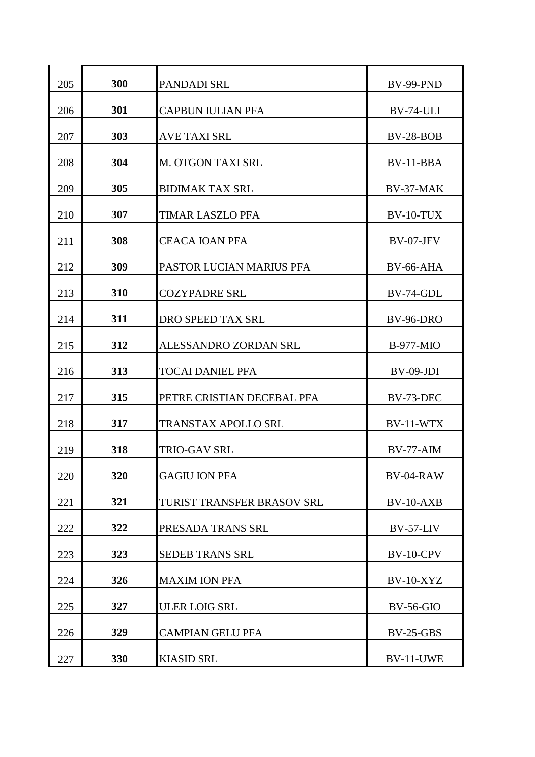| | | | |
|---|---|---|---|
| 205 | **300** | PANDADI SRL | BV-99-PND |
| 206 | **301** | CAPBUN IULIAN PFA | BV-74-ULI |
| 207 | **303** | AVE TAXI SRL | BV-28-BOB |
| 208 | **304** | M. OTGON TAXI SRL | BV-11-BBA |
| 209 | **305** | BIDIMAK TAX SRL | BV-37-MAK |
| 210 | **307** | TIMAR LASZLO PFA | BV-10-TUX |
| 211 | **308** | CEACA IOAN PFA | BV-07-JFV |
| 212 | **309** | PASTOR LUCIAN MARIUS PFA | BV-66-AHA |
| 213 | **310** | COZYPADRE SRL | BV-74-GDL |
| 214 | **311** | DRO SPEED TAX SRL | BV-96-DRO |
| 215 | **312** | ALESSANDRO ZORDAN SRL | B-977-MIO |
| 216 | **313** | TOCAI DANIEL PFA | BV-09-JDI |
| 217 | **315** | PETRE CRISTIAN DECEBAL PFA | BV-73-DEC |
| 218 | **317** | TRANSTAX APOLLO SRL | BV-11-WTX |
| 219 | **318** | TRIO-GAV SRL | BV-77-AIM |
| 220 | **320** | GAGIU ION PFA | BV-04-RAW |
| 221 | **321** | TURIST TRANSFER BRASOV SRL | BV-10-AXB |
| 222 | **322** | PRESADA TRANS SRL | BV-57-LIV |
| 223 | **323** | SEDEB TRANS SRL | BV-10-CPV |
| 224 | **326** | MAXIM ION PFA | BV-10-XYZ |
| 225 | **327** | ULER LOIG SRL | BV-56-GIO |
| 226 | **329** | CAMPIAN GELU PFA | BV-25-GBS |
| 227 | **330** | KIASID SRL | BV-11-UWE |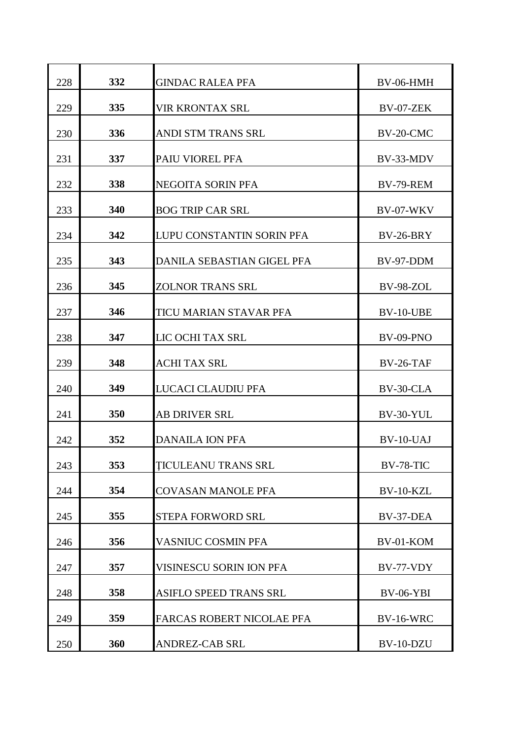| | | | |
|---|---|---|---|
| 228 | **332** | GINDAC RALEA PFA | BV-06-HMH |
| 229 | **335** | VIR KRONTAX SRL | BV-07-ZEK |
| 230 | **336** | ANDI STM TRANS SRL | BV-20-CMC |
| 231 | **337** | PAIU VIOREL PFA | BV-33-MDV |
| 232 | **338** | NEGOITA SORIN PFA | BV-79-REM |
| 233 | **340** | BOG TRIP CAR SRL | BV-07-WKV |
| 234 | **342** | LUPU CONSTANTIN SORIN PFA | BV-26-BRY |
| 235 | **343** | DANILA SEBASTIAN GIGEL PFA | BV-97-DDM |
| 236 | **345** | ZOLNOR TRANS SRL | BV-98-ZOL |
| 237 | **346** | TICU MARIAN STAVAR PFA | BV-10-UBE |
| 238 | **347** | LIC OCHI TAX SRL | BV-09-PNO |
| 239 | **348** | ACHI TAX SRL | BV-26-TAF |
| 240 | **349** | LUCACI CLAUDIU PFA | BV-30-CLA |
| 241 | **350** | AB DRIVER SRL | BV-30-YUL |
| 242 | **352** | DANAILA ION PFA | BV-10-UAJ |
| 243 | **353** | ȚICULEANU TRANS SRL | BV-78-TIC |
| 244 | **354** | COVASAN MANOLE PFA | BV-10-KZL |
| 245 | **355** | STEPA FORWORD SRL | BV-37-DEA |
| 246 | **356** | VASNIUC COSMIN PFA | BV-01-KOM |
| 247 | **357** | VISINESCU SORIN ION PFA | BV-77-VDY |
| 248 | **358** | ASIFLO SPEED TRANS SRL | BV-06-YBI |
| 249 | **359** | FARCAS ROBERT NICOLAE PFA | BV-16-WRC |
| 250 | **360** | ANDREZ-CAB SRL | BV-10-DZU |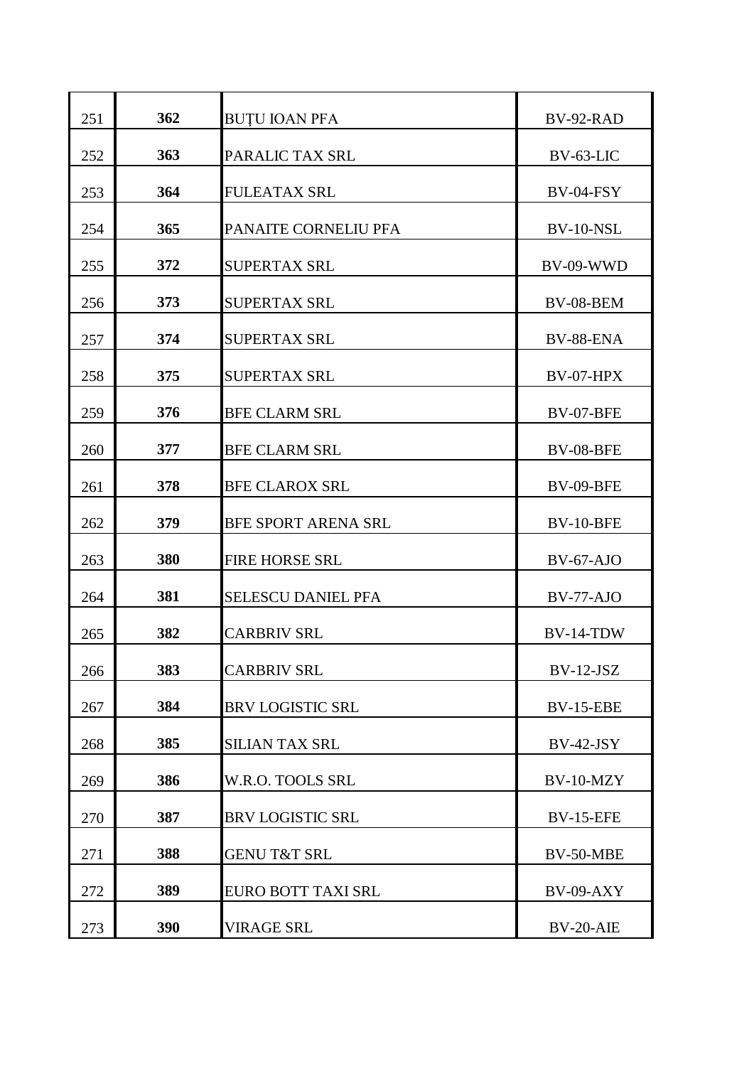| | | | |
|---|---|---|---|
| 251 | **362** | BUȚU IOAN PFA | BV-92-RAD |
| 252 | **363** | PARALIC TAX SRL | BV-63-LIC |
| 253 | **364** | FULEATAX SRL | BV-04-FSY |
| 254 | **365** | PANAITE CORNELIU PFA | BV-10-NSL |
| 255 | **372** | SUPERTAX SRL | BV-09-WWD |
| 256 | **373** | SUPERTAX SRL | BV-08-BEM |
| 257 | **374** | SUPERTAX SRL | BV-88-ENA |
| 258 | **375** | SUPERTAX SRL | BV-07-HPX |
| 259 | **376** | BFE CLARM SRL | BV-07-BFE |
| 260 | **377** | BFE CLARM SRL | BV-08-BFE |
| 261 | **378** | BFE CLAROX SRL | BV-09-BFE |
| 262 | **379** | BFE SPORT ARENA SRL | BV-10-BFE |
| 263 | **380** | FIRE HORSE SRL | BV-67-AJO |
| 264 | **381** | SELESCU DANIEL PFA | BV-77-AJO |
| 265 | **382** | CARBRIV SRL | BV-14-TDW |
| 266 | **383** | CARBRIV SRL | BV-12-JSZ |
| 267 | **384** | BRV LOGISTIC SRL | BV-15-EBE |
| 268 | **385** | SILIAN TAX SRL | BV-42-JSY |
| 269 | **386** | W.R.O. TOOLS SRL | BV-10-MZY |
| 270 | **387** | BRV LOGISTIC SRL | BV-15-EFE |
| 271 | **388** | GENU T&T SRL | BV-50-MBE |
| 272 | **389** | EURO BOTT TAXI SRL | BV-09-AXY |
| 273 | **390** | VIRAGE SRL | BV-20-AIE |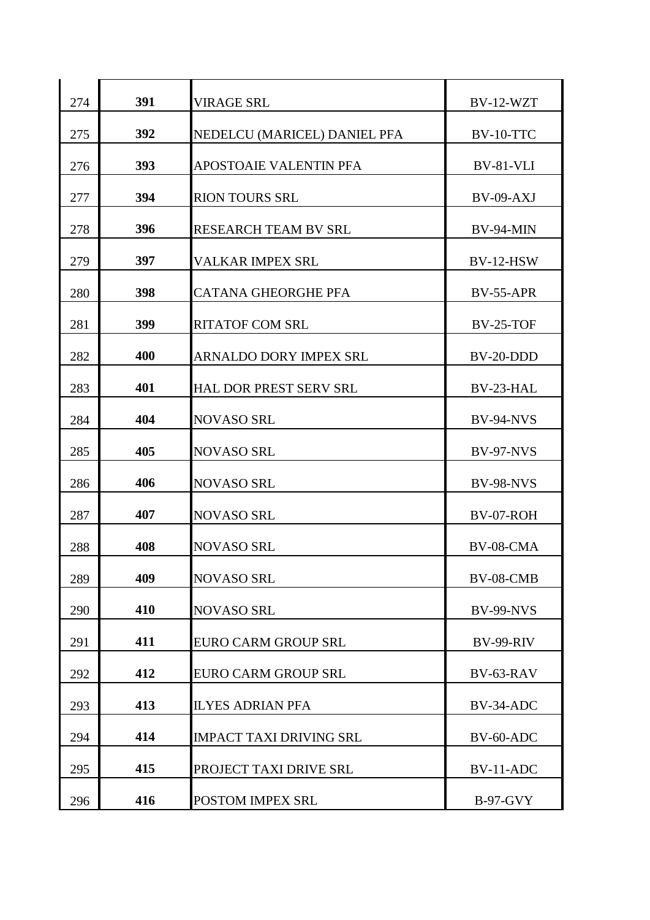| | | | |
|---|---|---|---|
| 274 | **391** | VIRAGE SRL | BV-12-WZT |
| 275 | **392** | NEDELCU (MARICEL) DANIEL PFA | BV-10-TTC |
| 276 | **393** | APOSTOAIE VALENTIN PFA | BV-81-VLI |
| 277 | **394** | RION TOURS SRL | BV-09-AXJ |
| 278 | **396** | RESEARCH TEAM BV SRL | BV-94-MIN |
| 279 | **397** | VALKAR IMPEX SRL | BV-12-HSW |
| 280 | **398** | CATANA GHEORGHE PFA | BV-55-APR |
| 281 | **399** | RITATOF COM SRL | BV-25-TOF |
| 282 | **400** | ARNALDO DORY IMPEX SRL | BV-20-DDD |
| 283 | **401** | HAL DOR PREST SERV SRL | BV-23-HAL |
| 284 | **404** | NOVASO SRL | BV-94-NVS |
| 285 | **405** | NOVASO SRL | BV-97-NVS |
| 286 | **406** | NOVASO SRL | BV-98-NVS |
| 287 | **407** | NOVASO SRL | BV-07-ROH |
| 288 | **408** | NOVASO SRL | BV-08-CMA |
| 289 | **409** | NOVASO SRL | BV-08-CMB |
| 290 | **410** | NOVASO SRL | BV-99-NVS |
| 291 | **411** | EURO CARM GROUP SRL | BV-99-RIV |
| 292 | **412** | EURO CARM GROUP SRL | BV-63-RAV |
| 293 | **413** | ILYES ADRIAN PFA | BV-34-ADC |
| 294 | **414** | IMPACT TAXI DRIVING SRL | BV-60-ADC |
| 295 | **415** | PROJECT TAXI DRIVE SRL | BV-11-ADC |
| 296 | **416** | POSTOM IMPEX SRL | B-97-GVY |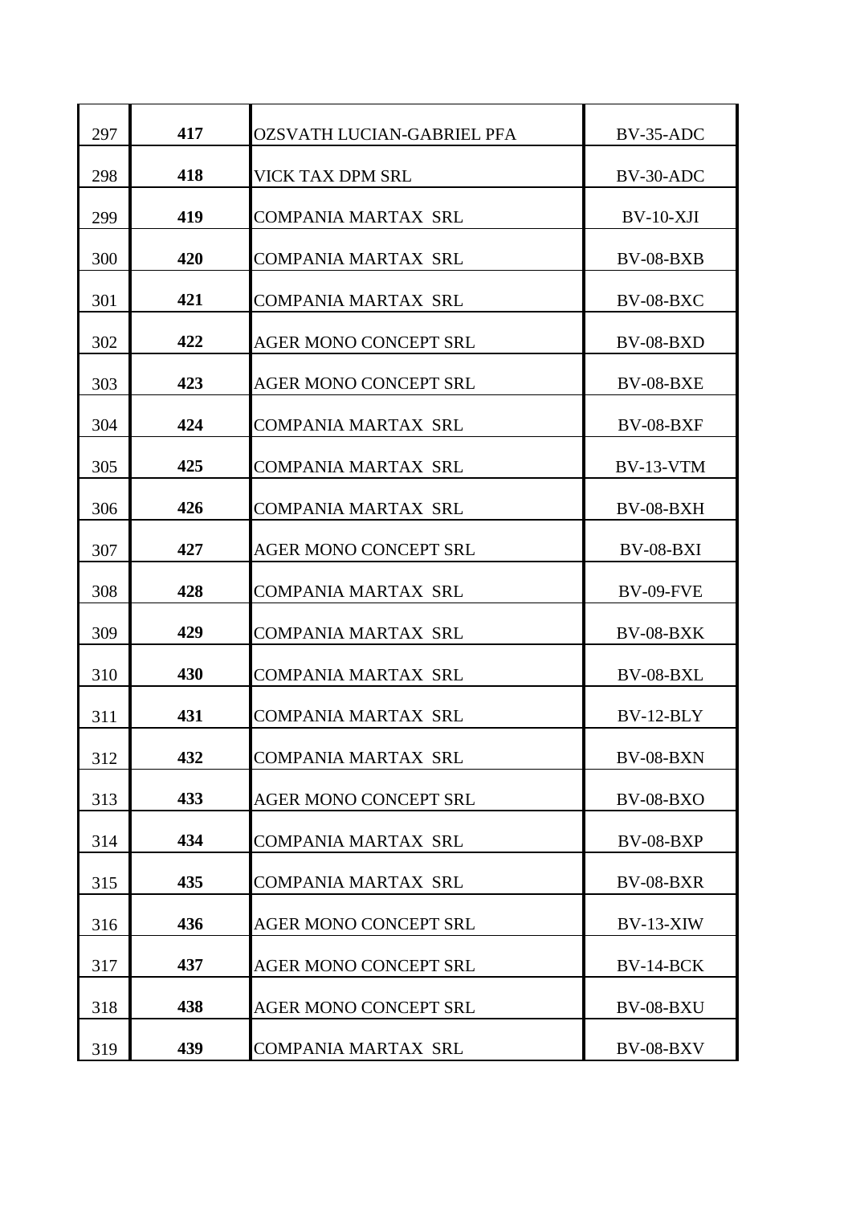| | | | |
|---|---|---|---|
| 297 | **417** | OZSVATH LUCIAN-GABRIEL PFA | BV-35-ADC |
| 298 | **418** | VICK TAX DPM SRL | BV-30-ADC |
| 299 | **419** | COMPANIA MARTAX SRL | BV-10-XJI |
| 300 | **420** | COMPANIA MARTAX SRL | BV-08-BXB |
| 301 | **421** | COMPANIA MARTAX SRL | BV-08-BXC |
| 302 | **422** | AGER MONO CONCEPT SRL | BV-08-BXD |
| 303 | **423** | AGER MONO CONCEPT SRL | BV-08-BXE |
| 304 | **424** | COMPANIA MARTAX SRL | BV-08-BXF |
| 305 | **425** | COMPANIA MARTAX SRL | BV-13-VTM |
| 306 | **426** | COMPANIA MARTAX SRL | BV-08-BXH |
| 307 | **427** | AGER MONO CONCEPT SRL | BV-08-BXI |
| 308 | **428** | COMPANIA MARTAX SRL | BV-09-FVE |
| 309 | **429** | COMPANIA MARTAX SRL | BV-08-BXK |
| 310 | **430** | COMPANIA MARTAX SRL | BV-08-BXL |
| 311 | **431** | COMPANIA MARTAX SRL | BV-12-BLY |
| 312 | **432** | COMPANIA MARTAX SRL | BV-08-BXN |
| 313 | **433** | AGER MONO CONCEPT SRL | BV-08-BXO |
| 314 | **434** | COMPANIA MARTAX SRL | BV-08-BXP |
| 315 | **435** | COMPANIA MARTAX SRL | BV-08-BXR |
| 316 | **436** | AGER MONO CONCEPT SRL | BV-13-XIW |
| 317 | **437** | AGER MONO CONCEPT SRL | BV-14-BCK |
| 318 | **438** | AGER MONO CONCEPT SRL | BV-08-BXU |
| 319 | **439** | COMPANIA MARTAX SRL | BV-08-BXV |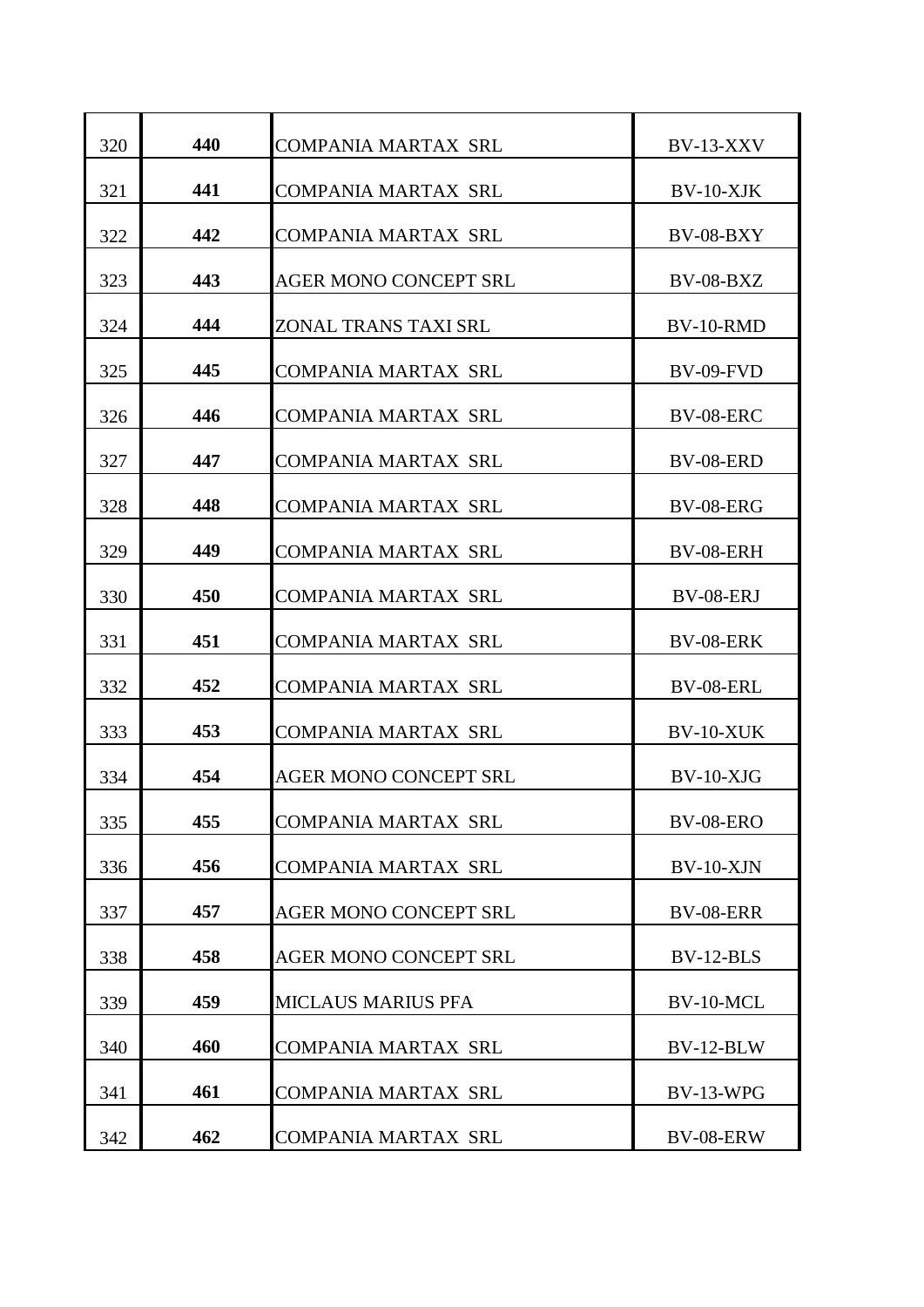| | | | |
|---|---|---|---|
| 320 | **440** | COMPANIA MARTAX SRL | BV-13-XXV |
| 321 | **441** | COMPANIA MARTAX SRL | BV-10-XJK |
| 322 | **442** | COMPANIA MARTAX SRL | BV-08-BXY |
| 323 | **443** | AGER MONO CONCEPT SRL | BV-08-BXZ |
| 324 | **444** | ZONAL TRANS TAXI SRL | BV-10-RMD |
| 325 | **445** | COMPANIA MARTAX SRL | BV-09-FVD |
| 326 | **446** | COMPANIA MARTAX SRL | BV-08-ERC |
| 327 | **447** | COMPANIA MARTAX SRL | BV-08-ERD |
| 328 | **448** | COMPANIA MARTAX SRL | BV-08-ERG |
| 329 | **449** | COMPANIA MARTAX SRL | BV-08-ERH |
| 330 | **450** | COMPANIA MARTAX SRL | BV-08-ERJ |
| 331 | **451** | COMPANIA MARTAX SRL | BV-08-ERK |
| 332 | **452** | COMPANIA MARTAX SRL | BV-08-ERL |
| 333 | **453** | COMPANIA MARTAX SRL | BV-10-XUK |
| 334 | **454** | AGER MONO CONCEPT SRL | BV-10-XJG |
| 335 | **455** | COMPANIA MARTAX SRL | BV-08-ERO |
| 336 | **456** | COMPANIA MARTAX SRL | BV-10-XJN |
| 337 | **457** | AGER MONO CONCEPT SRL | BV-08-ERR |
| 338 | **458** | AGER MONO CONCEPT SRL | BV-12-BLS |
| 339 | **459** | MICLAUS MARIUS PFA | BV-10-MCL |
| 340 | **460** | COMPANIA MARTAX SRL | BV-12-BLW |
| 341 | **461** | COMPANIA MARTAX SRL | BV-13-WPG |
| 342 | **462** | COMPANIA MARTAX SRL | BV-08-ERW |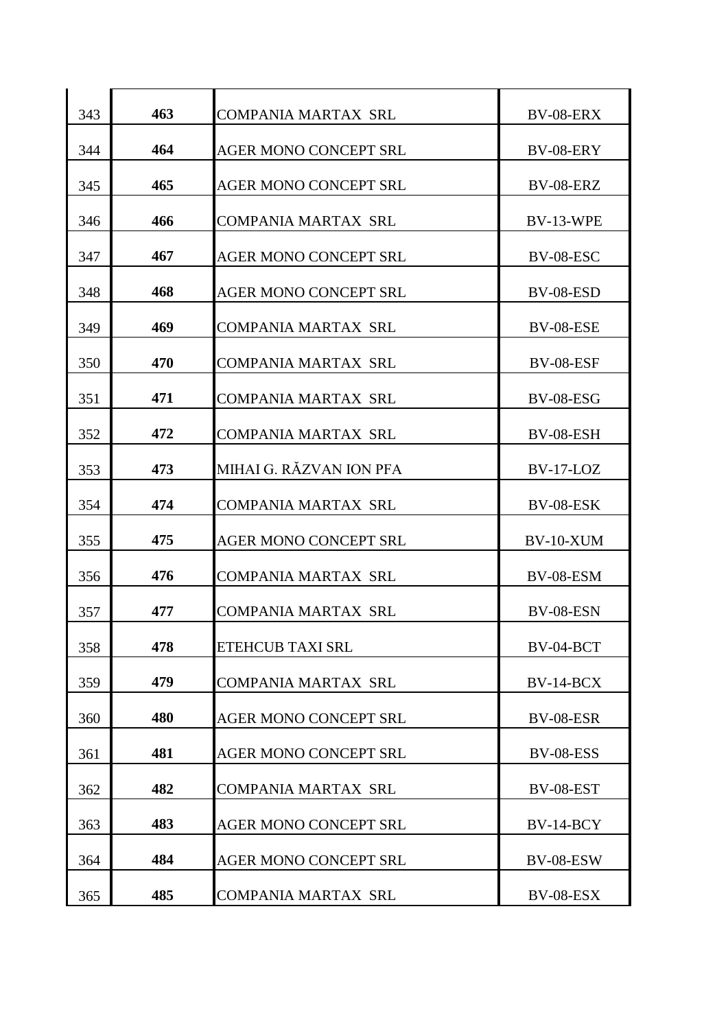| | | | |
|---|---|---|---|
| 343 | **463** | COMPANIA MARTAX SRL | BV-08-ERX |
| 344 | **464** | AGER MONO CONCEPT SRL | BV-08-ERY |
| 345 | **465** | AGER MONO CONCEPT SRL | BV-08-ERZ |
| 346 | **466** | COMPANIA MARTAX SRL | BV-13-WPE |
| 347 | **467** | AGER MONO CONCEPT SRL | BV-08-ESC |
| 348 | **468** | AGER MONO CONCEPT SRL | BV-08-ESD |
| 349 | **469** | COMPANIA MARTAX SRL | BV-08-ESE |
| 350 | **470** | COMPANIA MARTAX SRL | BV-08-ESF |
| 351 | **471** | COMPANIA MARTAX SRL | BV-08-ESG |
| 352 | **472** | COMPANIA MARTAX SRL | BV-08-ESH |
| 353 | **473** | MIHAI G. RĂZVAN ION PFA | BV-17-LOZ |
| 354 | **474** | COMPANIA MARTAX SRL | BV-08-ESK |
| 355 | **475** | AGER MONO CONCEPT SRL | BV-10-XUM |
| 356 | **476** | COMPANIA MARTAX SRL | BV-08-ESM |
| 357 | **477** | COMPANIA MARTAX SRL | BV-08-ESN |
| 358 | **478** | ETEHCUB TAXI SRL | BV-04-BCT |
| 359 | **479** | COMPANIA MARTAX SRL | BV-14-BCX |
| 360 | **480** | AGER MONO CONCEPT SRL | BV-08-ESR |
| 361 | **481** | AGER MONO CONCEPT SRL | BV-08-ESS |
| 362 | **482** | COMPANIA MARTAX SRL | BV-08-EST |
| 363 | **483** | AGER MONO CONCEPT SRL | BV-14-BCY |
| 364 | **484** | AGER MONO CONCEPT SRL | BV-08-ESW |
| 365 | **485** | COMPANIA MARTAX SRL | BV-08-ESX |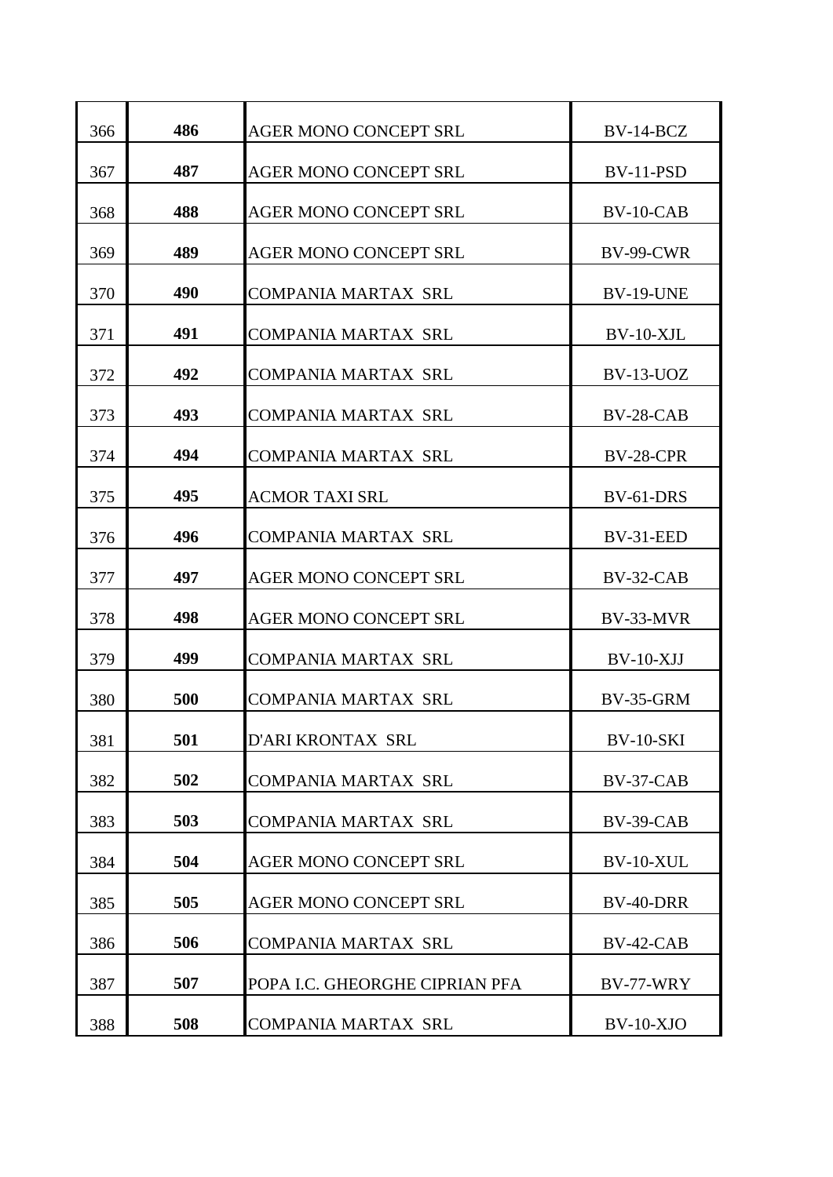| 366 | **486** | AGER MONO CONCEPT SRL | BV-14-BCZ |
|---|---|---|---|
| 367 | **487** | AGER MONO CONCEPT SRL | BV-11-PSD |
| 368 | **488** | AGER MONO CONCEPT SRL | BV-10-CAB |
| 369 | **489** | AGER MONO CONCEPT SRL | BV-99-CWR |
| 370 | **490** | COMPANIA MARTAX SRL | BV-19-UNE |
| 371 | **491** | COMPANIA MARTAX SRL | BV-10-XJL |
| 372 | **492** | COMPANIA MARTAX SRL | BV-13-UOZ |
| 373 | **493** | COMPANIA MARTAX SRL | BV-28-CAB |
| 374 | **494** | COMPANIA MARTAX SRL | BV-28-CPR |
| 375 | **495** | ACMOR TAXI SRL | BV-61-DRS |
| 376 | **496** | COMPANIA MARTAX SRL | BV-31-EED |
| 377 | **497** | AGER MONO CONCEPT SRL | BV-32-CAB |
| 378 | **498** | AGER MONO CONCEPT SRL | BV-33-MVR |
| 379 | **499** | COMPANIA MARTAX SRL | BV-10-XJJ |
| 380 | **500** | COMPANIA MARTAX SRL | BV-35-GRM |
| 381 | **501** | D'ARI KRONTAX SRL | BV-10-SKI |
| 382 | **502** | COMPANIA MARTAX SRL | BV-37-CAB |
| 383 | **503** | COMPANIA MARTAX SRL | BV-39-CAB |
| 384 | **504** | AGER MONO CONCEPT SRL | BV-10-XUL |
| 385 | **505** | AGER MONO CONCEPT SRL | BV-40-DRR |
| 386 | **506** | COMPANIA MARTAX SRL | BV-42-CAB |
| 387 | **507** | POPA I.C. GHEORGHE CIPRIAN PFA | BV-77-WRY |
| 388 | **508** | COMPANIA MARTAX SRL | BV-10-XJO |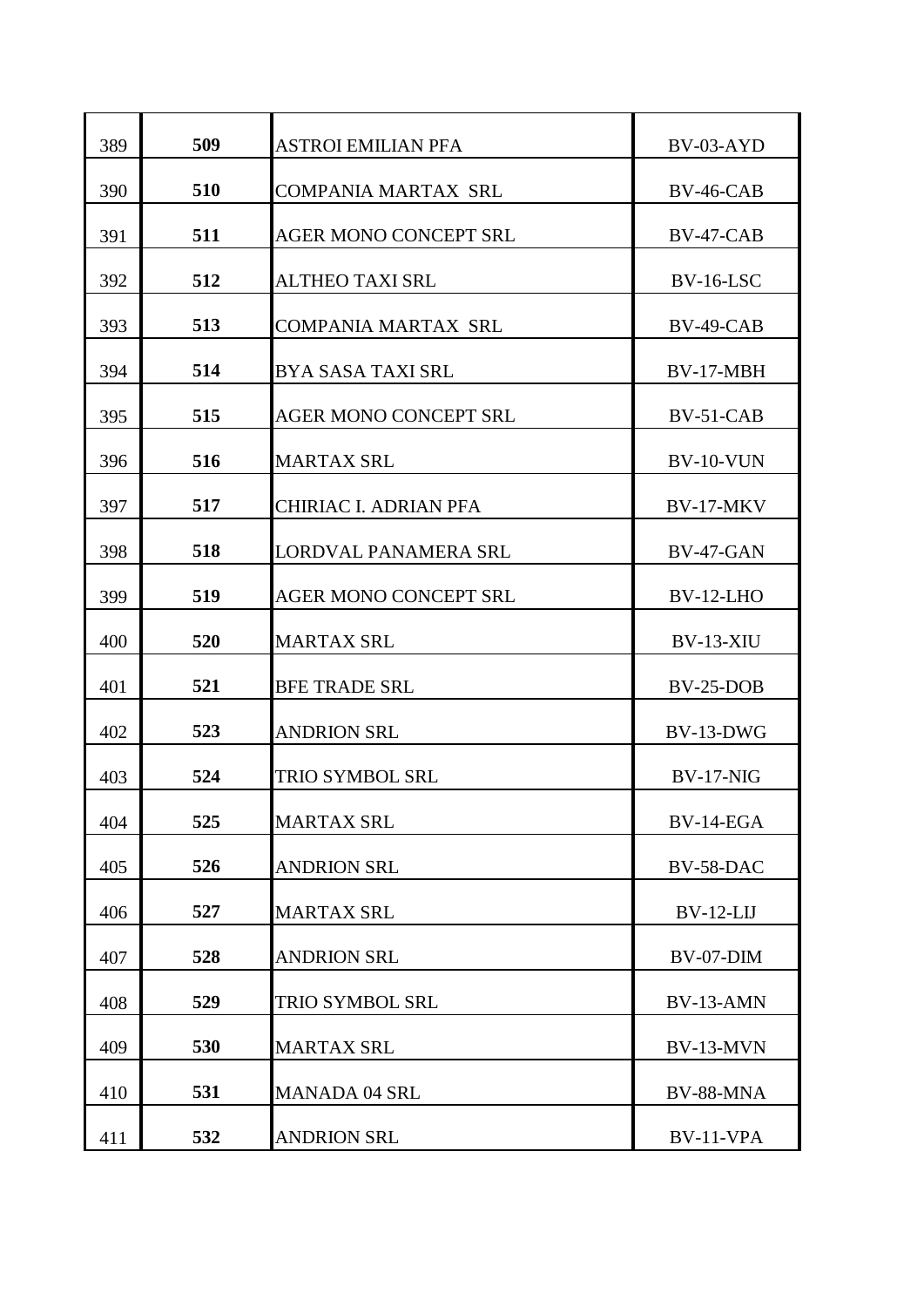| | | | |
|---|---|---|---|
| 389 | **509** | ASTROI EMILIAN PFA | BV-03-AYD |
| 390 | **510** | COMPANIA MARTAX SRL | BV-46-CAB |
| 391 | **511** | AGER MONO CONCEPT SRL | BV-47-CAB |
| 392 | **512** | ALTHEO TAXI SRL | BV-16-LSC |
| 393 | **513** | COMPANIA MARTAX SRL | BV-49-CAB |
| 394 | **514** | BYA SASA TAXI SRL | BV-17-MBH |
| 395 | **515** | AGER MONO CONCEPT SRL | BV-51-CAB |
| 396 | **516** | MARTAX SRL | BV-10-VUN |
| 397 | **517** | CHIRIAC I. ADRIAN PFA | BV-17-MKV |
| 398 | **518** | LORDVAL PANAMERA SRL | BV-47-GAN |
| 399 | **519** | AGER MONO CONCEPT SRL | BV-12-LHO |
| 400 | **520** | MARTAX SRL | BV-13-XIU |
| 401 | **521** | BFE TRADE SRL | BV-25-DOB |
| 402 | **523** | ANDRION SRL | BV-13-DWG |
| 403 | **524** | TRIO SYMBOL SRL | BV-17-NIG |
| 404 | **525** | MARTAX SRL | BV-14-EGA |
| 405 | **526** | ANDRION SRL | BV-58-DAC |
| 406 | **527** | MARTAX SRL | BV-12-LIJ |
| 407 | **528** | ANDRION SRL | BV-07-DIM |
| 408 | **529** | TRIO SYMBOL SRL | BV-13-AMN |
| 409 | **530** | MARTAX SRL | BV-13-MVN |
| 410 | **531** | MANADA 04 SRL | BV-88-MNA |
| 411 | **532** | ANDRION SRL | BV-11-VPA |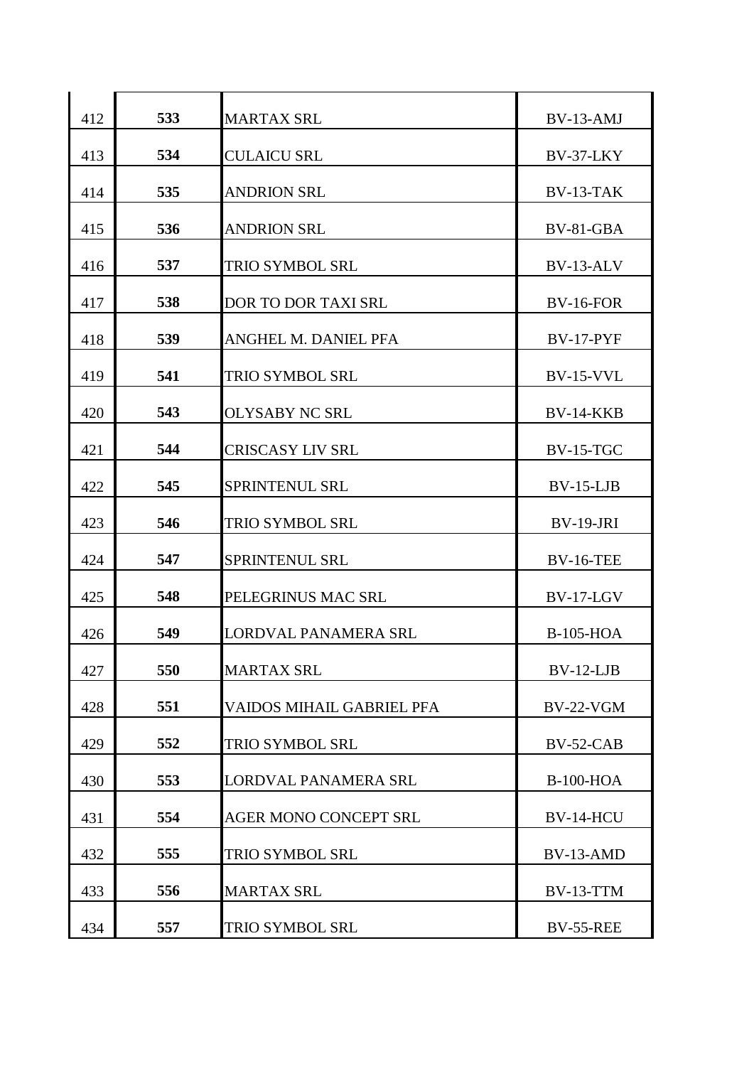| | | | |
|---|---|---|---|
| 412 | **533** | MARTAX SRL | BV-13-AMJ |
| 413 | **534** | CULAICU SRL | BV-37-LKY |
| 414 | **535** | ANDRION SRL | BV-13-TAK |
| 415 | **536** | ANDRION SRL | BV-81-GBA |
| 416 | **537** | TRIO SYMBOL SRL | BV-13-ALV |
| 417 | **538** | DOR TO DOR TAXI SRL | BV-16-FOR |
| 418 | **539** | ANGHEL M. DANIEL PFA | BV-17-PYF |
| 419 | **541** | TRIO SYMBOL SRL | BV-15-VVL |
| 420 | **543** | OLYSABY NC SRL | BV-14-KKB |
| 421 | **544** | CRISCASY LIV SRL | BV-15-TGC |
| 422 | **545** | SPRINTENUL SRL | BV-15-LJB |
| 423 | **546** | TRIO SYMBOL SRL | BV-19-JRI |
| 424 | **547** | SPRINTENUL SRL | BV-16-TEE |
| 425 | **548** | PELEGRINUS MAC SRL | BV-17-LGV |
| 426 | **549** | LORDVAL PANAMERA SRL | B-105-HOA |
| 427 | **550** | MARTAX SRL | BV-12-LJB |
| 428 | **551** | VAIDOS MIHAIL GABRIEL PFA | BV-22-VGM |
| 429 | **552** | TRIO SYMBOL SRL | BV-52-CAB |
| 430 | **553** | LORDVAL PANAMERA SRL | B-100-HOA |
| 431 | **554** | AGER MONO CONCEPT SRL | BV-14-HCU |
| 432 | **555** | TRIO SYMBOL SRL | BV-13-AMD |
| 433 | **556** | MARTAX SRL | BV-13-TTM |
| 434 | **557** | TRIO SYMBOL SRL | BV-55-REE |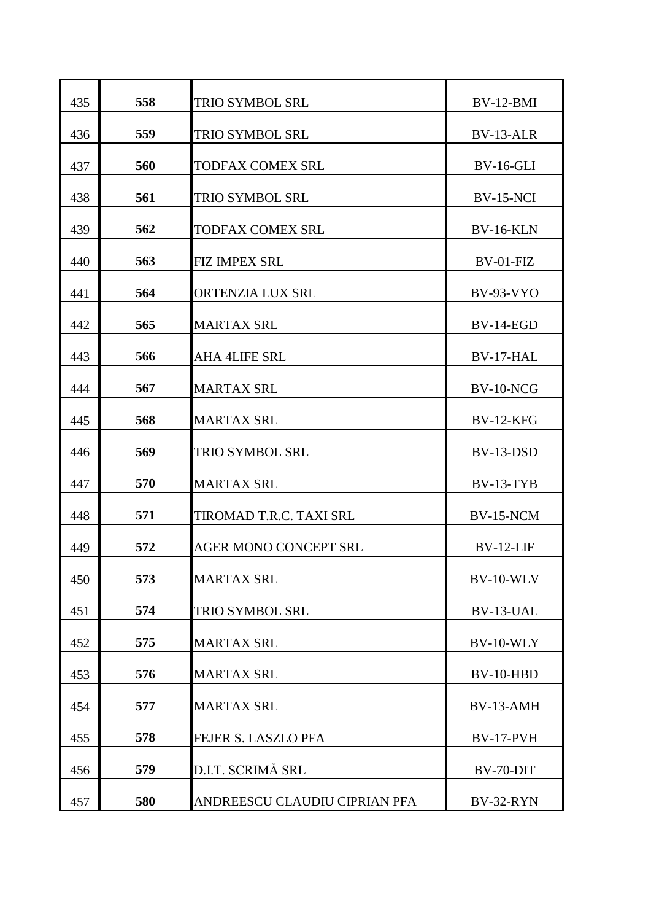| | | | |
|---|---|---|---|
| 435 | **558** | TRIO SYMBOL SRL | BV-12-BMI |
| 436 | **559** | TRIO SYMBOL SRL | BV-13-ALR |
| 437 | **560** | TODFAX COMEX SRL | BV-16-GLI |
| 438 | **561** | TRIO SYMBOL SRL | BV-15-NCI |
| 439 | **562** | TODFAX COMEX SRL | BV-16-KLN |
| 440 | **563** | FIZ IMPEX SRL | BV-01-FIZ |
| 441 | **564** | ORTENZIA LUX SRL | BV-93-VYO |
| 442 | **565** | MARTAX SRL | BV-14-EGD |
| 443 | **566** | AHA 4LIFE SRL | BV-17-HAL |
| 444 | **567** | MARTAX SRL | BV-10-NCG |
| 445 | **568** | MARTAX SRL | BV-12-KFG |
| 446 | **569** | TRIO SYMBOL SRL | BV-13-DSD |
| 447 | **570** | MARTAX SRL | BV-13-TYB |
| 448 | **571** | TIROMAD T.R.C. TAXI SRL | BV-15-NCM |
| 449 | **572** | AGER MONO CONCEPT SRL | BV-12-LIF |
| 450 | **573** | MARTAX SRL | BV-10-WLV |
| 451 | **574** | TRIO SYMBOL SRL | BV-13-UAL |
| 452 | **575** | MARTAX SRL | BV-10-WLY |
| 453 | **576** | MARTAX SRL | BV-10-HBD |
| 454 | **577** | MARTAX SRL | BV-13-AMH |
| 455 | **578** | FEJER S. LASZLO PFA | BV-17-PVH |
| 456 | **579** | D.I.T. SCRIMĂ SRL | BV-70-DIT |
| 457 | **580** | ANDREESCU CLAUDIU CIPRIAN PFA | BV-32-RYN |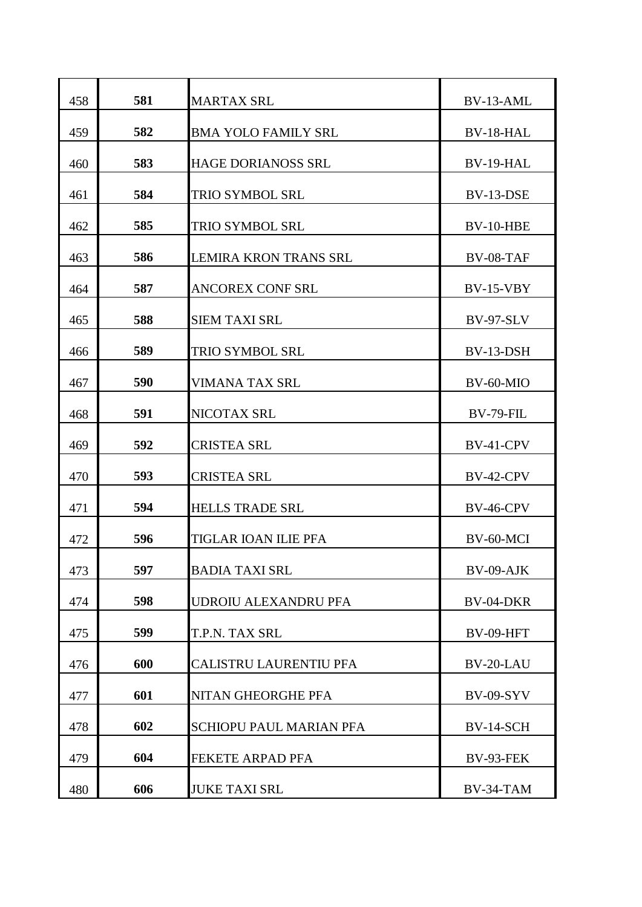| | | | |
|---|---|---|---|
| 458 | **581** | MARTAX SRL | BV-13-AML |
| 459 | **582** | BMA YOLO FAMILY SRL | BV-18-HAL |
| 460 | **583** | HAGE DORIANOSS SRL | BV-19-HAL |
| 461 | **584** | TRIO SYMBOL SRL | BV-13-DSE |
| 462 | **585** | TRIO SYMBOL SRL | BV-10-HBE |
| 463 | **586** | LEMIRA KRON TRANS SRL | BV-08-TAF |
| 464 | **587** | ANCOREX CONF SRL | BV-15-VBY |
| 465 | **588** | SIEM TAXI SRL | BV-97-SLV |
| 466 | **589** | TRIO SYMBOL SRL | BV-13-DSH |
| 467 | **590** | VIMANA TAX SRL | BV-60-MIO |
| 468 | **591** | NICOTAX SRL | BV-79-FIL |
| 469 | **592** | CRISTEA SRL | BV-41-CPV |
| 470 | **593** | CRISTEA SRL | BV-42-CPV |
| 471 | **594** | HELLS TRADE SRL | BV-46-CPV |
| 472 | **596** | TIGLAR IOAN ILIE PFA | BV-60-MCI |
| 473 | **597** | BADIA TAXI SRL | BV-09-AJK |
| 474 | **598** | UDROIU ALEXANDRU PFA | BV-04-DKR |
| 475 | **599** | T.P.N. TAX SRL | BV-09-HFT |
| 476 | **600** | CALISTRU LAURENTIU PFA | BV-20-LAU |
| 477 | **601** | NITAN GHEORGHE PFA | BV-09-SYV |
| 478 | **602** | SCHIOPU PAUL MARIAN PFA | BV-14-SCH |
| 479 | **604** | FEKETE ARPAD PFA | BV-93-FEK |
| 480 | **606** | JUKE TAXI SRL | BV-34-TAM |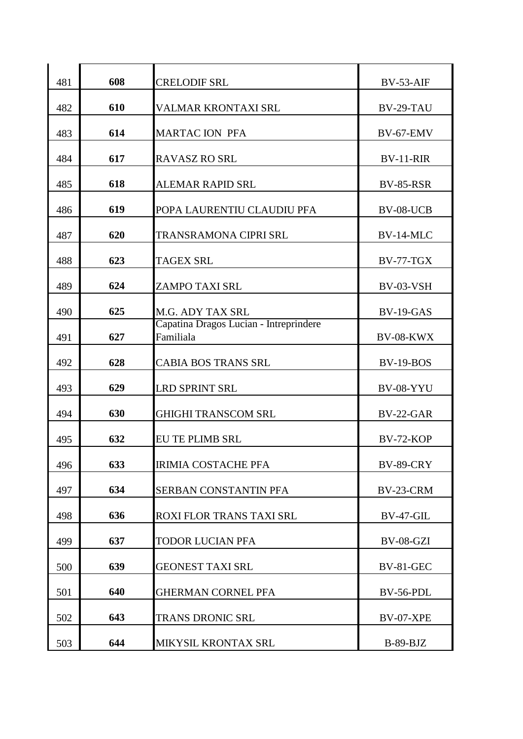| | | | |
|---|---|---|---|
| 481 | **608** | CRELODIF SRL | BV-53-AIF |
| 482 | **610** | VALMAR KRONTAXI SRL | BV-29-TAU |
| 483 | **614** | MARTAC ION PFA | BV-67-EMV |
| 484 | **617** | RAVASZ RO SRL | BV-11-RIR |
| 485 | **618** | ALEMAR RAPID SRL | BV-85-RSR |
| 486 | **619** | POPA LAURENTIU CLAUDIU PFA | BV-08-UCB |
| 487 | **620** | TRANSRAMONA CIPRI SRL | BV-14-MLC |
| 488 | **623** | TAGEX SRL | BV-77-TGX |
| 489 | **624** | ZAMPO TAXI SRL | BV-03-VSH |
| 490 | **625** | M.G. ADY TAX SRL | BV-19-GAS |
| 491 | **627** | Capatina Dragos Lucian - Intreprindere Familiala | BV-08-KWX |
| 492 | **628** | CABIA BOS TRANS SRL | BV-19-BOS |
| 493 | **629** | LRD SPRINT SRL | BV-08-YYU |
| 494 | **630** | GHIGHI TRANSCOM SRL | BV-22-GAR |
| 495 | **632** | EU TE PLIMB SRL | BV-72-KOP |
| 496 | **633** | IRIMIA COSTACHE PFA | BV-89-CRY |
| 497 | **634** | SERBAN CONSTANTIN PFA | BV-23-CRM |
| 498 | **636** | ROXI FLOR TRANS TAXI SRL | BV-47-GIL |
| 499 | **637** | TODOR LUCIAN PFA | BV-08-GZI |
| 500 | **639** | GEONEST TAXI SRL | BV-81-GEC |
| 501 | **640** | GHERMAN CORNEL PFA | BV-56-PDL |
| 502 | **643** | TRANS DRONIC SRL | BV-07-XPE |
| 503 | **644** | MIKYSIL KRONTAX SRL | B-89-BJZ |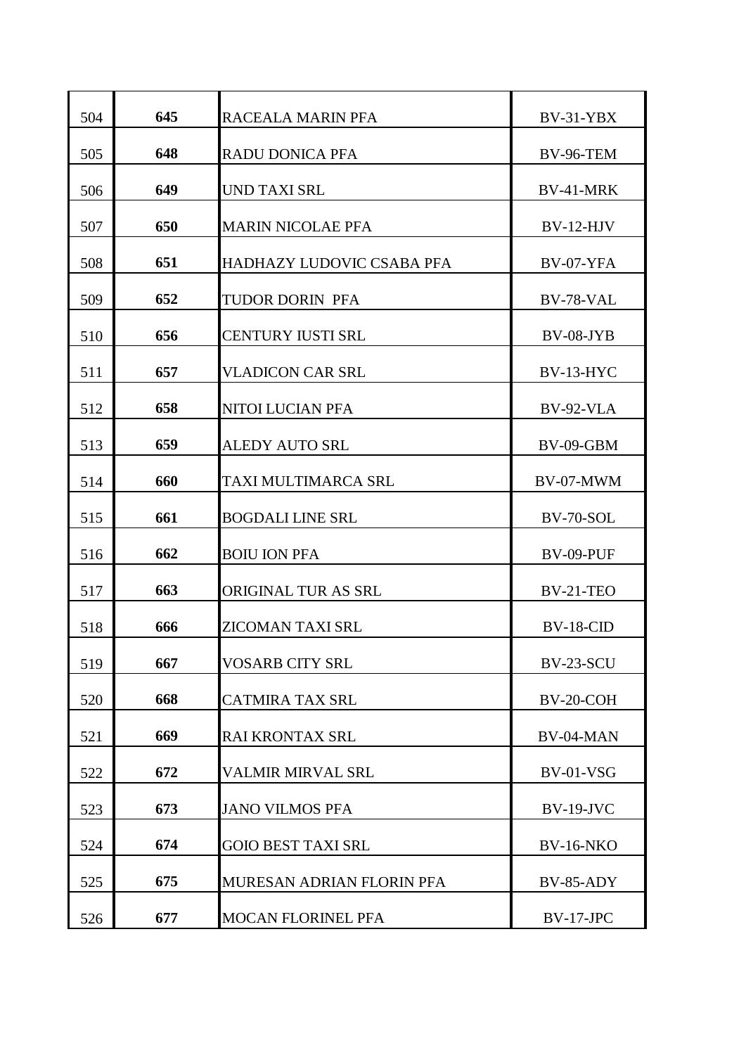| | | | |
|---|---|---|---|
| 504 | **645** | RACEALA MARIN PFA | BV-31-YBX |
| 505 | **648** | RADU DONICA PFA | BV-96-TEM |
| 506 | **649** | UND TAXI SRL | BV-41-MRK |
| 507 | **650** | MARIN NICOLAE PFA | BV-12-HJV |
| 508 | **651** | HADHAZY LUDOVIC CSABA PFA | BV-07-YFA |
| 509 | **652** | TUDOR DORIN PFA | BV-78-VAL |
| 510 | **656** | CENTURY IUSTI SRL | BV-08-JYB |
| 511 | **657** | VLADICON CAR SRL | BV-13-HYC |
| 512 | **658** | NITOI LUCIAN PFA | BV-92-VLA |
| 513 | **659** | ALEDY AUTO SRL | BV-09-GBM |
| 514 | **660** | TAXI MULTIMARCA SRL | BV-07-MWM |
| 515 | **661** | BOGDALI LINE SRL | BV-70-SOL |
| 516 | **662** | BOIU ION PFA | BV-09-PUF |
| 517 | **663** | ORIGINAL TUR AS SRL | BV-21-TEO |
| 518 | **666** | ZICOMAN TAXI SRL | BV-18-CID |
| 519 | **667** | VOSARB CITY SRL | BV-23-SCU |
| 520 | **668** | CATMIRA TAX SRL | BV-20-COH |
| 521 | **669** | RAI KRONTAX SRL | BV-04-MAN |
| 522 | **672** | VALMIR MIRVAL SRL | BV-01-VSG |
| 523 | **673** | JANO VILMOS PFA | BV-19-JVC |
| 524 | **674** | GOIO BEST TAXI SRL | BV-16-NKO |
| 525 | **675** | MURESAN ADRIAN FLORIN PFA | BV-85-ADY |
| 526 | **677** | MOCAN FLORINEL PFA | BV-17-JPC |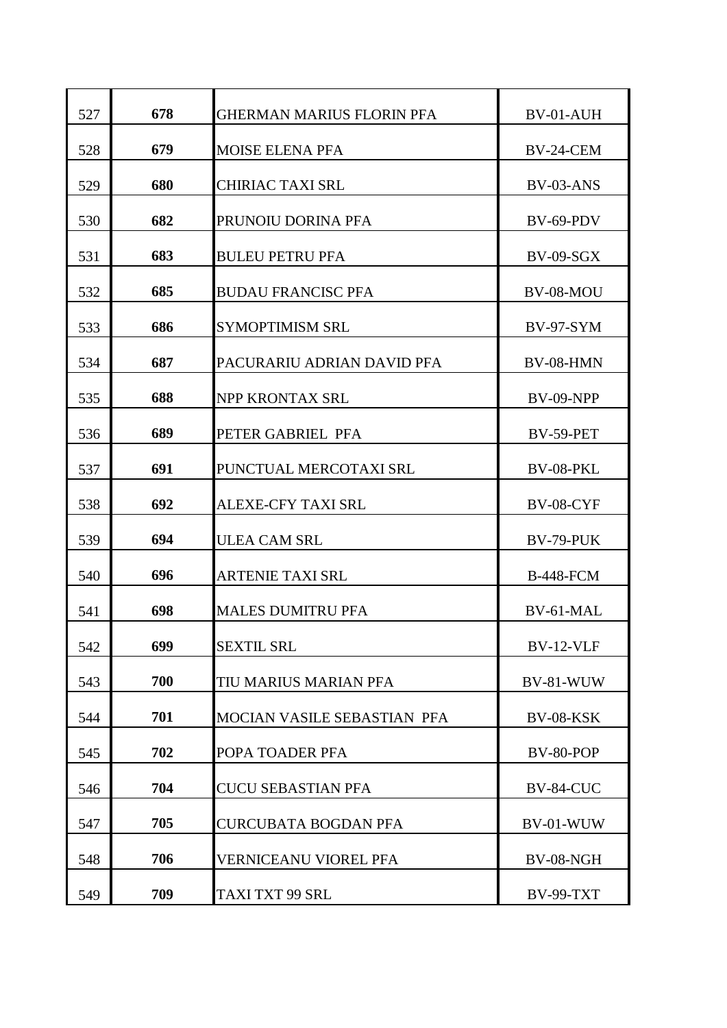| | | | |
|---|---|---|---|
| 527 | **678** | GHERMAN MARIUS FLORIN PFA | BV-01-AUH |
| 528 | **679** | MOISE ELENA PFA | BV-24-CEM |
| 529 | **680** | CHIRIAC TAXI SRL | BV-03-ANS |
| 530 | **682** | PRUNOIU DORINA PFA | BV-69-PDV |
| 531 | **683** | BULEU PETRU PFA | BV-09-SGX |
| 532 | **685** | BUDAU FRANCISC PFA | BV-08-MOU |
| 533 | **686** | SYMOPTIMISM SRL | BV-97-SYM |
| 534 | **687** | PACURARIU ADRIAN DAVID PFA | BV-08-HMN |
| 535 | **688** | NPP KRONTAX SRL | BV-09-NPP |
| 536 | **689** | PETER GABRIEL PFA | BV-59-PET |
| 537 | **691** | PUNCTUAL MERCOTAXI SRL | BV-08-PKL |
| 538 | **692** | ALEXE-CFY TAXI SRL | BV-08-CYF |
| 539 | **694** | ULEA CAM SRL | BV-79-PUK |
| 540 | **696** | ARTENIE TAXI SRL | B-448-FCM |
| 541 | **698** | MALES DUMITRU PFA | BV-61-MAL |
| 542 | **699** | SEXTIL SRL | BV-12-VLF |
| 543 | **700** | TIU MARIUS MARIAN PFA | BV-81-WUW |
| 544 | **701** | MOCIAN VASILE SEBASTIAN PFA | BV-08-KSK |
| 545 | **702** | POPA TOADER PFA | BV-80-POP |
| 546 | **704** | CUCU SEBASTIAN PFA | BV-84-CUC |
| 547 | **705** | CURCUBATA BOGDAN PFA | BV-01-WUW |
| 548 | **706** | VERNICEANU VIOREL PFA | BV-08-NGH |
| 549 | **709** | TAXI TXT 99 SRL | BV-99-TXT |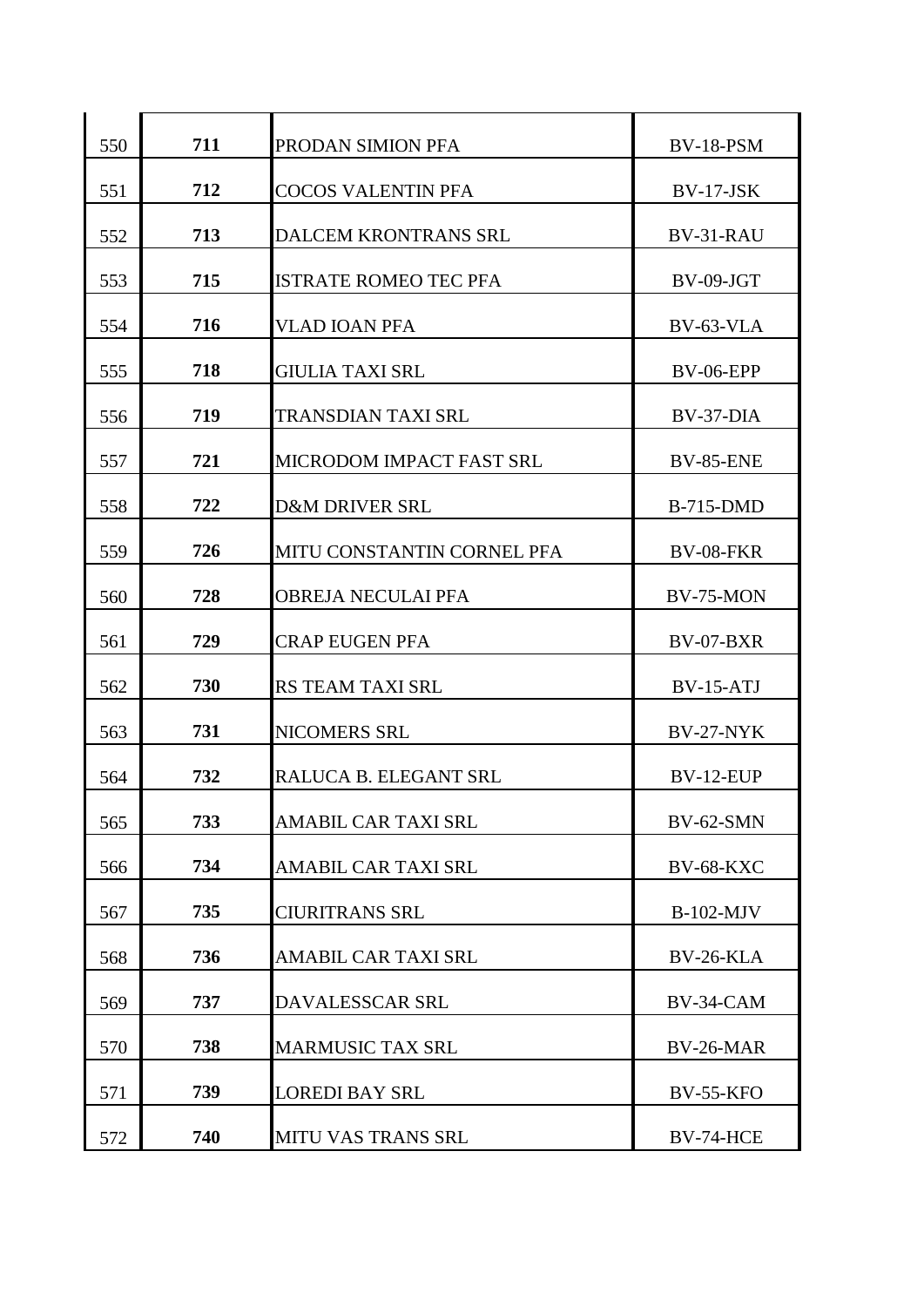| | | | |
|---|---|---|---|
| 550 | **711** | PRODAN SIMION PFA | BV-18-PSM |
| 551 | **712** | COCOS VALENTIN PFA | BV-17-JSK |
| 552 | **713** | DALCEM KRONTRANS SRL | BV-31-RAU |
| 553 | **715** | ISTRATE ROMEO TEC PFA | BV-09-JGT |
| 554 | **716** | VLAD IOAN PFA | BV-63-VLA |
| 555 | **718** | GIULIA TAXI SRL | BV-06-EPP |
| 556 | **719** | TRANSDIAN TAXI SRL | BV-37-DIA |
| 557 | **721** | MICRODOM IMPACT FAST SRL | BV-85-ENE |
| 558 | **722** | D&M DRIVER SRL | B-715-DMD |
| 559 | **726** | MITU CONSTANTIN CORNEL PFA | BV-08-FKR |
| 560 | **728** | OBREJA NECULAI PFA | BV-75-MON |
| 561 | **729** | CRAP EUGEN PFA | BV-07-BXR |
| 562 | **730** | RS TEAM TAXI SRL | BV-15-ATJ |
| 563 | **731** | NICOMERS SRL | BV-27-NYK |
| 564 | **732** | RALUCA B. ELEGANT SRL | BV-12-EUP |
| 565 | **733** | AMABIL CAR TAXI SRL | BV-62-SMN |
| 566 | **734** | AMABIL CAR TAXI SRL | BV-68-KXC |
| 567 | **735** | CIURITRANS SRL | B-102-MJV |
| 568 | **736** | AMABIL CAR TAXI SRL | BV-26-KLA |
| 569 | **737** | DAVALESSCAR SRL | BV-34-CAM |
| 570 | **738** | MARMUSIC TAX SRL | BV-26-MAR |
| 571 | **739** | LOREDI BAY SRL | BV-55-KFO |
| 572 | **740** | MITU VAS TRANS SRL | BV-74-HCE |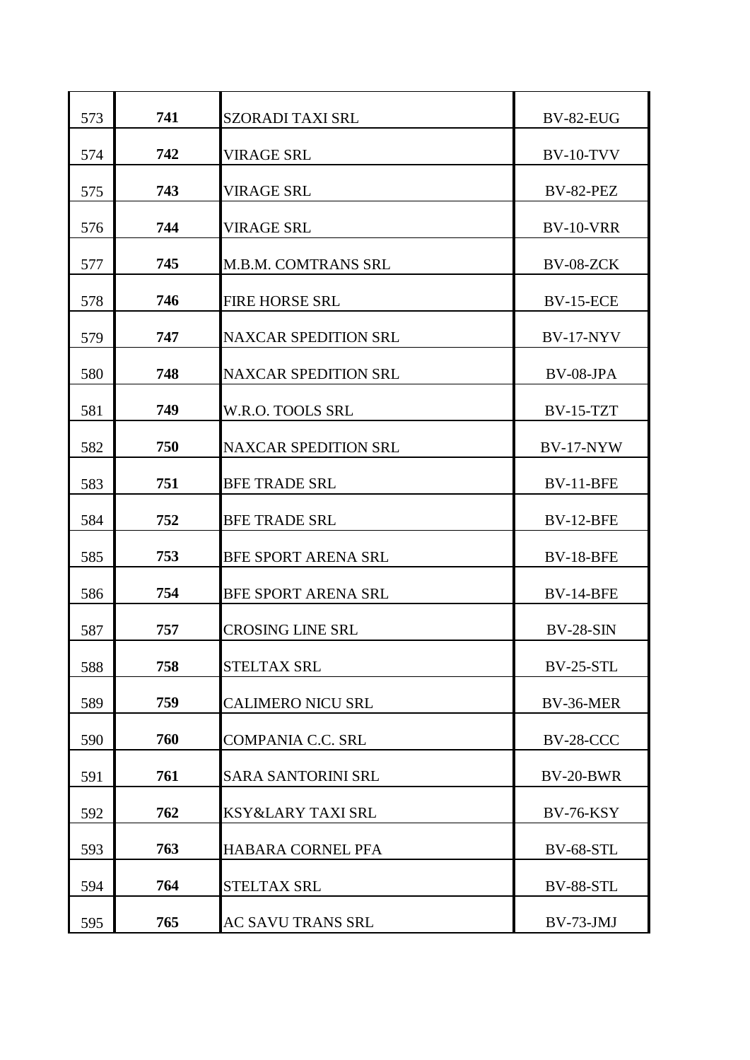| | | | |
|---|---|---|---|
| 573 | **741** | SZORADI TAXI SRL | BV-82-EUG |
| 574 | **742** | VIRAGE SRL | BV-10-TVV |
| 575 | **743** | VIRAGE SRL | BV-82-PEZ |
| 576 | **744** | VIRAGE SRL | BV-10-VRR |
| 577 | **745** | M.B.M. COMTRANS SRL | BV-08-ZCK |
| 578 | **746** | FIRE HORSE SRL | BV-15-ECE |
| 579 | **747** | NAXCAR SPEDITION SRL | BV-17-NYV |
| 580 | **748** | NAXCAR SPEDITION SRL | BV-08-JPA |
| 581 | **749** | W.R.O. TOOLS SRL | BV-15-TZT |
| 582 | **750** | NAXCAR SPEDITION SRL | BV-17-NYW |
| 583 | **751** | BFE TRADE SRL | BV-11-BFE |
| 584 | **752** | BFE TRADE SRL | BV-12-BFE |
| 585 | **753** | BFE SPORT ARENA SRL | BV-18-BFE |
| 586 | **754** | BFE SPORT ARENA SRL | BV-14-BFE |
| 587 | **757** | CROSING LINE SRL | BV-28-SIN |
| 588 | **758** | STELTAX SRL | BV-25-STL |
| 589 | **759** | CALIMERO NICU SRL | BV-36-MER |
| 590 | **760** | COMPANIA C.C. SRL | BV-28-CCC |
| 591 | **761** | SARA SANTORINI SRL | BV-20-BWR |
| 592 | **762** | KSY&LARY TAXI SRL | BV-76-KSY |
| 593 | **763** | HABARA CORNEL PFA | BV-68-STL |
| 594 | **764** | STELTAX SRL | BV-88-STL |
| 595 | **765** | AC SAVU TRANS SRL | BV-73-JMJ |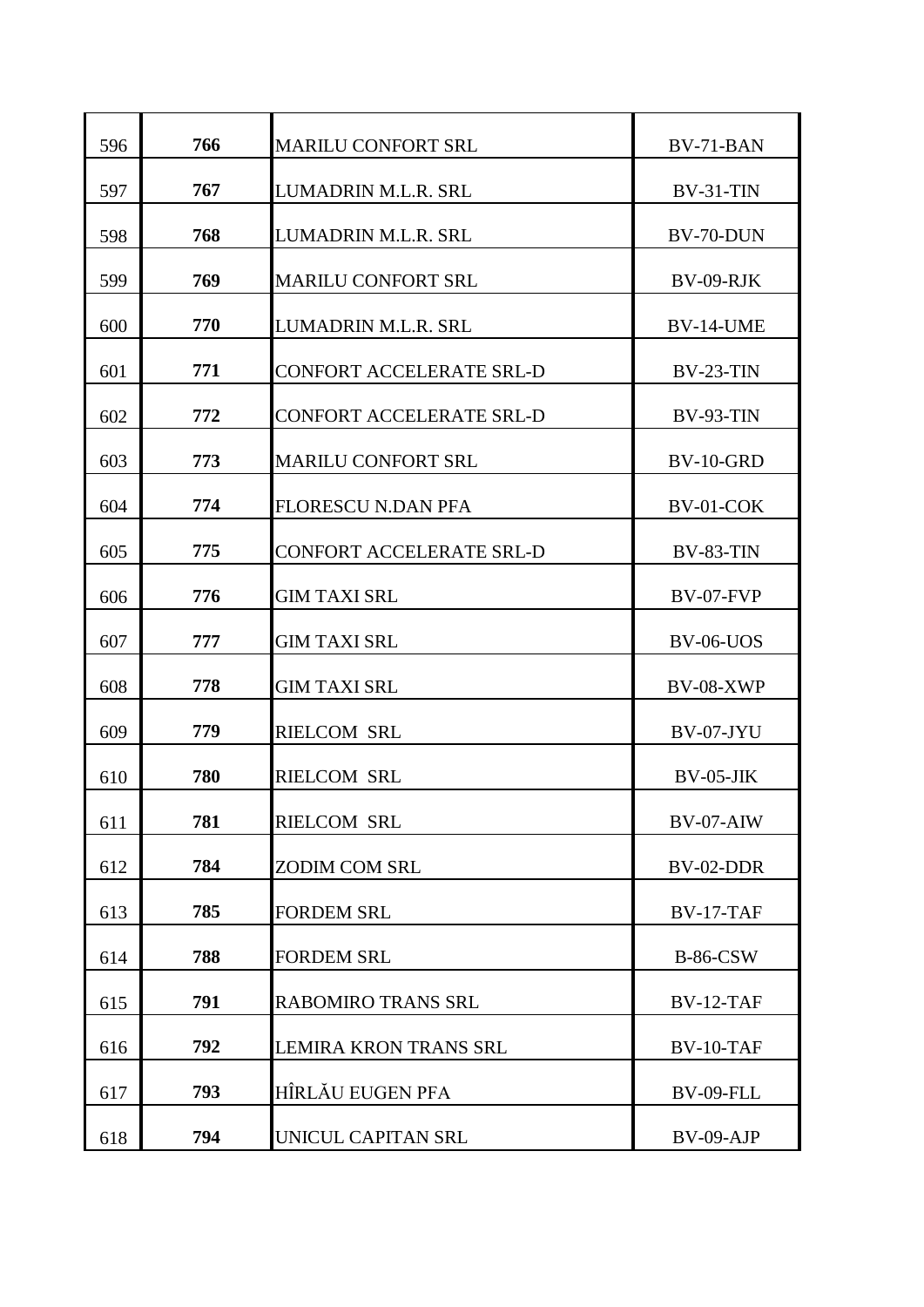| | | | |
|---|---|---|---|
| 596 | **766** | MARILU CONFORT SRL | BV-71-BAN |
| 597 | **767** | LUMADRIN M.L.R. SRL | BV-31-TIN |
| 598 | **768** | LUMADRIN M.L.R. SRL | BV-70-DUN |
| 599 | **769** | MARILU CONFORT SRL | BV-09-RJK |
| 600 | **770** | LUMADRIN M.L.R. SRL | BV-14-UME |
| 601 | **771** | CONFORT ACCELERATE SRL-D | BV-23-TIN |
| 602 | **772** | CONFORT ACCELERATE SRL-D | BV-93-TIN |
| 603 | **773** | MARILU CONFORT SRL | BV-10-GRD |
| 604 | **774** | FLORESCU N.DAN PFA | BV-01-COK |
| 605 | **775** | CONFORT ACCELERATE SRL-D | BV-83-TIN |
| 606 | **776** | GIM TAXI SRL | BV-07-FVP |
| 607 | **777** | GIM TAXI SRL | BV-06-UOS |
| 608 | **778** | GIM TAXI SRL | BV-08-XWP |
| 609 | **779** | RIELCOM SRL | BV-07-JYU |
| 610 | **780** | RIELCOM SRL | BV-05-JIK |
| 611 | **781** | RIELCOM SRL | BV-07-AIW |
| 612 | **784** | ZODIM COM SRL | BV-02-DDR |
| 613 | **785** | FORDEM SRL | BV-17-TAF |
| 614 | **788** | FORDEM SRL | B-86-CSW |
| 615 | **791** | RABOMIRO TRANS SRL | BV-12-TAF |
| 616 | **792** | LEMIRA KRON TRANS SRL | BV-10-TAF |
| 617 | **793** | HÎRLĂU EUGEN PFA | BV-09-FLL |
| 618 | **794** | UNICUL CAPITAN SRL | BV-09-AJP |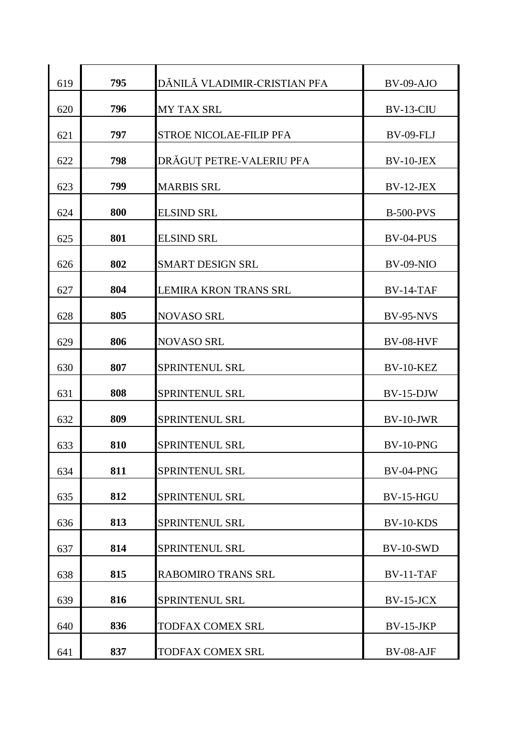| | | | |
|---|---|---|---|
| 619 | **795** | DĂNILĂ VLADIMIR-CRISTIAN PFA | BV-09-AJO |
| 620 | **796** | MY TAX SRL | BV-13-CIU |
| 621 | **797** | STROE NICOLAE-FILIP PFA | BV-09-FLJ |
| 622 | **798** | DRĂGUȚ PETRE-VALERIU PFA | BV-10-JEX |
| 623 | **799** | MARBIS SRL | BV-12-JEX |
| 624 | **800** | ELSIND SRL | B-500-PVS |
| 625 | **801** | ELSIND SRL | BV-04-PUS |
| 626 | **802** | SMART DESIGN SRL | BV-09-NIO |
| 627 | **804** | LEMIRA KRON TRANS SRL | BV-14-TAF |
| 628 | **805** | NOVASO SRL | BV-95-NVS |
| 629 | **806** | NOVASO SRL | BV-08-HVF |
| 630 | **807** | SPRINTENUL SRL | BV-10-KEZ |
| 631 | **808** | SPRINTENUL SRL | BV-15-DJW |
| 632 | **809** | SPRINTENUL SRL | BV-10-JWR |
| 633 | **810** | SPRINTENUL SRL | BV-10-PNG |
| 634 | **811** | SPRINTENUL SRL | BV-04-PNG |
| 635 | **812** | SPRINTENUL SRL | BV-15-HGU |
| 636 | **813** | SPRINTENUL SRL | BV-10-KDS |
| 637 | **814** | SPRINTENUL SRL | BV-10-SWD |
| 638 | **815** | RABOMIRO TRANS SRL | BV-11-TAF |
| 639 | **816** | SPRINTENUL SRL | BV-15-JCX |
| 640 | **836** | TODFAX COMEX SRL | BV-15-JKP |
| 641 | **837** | TODFAX COMEX SRL | BV-08-AJF |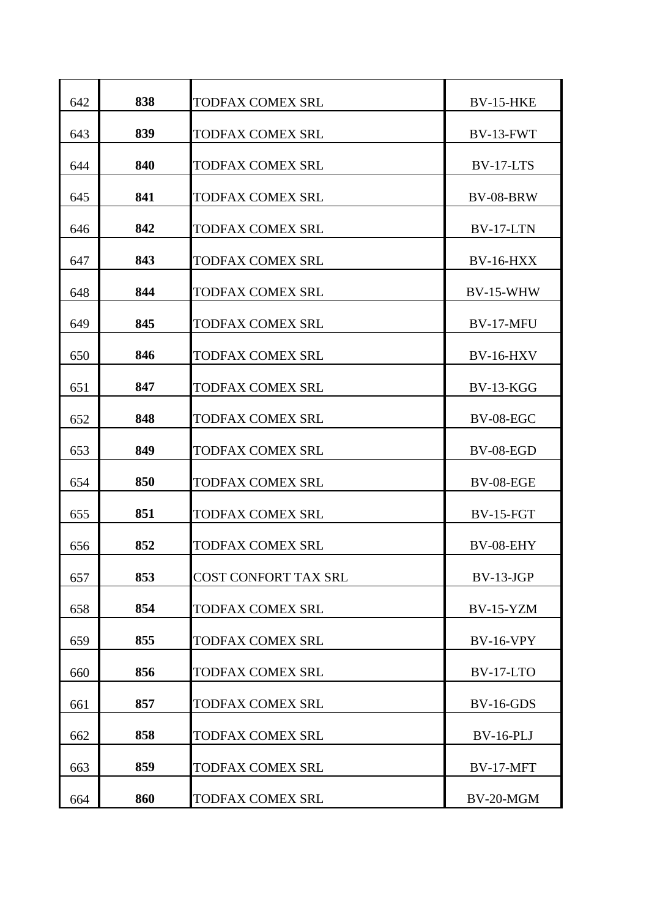| | | | |
|---|---|---|---|
| 642 | **838** | TODFAX COMEX SRL | BV-15-HKE |
| 643 | **839** | TODFAX COMEX SRL | BV-13-FWT |
| 644 | **840** | TODFAX COMEX SRL | BV-17-LTS |
| 645 | **841** | TODFAX COMEX SRL | BV-08-BRW |
| 646 | **842** | TODFAX COMEX SRL | BV-17-LTN |
| 647 | **843** | TODFAX COMEX SRL | BV-16-HXX |
| 648 | **844** | TODFAX COMEX SRL | BV-15-WHW |
| 649 | **845** | TODFAX COMEX SRL | BV-17-MFU |
| 650 | **846** | TODFAX COMEX SRL | BV-16-HXV |
| 651 | **847** | TODFAX COMEX SRL | BV-13-KGG |
| 652 | **848** | TODFAX COMEX SRL | BV-08-EGC |
| 653 | **849** | TODFAX COMEX SRL | BV-08-EGD |
| 654 | **850** | TODFAX COMEX SRL | BV-08-EGE |
| 655 | **851** | TODFAX COMEX SRL | BV-15-FGT |
| 656 | **852** | TODFAX COMEX SRL | BV-08-EHY |
| 657 | **853** | COST CONFORT TAX SRL | BV-13-JGP |
| 658 | **854** | TODFAX COMEX SRL | BV-15-YZM |
| 659 | **855** | TODFAX COMEX SRL | BV-16-VPY |
| 660 | **856** | TODFAX COMEX SRL | BV-17-LTO |
| 661 | **857** | TODFAX COMEX SRL | BV-16-GDS |
| 662 | **858** | TODFAX COMEX SRL | BV-16-PLJ |
| 663 | **859** | TODFAX COMEX SRL | BV-17-MFT |
| 664 | **860** | TODFAX COMEX SRL | BV-20-MGM |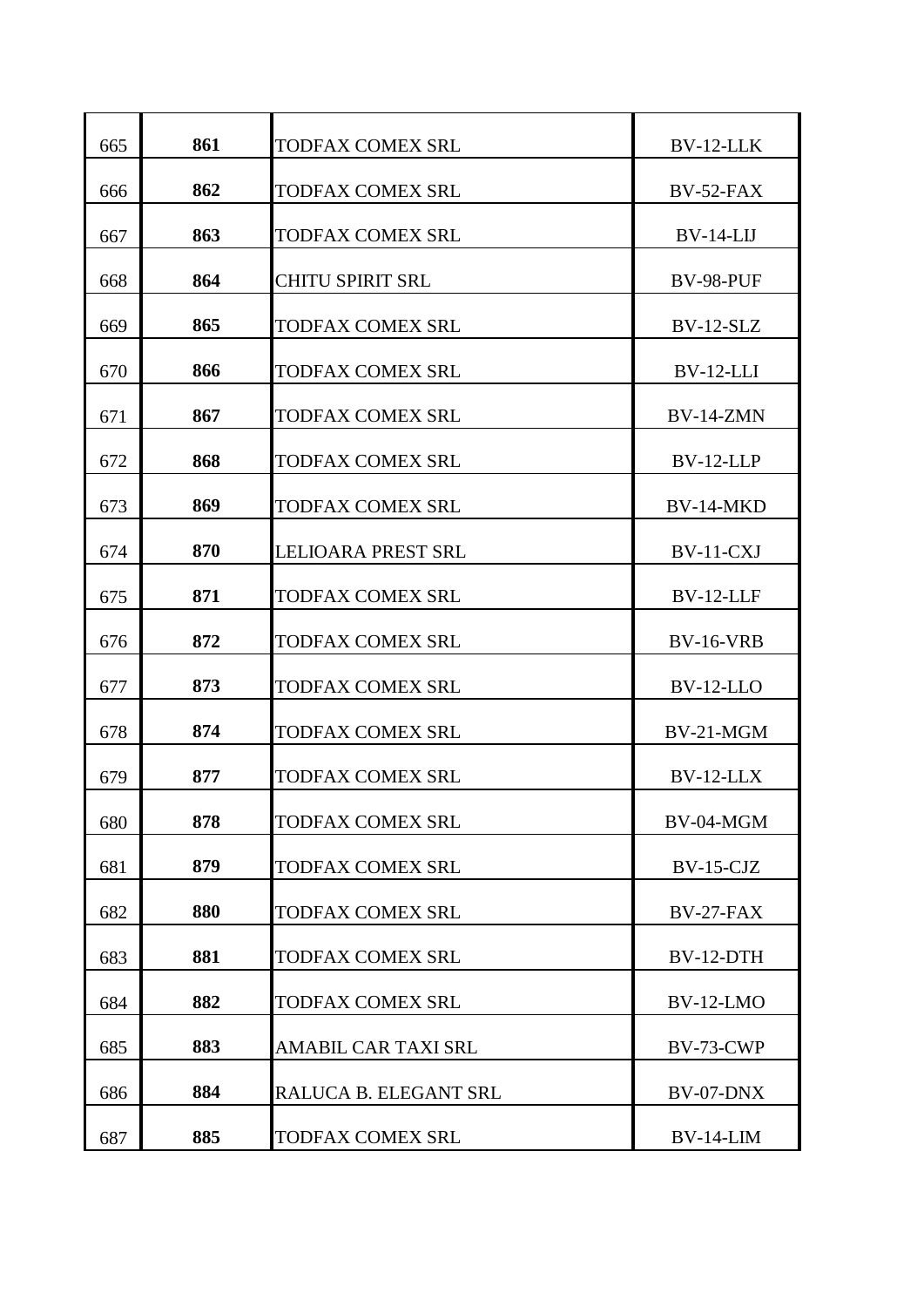| | | | |
|---|---|---|---|
| 665 | **861** | TODFAX COMEX SRL | BV-12-LLK |
| 666 | **862** | TODFAX COMEX SRL | BV-52-FAX |
| 667 | **863** | TODFAX COMEX SRL | BV-14-LIJ |
| 668 | **864** | CHITU SPIRIT SRL | BV-98-PUF |
| 669 | **865** | TODFAX COMEX SRL | BV-12-SLZ |
| 670 | **866** | TODFAX COMEX SRL | BV-12-LLI |
| 671 | **867** | TODFAX COMEX SRL | BV-14-ZMN |
| 672 | **868** | TODFAX COMEX SRL | BV-12-LLP |
| 673 | **869** | TODFAX COMEX SRL | BV-14-MKD |
| 674 | **870** | LELIOARA PREST SRL | BV-11-CXJ |
| 675 | **871** | TODFAX COMEX SRL | BV-12-LLF |
| 676 | **872** | TODFAX COMEX SRL | BV-16-VRB |
| 677 | **873** | TODFAX COMEX SRL | BV-12-LLO |
| 678 | **874** | TODFAX COMEX SRL | BV-21-MGM |
| 679 | **877** | TODFAX COMEX SRL | BV-12-LLX |
| 680 | **878** | TODFAX COMEX SRL | BV-04-MGM |
| 681 | **879** | TODFAX COMEX SRL | BV-15-CJZ |
| 682 | **880** | TODFAX COMEX SRL | BV-27-FAX |
| 683 | **881** | TODFAX COMEX SRL | BV-12-DTH |
| 684 | **882** | TODFAX COMEX SRL | BV-12-LMO |
| 685 | **883** | AMABIL CAR TAXI SRL | BV-73-CWP |
| 686 | **884** | RALUCA B. ELEGANT SRL | BV-07-DNX |
| 687 | **885** | TODFAX COMEX SRL | BV-14-LIM |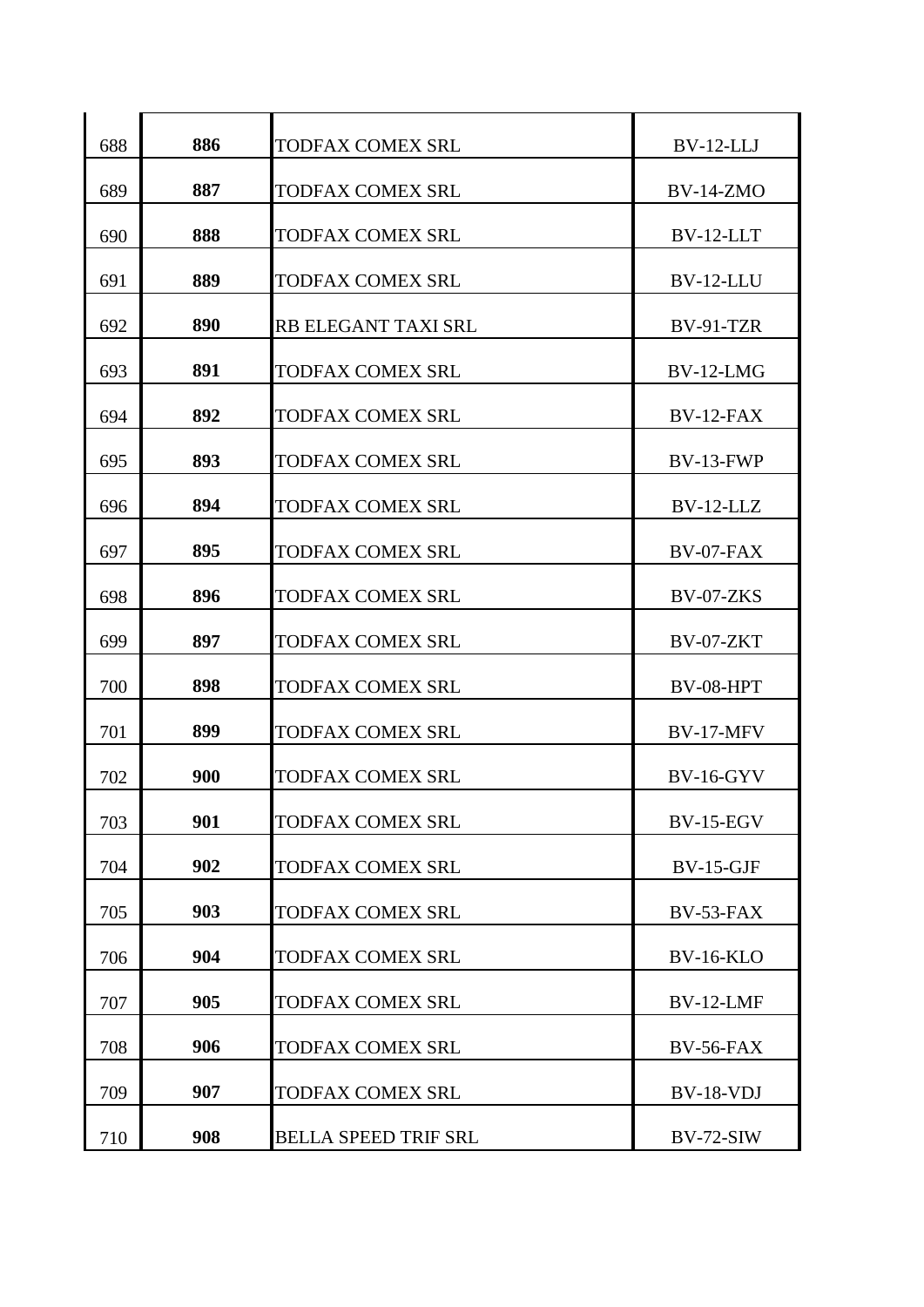| | | | |
|---|---|---|---|
| 688 | **886** | TODFAX COMEX SRL | BV-12-LLJ |
| 689 | **887** | TODFAX COMEX SRL | BV-14-ZMO |
| 690 | **888** | TODFAX COMEX SRL | BV-12-LLT |
| 691 | **889** | TODFAX COMEX SRL | BV-12-LLU |
| 692 | **890** | RB ELEGANT TAXI SRL | BV-91-TZR |
| 693 | **891** | TODFAX COMEX SRL | BV-12-LMG |
| 694 | **892** | TODFAX COMEX SRL | BV-12-FAX |
| 695 | **893** | TODFAX COMEX SRL | BV-13-FWP |
| 696 | **894** | TODFAX COMEX SRL | BV-12-LLZ |
| 697 | **895** | TODFAX COMEX SRL | BV-07-FAX |
| 698 | **896** | TODFAX COMEX SRL | BV-07-ZKS |
| 699 | **897** | TODFAX COMEX SRL | BV-07-ZKT |
| 700 | **898** | TODFAX COMEX SRL | BV-08-HPT |
| 701 | **899** | TODFAX COMEX SRL | BV-17-MFV |
| 702 | **900** | TODFAX COMEX SRL | BV-16-GYV |
| 703 | **901** | TODFAX COMEX SRL | BV-15-EGV |
| 704 | **902** | TODFAX COMEX SRL | BV-15-GJF |
| 705 | **903** | TODFAX COMEX SRL | BV-53-FAX |
| 706 | **904** | TODFAX COMEX SRL | BV-16-KLO |
| 707 | **905** | TODFAX COMEX SRL | BV-12-LMF |
| 708 | **906** | TODFAX COMEX SRL | BV-56-FAX |
| 709 | **907** | TODFAX COMEX SRL | BV-18-VDJ |
| 710 | **908** | BELLA SPEED TRIF SRL | BV-72-SIW |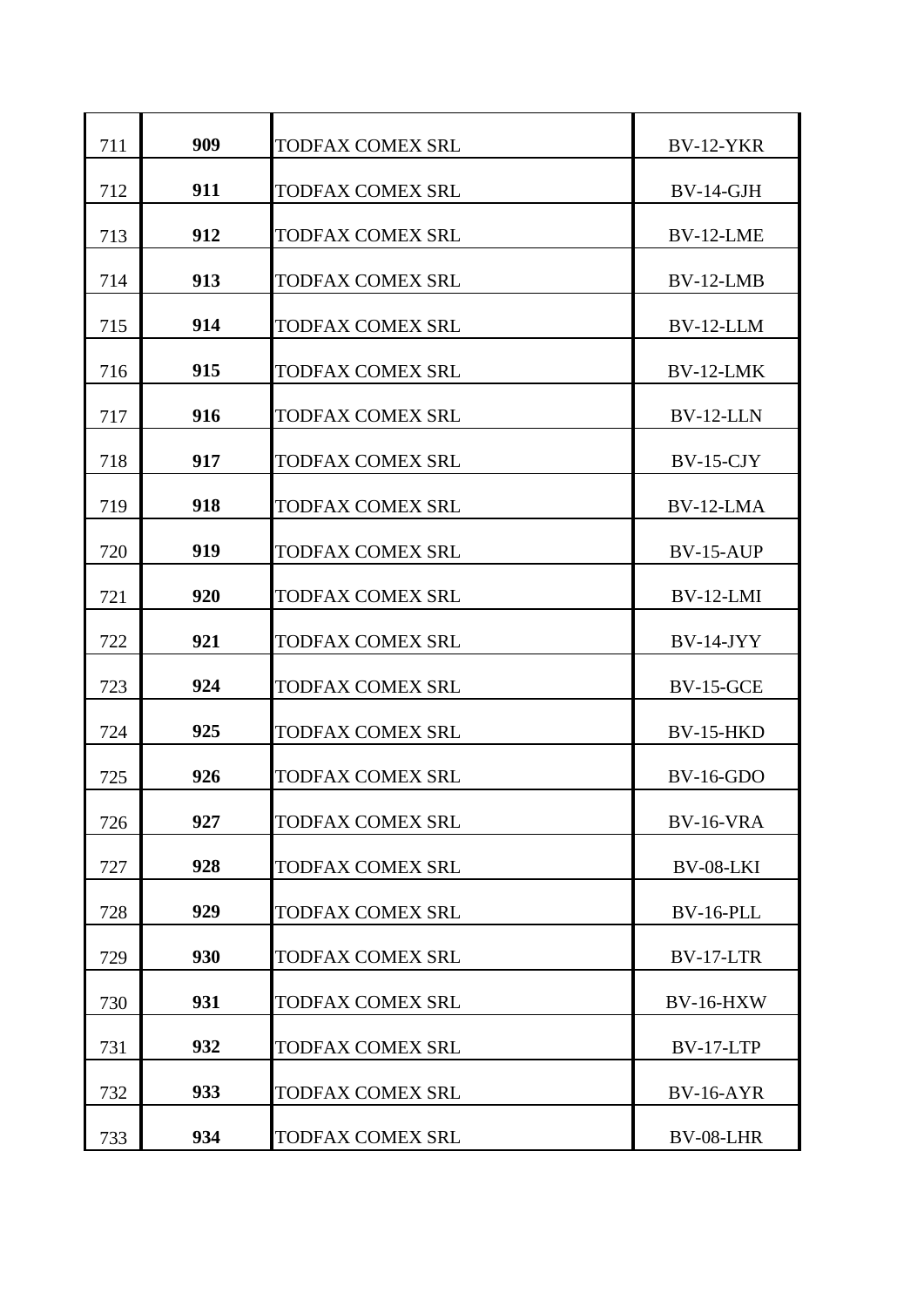| | | | |
|---|---|---|---|
| 711 | **909** | TODFAX COMEX SRL | BV-12-YKR |
| 712 | **911** | TODFAX COMEX SRL | BV-14-GJH |
| 713 | **912** | TODFAX COMEX SRL | BV-12-LME |
| 714 | **913** | TODFAX COMEX SRL | BV-12-LMB |
| 715 | **914** | TODFAX COMEX SRL | BV-12-LLM |
| 716 | **915** | TODFAX COMEX SRL | BV-12-LMK |
| 717 | **916** | TODFAX COMEX SRL | BV-12-LLN |
| 718 | **917** | TODFAX COMEX SRL | BV-15-CJY |
| 719 | **918** | TODFAX COMEX SRL | BV-12-LMA |
| 720 | **919** | TODFAX COMEX SRL | BV-15-AUP |
| 721 | **920** | TODFAX COMEX SRL | BV-12-LMI |
| 722 | **921** | TODFAX COMEX SRL | BV-14-JYY |
| 723 | **924** | TODFAX COMEX SRL | BV-15-GCE |
| 724 | **925** | TODFAX COMEX SRL | BV-15-HKD |
| 725 | **926** | TODFAX COMEX SRL | BV-16-GDO |
| 726 | **927** | TODFAX COMEX SRL | BV-16-VRA |
| 727 | **928** | TODFAX COMEX SRL | BV-08-LKI |
| 728 | **929** | TODFAX COMEX SRL | BV-16-PLL |
| 729 | **930** | TODFAX COMEX SRL | BV-17-LTR |
| 730 | **931** | TODFAX COMEX SRL | BV-16-HXW |
| 731 | **932** | TODFAX COMEX SRL | BV-17-LTP |
| 732 | **933** | TODFAX COMEX SRL | BV-16-AYR |
| 733 | **934** | TODFAX COMEX SRL | BV-08-LHR |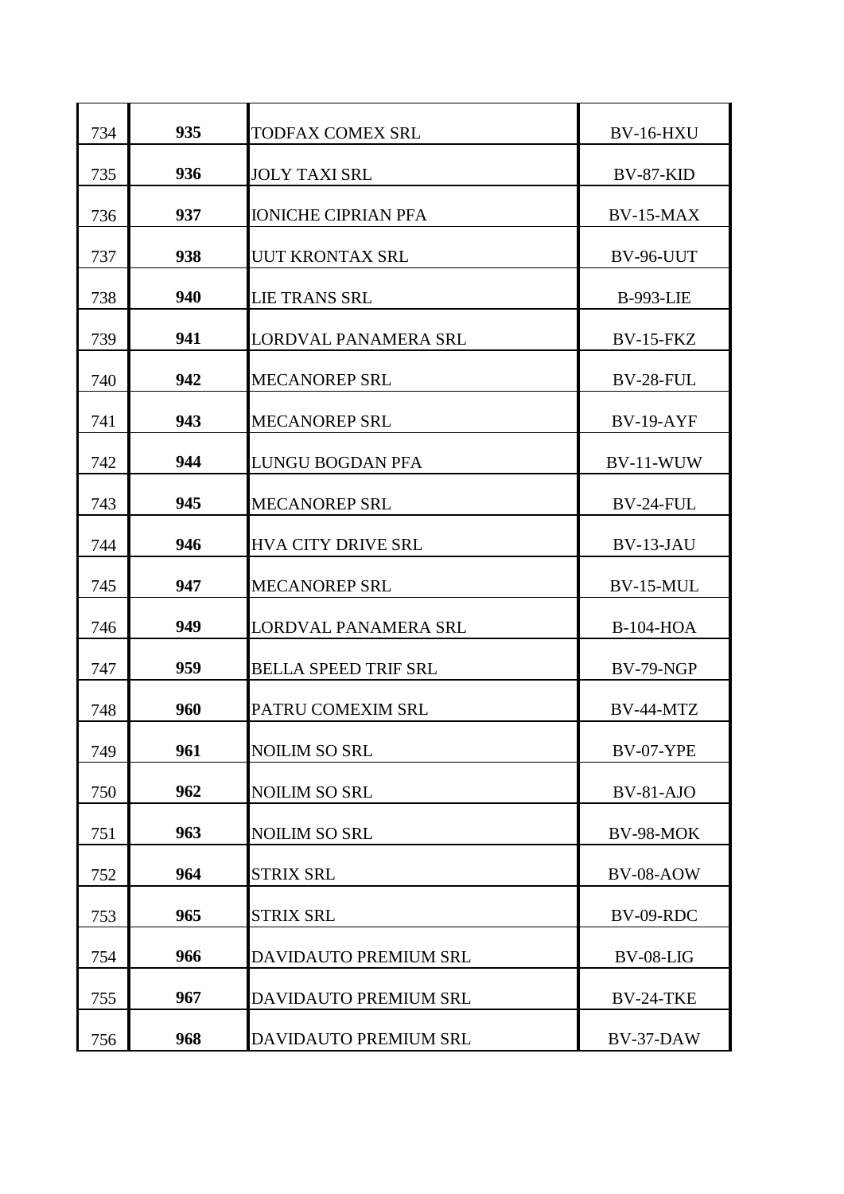| | | | |
|---|---|---|---|
| 734 | **935** | TODFAX COMEX SRL | BV-16-HXU |
| 735 | **936** | JOLY TAXI SRL | BV-87-KID |
| 736 | **937** | IONICHE CIPRIAN PFA | BV-15-MAX |
| 737 | **938** | UUT KRONTAX SRL | BV-96-UUT |
| 738 | **940** | LIE TRANS SRL | B-993-LIE |
| 739 | **941** | LORDVAL PANAMERA SRL | BV-15-FKZ |
| 740 | **942** | MECANOREP SRL | BV-28-FUL |
| 741 | **943** | MECANOREP SRL | BV-19-AYF |
| 742 | **944** | LUNGU BOGDAN PFA | BV-11-WUW |
| 743 | **945** | MECANOREP SRL | BV-24-FUL |
| 744 | **946** | HVA CITY DRIVE SRL | BV-13-JAU |
| 745 | **947** | MECANOREP SRL | BV-15-MUL |
| 746 | **949** | LORDVAL PANAMERA SRL | B-104-HOA |
| 747 | **959** | BELLA SPEED TRIF SRL | BV-79-NGP |
| 748 | **960** | PATRU COMEXIM SRL | BV-44-MTZ |
| 749 | **961** | NOILIM SO SRL | BV-07-YPE |
| 750 | **962** | NOILIM SO SRL | BV-81-AJO |
| 751 | **963** | NOILIM SO SRL | BV-98-MOK |
| 752 | **964** | STRIX SRL | BV-08-AOW |
| 753 | **965** | STRIX SRL | BV-09-RDC |
| 754 | **966** | DAVIDAUTO PREMIUM SRL | BV-08-LIG |
| 755 | **967** | DAVIDAUTO PREMIUM SRL | BV-24-TKE |
| 756 | **968** | DAVIDAUTO PREMIUM SRL | BV-37-DAW |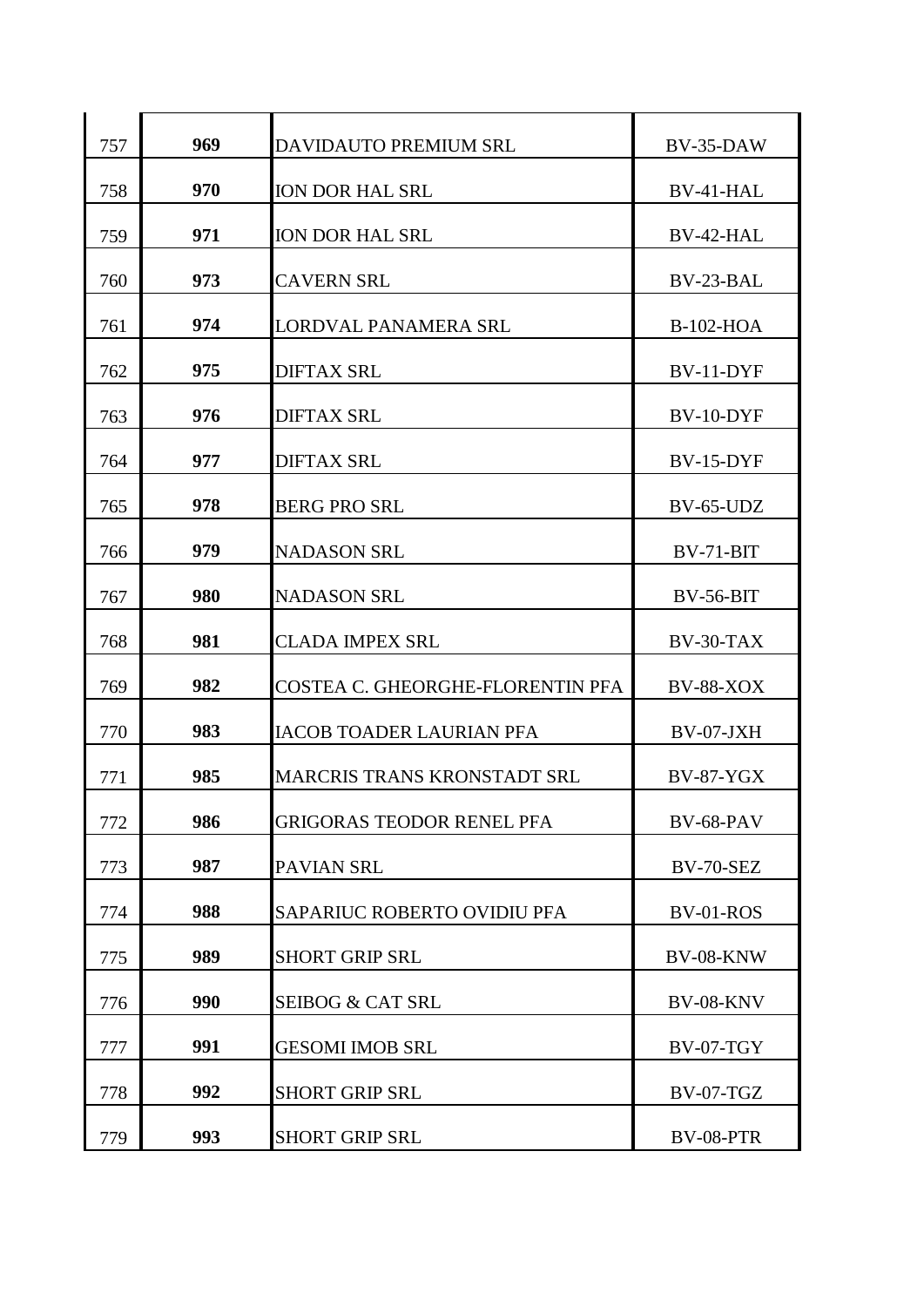| | | | |
|---|---|---|---|
| 757 | **969** | DAVIDAUTO PREMIUM SRL | BV-35-DAW |
| 758 | **970** | ION DOR HAL SRL | BV-41-HAL |
| 759 | **971** | ION DOR HAL SRL | BV-42-HAL |
| 760 | **973** | CAVERN SRL | BV-23-BAL |
| 761 | **974** | LORDVAL PANAMERA SRL | B-102-HOA |
| 762 | **975** | DIFTAX SRL | BV-11-DYF |
| 763 | **976** | DIFTAX SRL | BV-10-DYF |
| 764 | **977** | DIFTAX SRL | BV-15-DYF |
| 765 | **978** | BERG PRO SRL | BV-65-UDZ |
| 766 | **979** | NADASON SRL | BV-71-BIT |
| 767 | **980** | NADASON SRL | BV-56-BIT |
| 768 | **981** | CLADA IMPEX SRL | BV-30-TAX |
| 769 | **982** | COSTEA C. GHEORGHE-FLORENTIN PFA | BV-88-XOX |
| 770 | **983** | IACOB TOADER LAURIAN PFA | BV-07-JXH |
| 771 | **985** | MARCRIS TRANS KRONSTADT SRL | BV-87-YGX |
| 772 | **986** | GRIGORAS TEODOR RENEL PFA | BV-68-PAV |
| 773 | **987** | PAVIAN SRL | BV-70-SEZ |
| 774 | **988** | SAPARIUC ROBERTO OVIDIU PFA | BV-01-ROS |
| 775 | **989** | SHORT GRIP SRL | BV-08-KNW |
| 776 | **990** | SEIBOG & CAT SRL | BV-08-KNV |
| 777 | **991** | GESOMI IMOB SRL | BV-07-TGY |
| 778 | **992** | SHORT GRIP SRL | BV-07-TGZ |
| 779 | **993** | SHORT GRIP SRL | BV-08-PTR |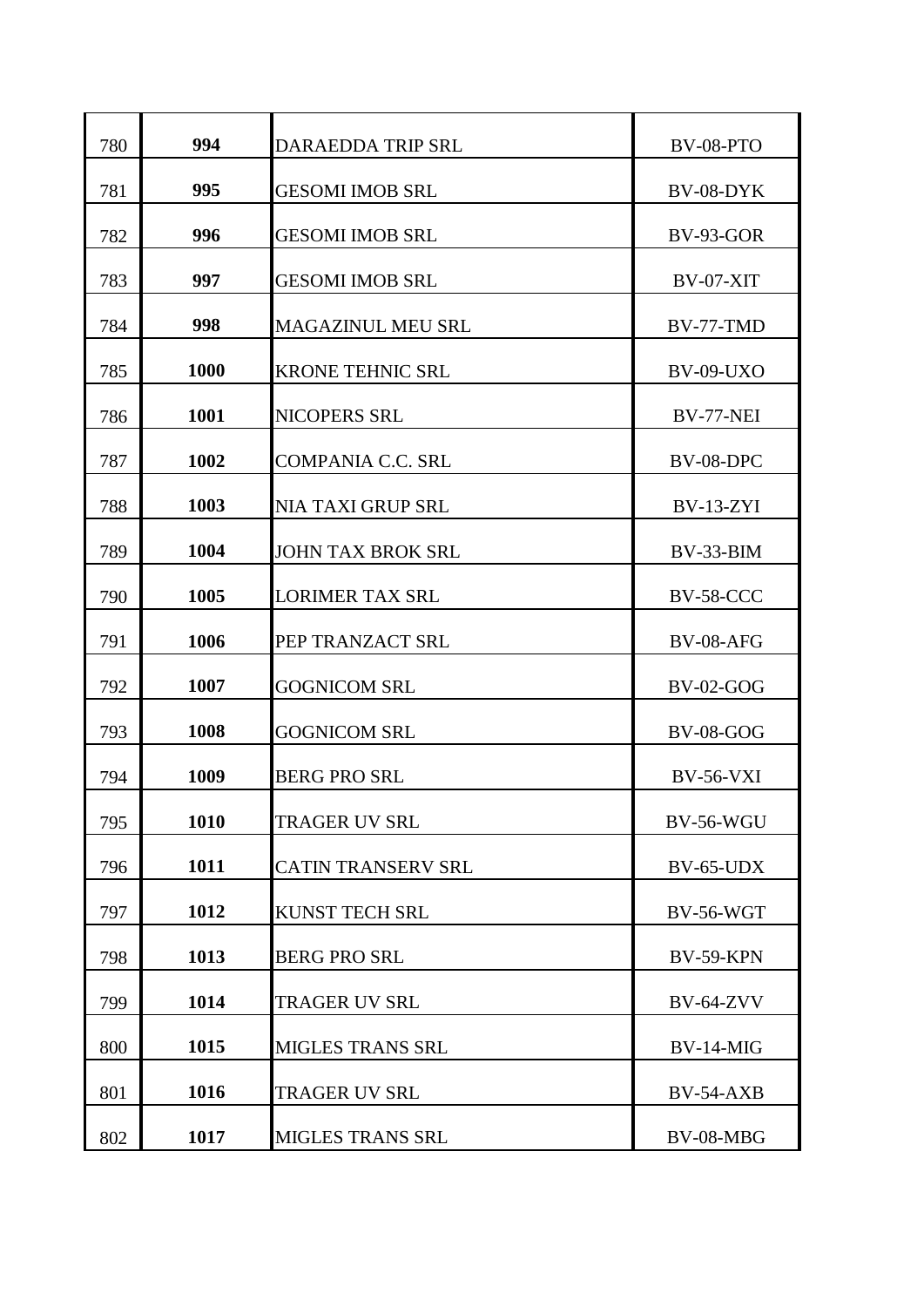| | | | |
|---|---|---|---|
| 780 | **994** | DARAEDDA TRIP SRL | BV-08-PTO |
| 781 | **995** | GESOMI IMOB SRL | BV-08-DYK |
| 782 | **996** | GESOMI IMOB SRL | BV-93-GOR |
| 783 | **997** | GESOMI IMOB SRL | BV-07-XIT |
| 784 | **998** | MAGAZINUL MEU SRL | BV-77-TMD |
| 785 | **1000** | KRONE TEHNIC SRL | BV-09-UXO |
| 786 | **1001** | NICOPERS SRL | BV-77-NEI |
| 787 | **1002** | COMPANIA C.C. SRL | BV-08-DPC |
| 788 | **1003** | NIA TAXI GRUP SRL | BV-13-ZYI |
| 789 | **1004** | JOHN TAX BROK SRL | BV-33-BIM |
| 790 | **1005** | LORIMER TAX SRL | BV-58-CCC |
| 791 | **1006** | PEP TRANZACT SRL | BV-08-AFG |
| 792 | **1007** | GOGNICOM SRL | BV-02-GOG |
| 793 | **1008** | GOGNICOM SRL | BV-08-GOG |
| 794 | **1009** | BERG PRO SRL | BV-56-VXI |
| 795 | **1010** | TRAGER UV SRL | BV-56-WGU |
| 796 | **1011** | CATIN TRANSERV SRL | BV-65-UDX |
| 797 | **1012** | KUNST TECH SRL | BV-56-WGT |
| 798 | **1013** | BERG PRO SRL | BV-59-KPN |
| 799 | **1014** | TRAGER UV SRL | BV-64-ZVV |
| 800 | **1015** | MIGLES TRANS SRL | BV-14-MIG |
| 801 | **1016** | TRAGER UV SRL | BV-54-AXB |
| 802 | **1017** | MIGLES TRANS SRL | BV-08-MBG |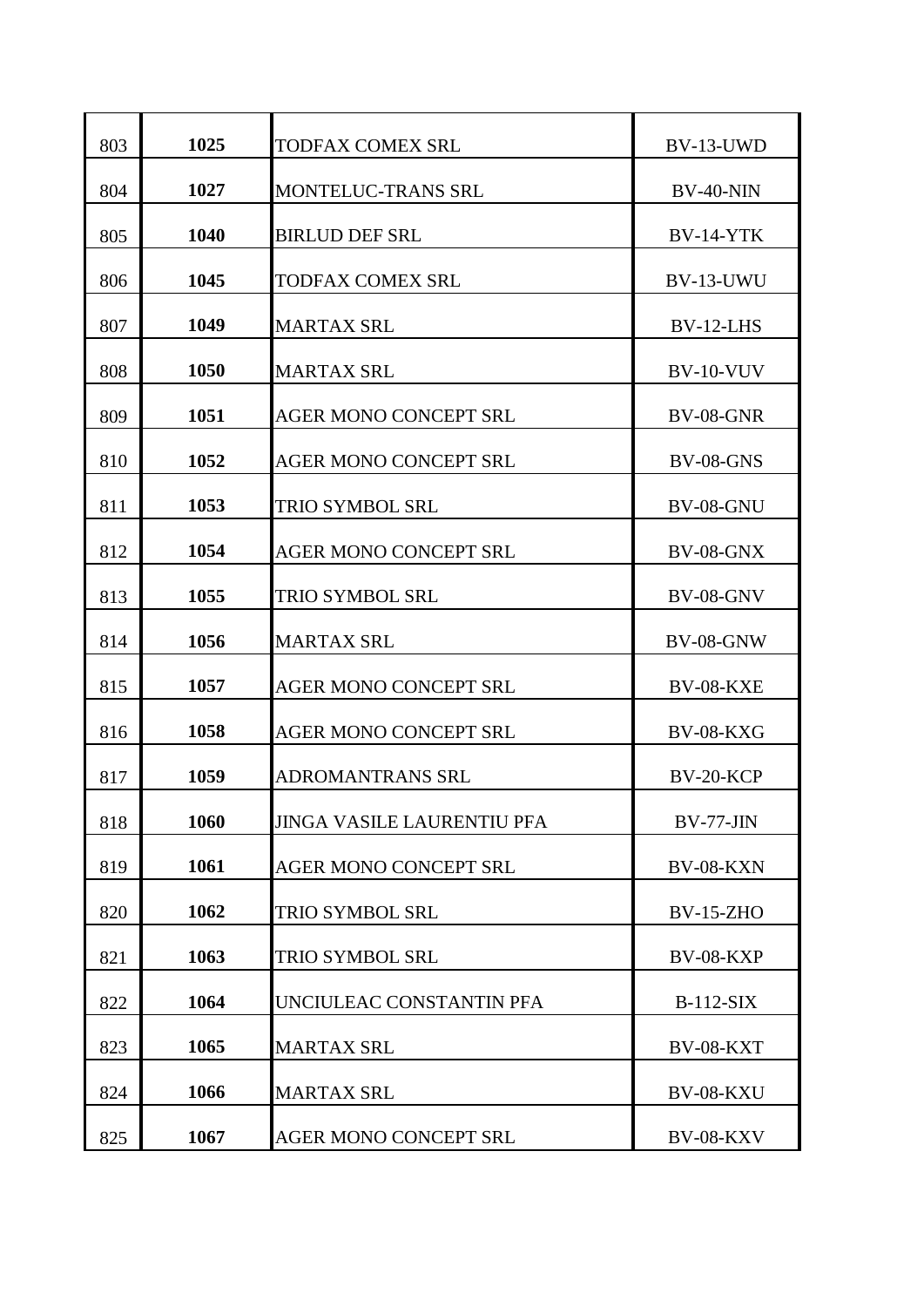| | | | |
|---|---|---|---|
| 803 | **1025** | TODFAX COMEX SRL | BV-13-UWD |
| 804 | **1027** | MONTELUC-TRANS SRL | BV-40-NIN |
| 805 | **1040** | BIRLUD DEF SRL | BV-14-YTK |
| 806 | **1045** | TODFAX COMEX SRL | BV-13-UWU |
| 807 | **1049** | MARTAX SRL | BV-12-LHS |
| 808 | **1050** | MARTAX SRL | BV-10-VUV |
| 809 | **1051** | AGER MONO CONCEPT SRL | BV-08-GNR |
| 810 | **1052** | AGER MONO CONCEPT SRL | BV-08-GNS |
| 811 | **1053** | TRIO SYMBOL SRL | BV-08-GNU |
| 812 | **1054** | AGER MONO CONCEPT SRL | BV-08-GNX |
| 813 | **1055** | TRIO SYMBOL SRL | BV-08-GNV |
| 814 | **1056** | MARTAX SRL | BV-08-GNW |
| 815 | **1057** | AGER MONO CONCEPT SRL | BV-08-KXE |
| 816 | **1058** | AGER MONO CONCEPT SRL | BV-08-KXG |
| 817 | **1059** | ADROMANTRANS SRL | BV-20-KCP |
| 818 | **1060** | JINGA VASILE LAURENTIU PFA | BV-77-JIN |
| 819 | **1061** | AGER MONO CONCEPT SRL | BV-08-KXN |
| 820 | **1062** | TRIO SYMBOL SRL | BV-15-ZHO |
| 821 | **1063** | TRIO SYMBOL SRL | BV-08-KXP |
| 822 | **1064** | UNCIULEAC CONSTANTIN PFA | B-112-SIX |
| 823 | **1065** | MARTAX SRL | BV-08-KXT |
| 824 | **1066** | MARTAX SRL | BV-08-KXU |
| 825 | **1067** | AGER MONO CONCEPT SRL | BV-08-KXV |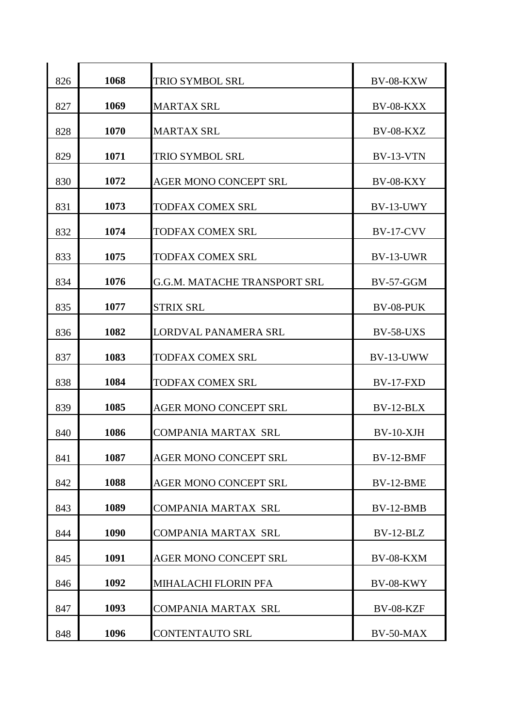| | | | |
|---|---|---|---|
| 826 | **1068** | TRIO SYMBOL SRL | BV-08-KXW |
| 827 | **1069** | MARTAX SRL | BV-08-KXX |
| 828 | **1070** | MARTAX SRL | BV-08-KXZ |
| 829 | **1071** | TRIO SYMBOL SRL | BV-13-VTN |
| 830 | **1072** | AGER MONO CONCEPT SRL | BV-08-KXY |
| 831 | **1073** | TODFAX COMEX SRL | BV-13-UWY |
| 832 | **1074** | TODFAX COMEX SRL | BV-17-CVV |
| 833 | **1075** | TODFAX COMEX SRL | BV-13-UWR |
| 834 | **1076** | G.G.M. MATACHE TRANSPORT SRL | BV-57-GGM |
| 835 | **1077** | STRIX SRL | BV-08-PUK |
| 836 | **1082** | LORDVAL PANAMERA SRL | BV-58-UXS |
| 837 | **1083** | TODFAX COMEX SRL | BV-13-UWW |
| 838 | **1084** | TODFAX COMEX SRL | BV-17-FXD |
| 839 | **1085** | AGER MONO CONCEPT SRL | BV-12-BLX |
| 840 | **1086** | COMPANIA MARTAX SRL | BV-10-XJH |
| 841 | **1087** | AGER MONO CONCEPT SRL | BV-12-BMF |
| 842 | **1088** | AGER MONO CONCEPT SRL | BV-12-BME |
| 843 | **1089** | COMPANIA MARTAX SRL | BV-12-BMB |
| 844 | **1090** | COMPANIA MARTAX SRL | BV-12-BLZ |
| 845 | **1091** | AGER MONO CONCEPT SRL | BV-08-KXM |
| 846 | **1092** | MIHALACHI FLORIN PFA | BV-08-KWY |
| 847 | **1093** | COMPANIA MARTAX SRL | BV-08-KZF |
| 848 | **1096** | CONTENTAUTO SRL | BV-50-MAX |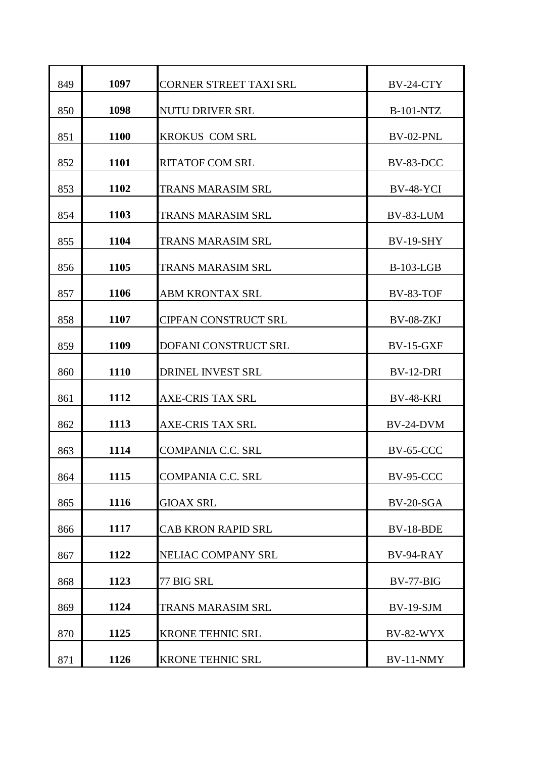| | | | |
|---|---|---|---|
| 849 | **1097** | CORNER STREET TAXI SRL | BV-24-CTY |
| 850 | **1098** | NUTU DRIVER SRL | B-101-NTZ |
| 851 | **1100** | KROKUS COM SRL | BV-02-PNL |
| 852 | **1101** | RITATOF COM SRL | BV-83-DCC |
| 853 | **1102** | TRANS MARASIM SRL | BV-48-YCI |
| 854 | **1103** | TRANS MARASIM SRL | BV-83-LUM |
| 855 | **1104** | TRANS MARASIM SRL | BV-19-SHY |
| 856 | **1105** | TRANS MARASIM SRL | B-103-LGB |
| 857 | **1106** | ABM KRONTAX SRL | BV-83-TOF |
| 858 | **1107** | CIPFAN CONSTRUCT SRL | BV-08-ZKJ |
| 859 | **1109** | DOFANI CONSTRUCT SRL | BV-15-GXF |
| 860 | **1110** | DRINEL INVEST SRL | BV-12-DRI |
| 861 | **1112** | AXE-CRIS TAX SRL | BV-48-KRI |
| 862 | **1113** | AXE-CRIS TAX SRL | BV-24-DVM |
| 863 | **1114** | COMPANIA C.C. SRL | BV-65-CCC |
| 864 | **1115** | COMPANIA C.C. SRL | BV-95-CCC |
| 865 | **1116** | GIOAX SRL | BV-20-SGA |
| 866 | **1117** | CAB KRON RAPID SRL | BV-18-BDE |
| 867 | **1122** | NELIAC COMPANY SRL | BV-94-RAY |
| 868 | **1123** | 77 BIG SRL | BV-77-BIG |
| 869 | **1124** | TRANS MARASIM SRL | BV-19-SJM |
| 870 | **1125** | KRONE TEHNIC SRL | BV-82-WYX |
| 871 | **1126** | KRONE TEHNIC SRL | BV-11-NMY |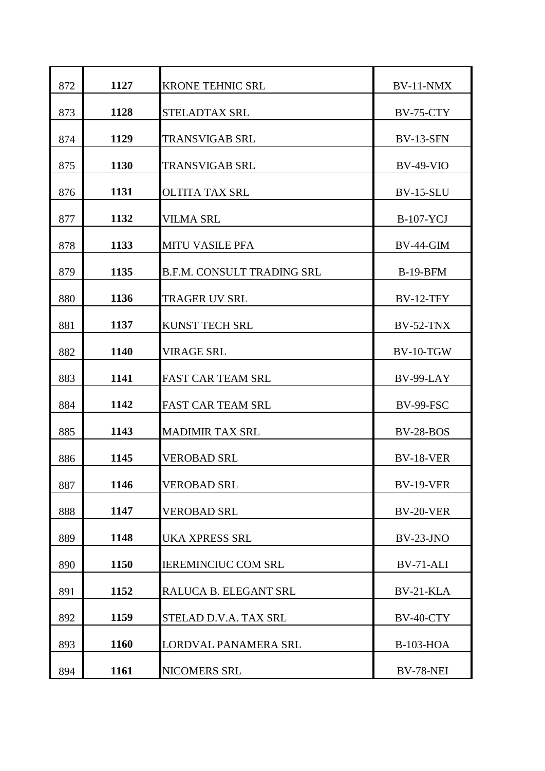| | | | |
|---|---|---|---|
| 872 | **1127** | KRONE TEHNIC SRL | BV-11-NMX |
| 873 | **1128** | STELADTAX SRL | BV-75-CTY |
| 874 | **1129** | TRANSVIGAB SRL | BV-13-SFN |
| 875 | **1130** | TRANSVIGAB SRL | BV-49-VIO |
| 876 | **1131** | OLTITA TAX SRL | BV-15-SLU |
| 877 | **1132** | VILMA SRL | B-107-YCJ |
| 878 | **1133** | MITU VASILE PFA | BV-44-GIM |
| 879 | **1135** | B.F.M. CONSULT TRADING SRL | B-19-BFM |
| 880 | **1136** | TRAGER UV SRL | BV-12-TFY |
| 881 | **1137** | KUNST TECH SRL | BV-52-TNX |
| 882 | **1140** | VIRAGE SRL | BV-10-TGW |
| 883 | **1141** | FAST CAR TEAM SRL | BV-99-LAY |
| 884 | **1142** | FAST CAR TEAM SRL | BV-99-FSC |
| 885 | **1143** | MADIMIR TAX SRL | BV-28-BOS |
| 886 | **1145** | VEROBAD SRL | BV-18-VER |
| 887 | **1146** | VEROBAD SRL | BV-19-VER |
| 888 | **1147** | VEROBAD SRL | BV-20-VER |
| 889 | **1148** | UKA XPRESS SRL | BV-23-JNO |
| 890 | **1150** | IEREMINCIUC COM SRL | BV-71-ALI |
| 891 | **1152** | RALUCA B. ELEGANT SRL | BV-21-KLA |
| 892 | **1159** | STELAD D.V.A. TAX SRL | BV-40-CTY |
| 893 | **1160** | LORDVAL PANAMERA SRL | B-103-HOA |
| 894 | **1161** | NICOMERS SRL | BV-78-NEI |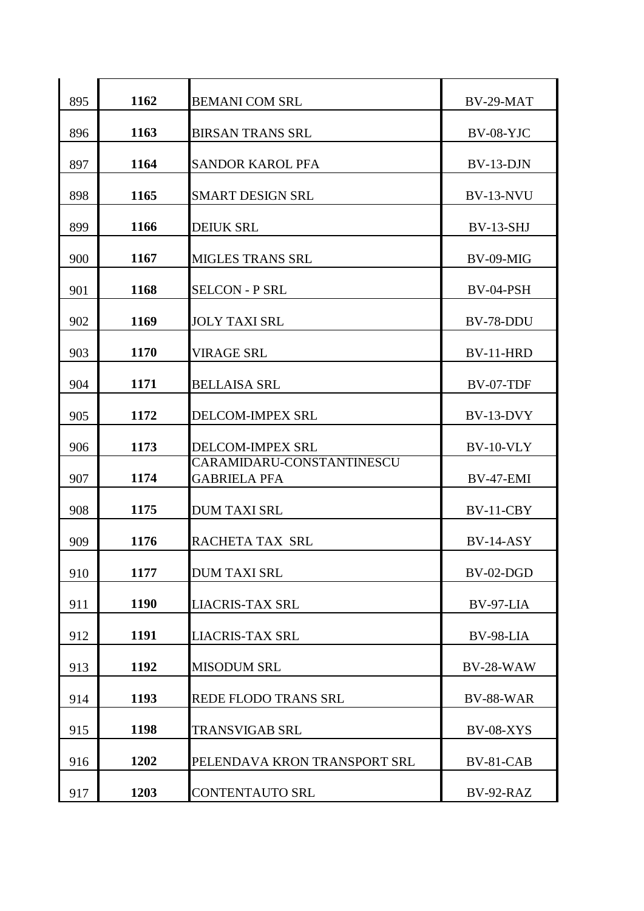| | | | |
|---|---|---|---|
| 895 | **1162** | BEMANI COM SRL | BV-29-MAT |
| 896 | **1163** | BIRSAN TRANS SRL | BV-08-YJC |
| 897 | **1164** | SANDOR KAROL PFA | BV-13-DJN |
| 898 | **1165** | SMART DESIGN SRL | BV-13-NVU |
| 899 | **1166** | DEIUK SRL | BV-13-SHJ |
| 900 | **1167** | MIGLES TRANS SRL | BV-09-MIG |
| 901 | **1168** | SELCON - P SRL | BV-04-PSH |
| 902 | **1169** | JOLY TAXI SRL | BV-78-DDU |
| 903 | **1170** | VIRAGE SRL | BV-11-HRD |
| 904 | **1171** | BELLAISA SRL | BV-07-TDF |
| 905 | **1172** | DELCOM-IMPEX SRL | BV-13-DVY |
| 906 | **1173** | DELCOM-IMPEX SRL | BV-10-VLY |
| 907 | **1174** | CARAMIDARU-CONSTANTINESCU GABRIELA PFA | BV-47-EMI |
| 908 | **1175** | DUM TAXI SRL | BV-11-CBY |
| 909 | **1176** | RACHETA TAX SRL | BV-14-ASY |
| 910 | **1177** | DUM TAXI SRL | BV-02-DGD |
| 911 | **1190** | LIACRIS-TAX SRL | BV-97-LIA |
| 912 | **1191** | LIACRIS-TAX SRL | BV-98-LIA |
| 913 | **1192** | MISODUM SRL | BV-28-WAW |
| 914 | **1193** | REDE FLODO TRANS SRL | BV-88-WAR |
| 915 | **1198** | TRANSVIGAB SRL | BV-08-XYS |
| 916 | **1202** | PELENDAVA KRON TRANSPORT SRL | BV-81-CAB |
| 917 | **1203** | CONTENTAUTO SRL | BV-92-RAZ |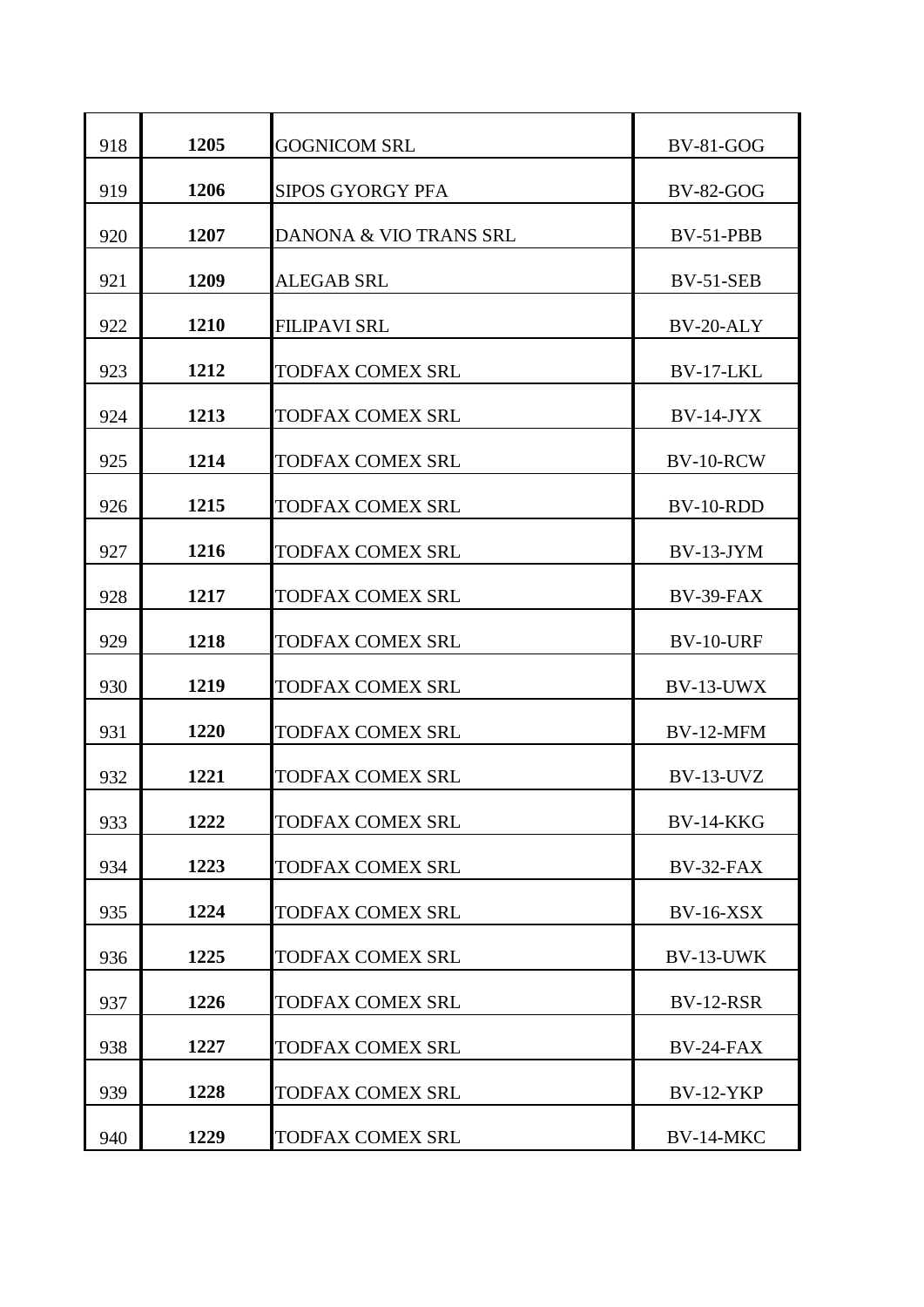| | | | |
|---|---|---|---|
| 918 | **1205** | GOGNICOM SRL | BV-81-GOG |
| 919 | **1206** | SIPOS GYORGY PFA | BV-82-GOG |
| 920 | **1207** | DANONA & VIO TRANS SRL | BV-51-PBB |
| 921 | **1209** | ALEGAB SRL | BV-51-SEB |
| 922 | **1210** | FILIPAVI SRL | BV-20-ALY |
| 923 | **1212** | TODFAX COMEX SRL | BV-17-LKL |
| 924 | **1213** | TODFAX COMEX SRL | BV-14-JYX |
| 925 | **1214** | TODFAX COMEX SRL | BV-10-RCW |
| 926 | **1215** | TODFAX COMEX SRL | BV-10-RDD |
| 927 | **1216** | TODFAX COMEX SRL | BV-13-JYM |
| 928 | **1217** | TODFAX COMEX SRL | BV-39-FAX |
| 929 | **1218** | TODFAX COMEX SRL | BV-10-URF |
| 930 | **1219** | TODFAX COMEX SRL | BV-13-UWX |
| 931 | **1220** | TODFAX COMEX SRL | BV-12-MFM |
| 932 | **1221** | TODFAX COMEX SRL | BV-13-UVZ |
| 933 | **1222** | TODFAX COMEX SRL | BV-14-KKG |
| 934 | **1223** | TODFAX COMEX SRL | BV-32-FAX |
| 935 | **1224** | TODFAX COMEX SRL | BV-16-XSX |
| 936 | **1225** | TODFAX COMEX SRL | BV-13-UWK |
| 937 | **1226** | TODFAX COMEX SRL | BV-12-RSR |
| 938 | **1227** | TODFAX COMEX SRL | BV-24-FAX |
| 939 | **1228** | TODFAX COMEX SRL | BV-12-YKP |
| 940 | **1229** | TODFAX COMEX SRL | BV-14-MKC |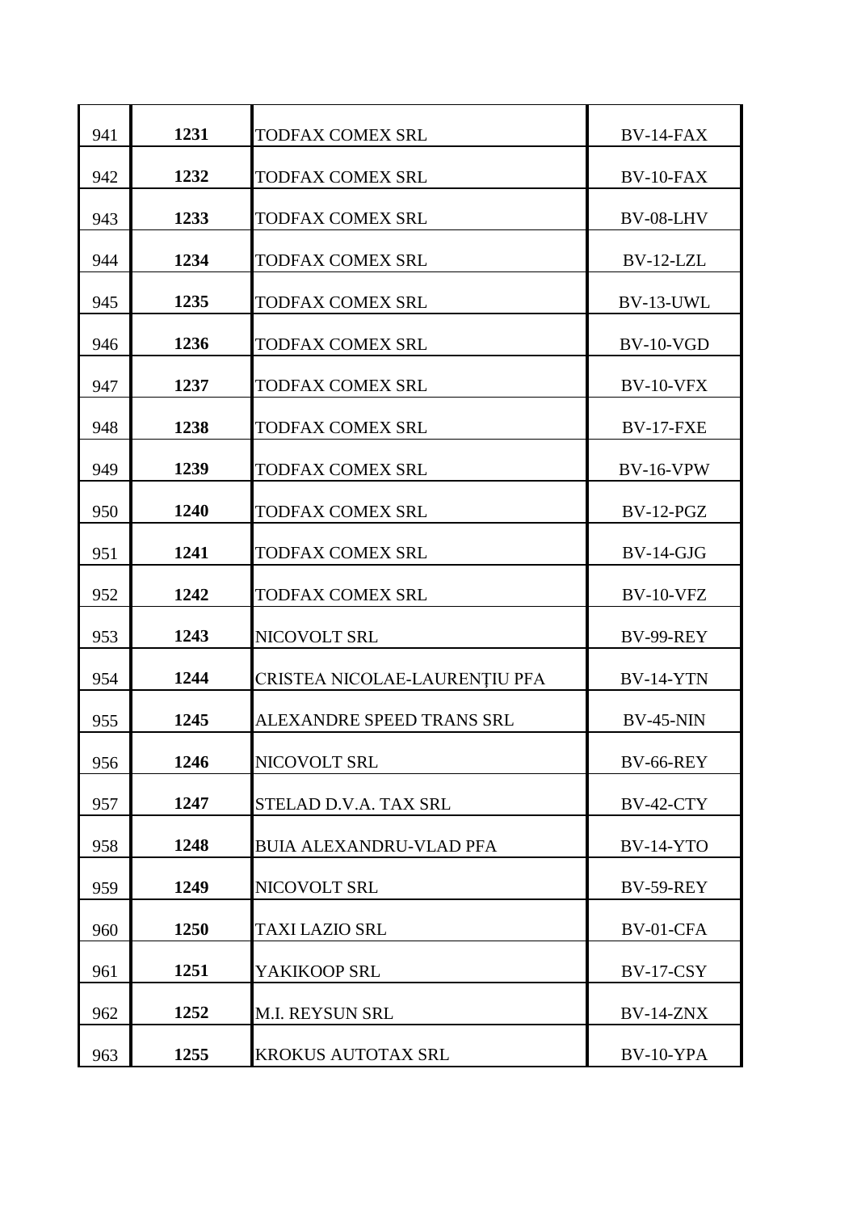| | | | |
|---|---|---|---|
| 941 | **1231** | TODFAX COMEX SRL | BV-14-FAX |
| 942 | **1232** | TODFAX COMEX SRL | BV-10-FAX |
| 943 | **1233** | TODFAX COMEX SRL | BV-08-LHV |
| 944 | **1234** | TODFAX COMEX SRL | BV-12-LZL |
| 945 | **1235** | TODFAX COMEX SRL | BV-13-UWL |
| 946 | **1236** | TODFAX COMEX SRL | BV-10-VGD |
| 947 | **1237** | TODFAX COMEX SRL | BV-10-VFX |
| 948 | **1238** | TODFAX COMEX SRL | BV-17-FXE |
| 949 | **1239** | TODFAX COMEX SRL | BV-16-VPW |
| 950 | **1240** | TODFAX COMEX SRL | BV-12-PGZ |
| 951 | **1241** | TODFAX COMEX SRL | BV-14-GJG |
| 952 | **1242** | TODFAX COMEX SRL | BV-10-VFZ |
| 953 | **1243** | NICOVOLT SRL | BV-99-REY |
| 954 | **1244** | CRISTEA NICOLAE-LAURENŢIU PFA | BV-14-YTN |
| 955 | **1245** | ALEXANDRE SPEED TRANS SRL | BV-45-NIN |
| 956 | **1246** | NICOVOLT SRL | BV-66-REY |
| 957 | **1247** | STELAD D.V.A. TAX SRL | BV-42-CTY |
| 958 | **1248** | BUIA ALEXANDRU-VLAD PFA | BV-14-YTO |
| 959 | **1249** | NICOVOLT SRL | BV-59-REY |
| 960 | **1250** | TAXI LAZIO SRL | BV-01-CFA |
| 961 | **1251** | YAKIKOOP SRL | BV-17-CSY |
| 962 | **1252** | M.I. REYSUN SRL | BV-14-ZNX |
| 963 | **1255** | KROKUS AUTOTAX SRL | BV-10-YPA |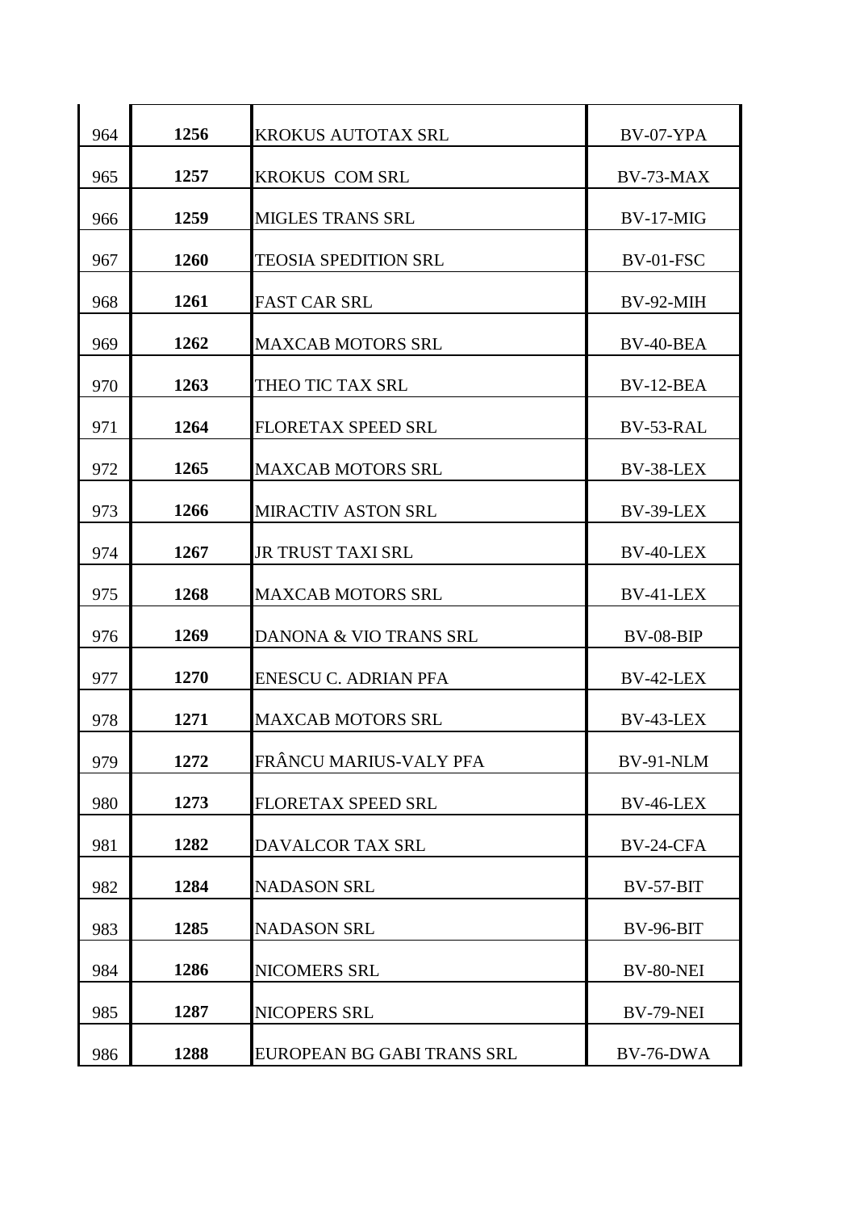| | | | |
|---|---|---|---|
| 964 | **1256** | KROKUS AUTOTAX SRL | BV-07-YPA |
| 965 | **1257** | KROKUS COM SRL | BV-73-MAX |
| 966 | **1259** | MIGLES TRANS SRL | BV-17-MIG |
| 967 | **1260** | TEOSIA SPEDITION SRL | BV-01-FSC |
| 968 | **1261** | FAST CAR SRL | BV-92-MIH |
| 969 | **1262** | MAXCAB MOTORS SRL | BV-40-BEA |
| 970 | **1263** | THEO TIC TAX SRL | BV-12-BEA |
| 971 | **1264** | FLORETAX SPEED SRL | BV-53-RAL |
| 972 | **1265** | MAXCAB MOTORS SRL | BV-38-LEX |
| 973 | **1266** | MIRACTIV ASTON SRL | BV-39-LEX |
| 974 | **1267** | JR TRUST TAXI SRL | BV-40-LEX |
| 975 | **1268** | MAXCAB MOTORS SRL | BV-41-LEX |
| 976 | **1269** | DANONA & VIO TRANS SRL | BV-08-BIP |
| 977 | **1270** | ENESCU C. ADRIAN PFA | BV-42-LEX |
| 978 | **1271** | MAXCAB MOTORS SRL | BV-43-LEX |
| 979 | **1272** | FRÂNCU MARIUS-VALY PFA | BV-91-NLM |
| 980 | **1273** | FLORETAX SPEED SRL | BV-46-LEX |
| 981 | **1282** | DAVALCOR TAX SRL | BV-24-CFA |
| 982 | **1284** | NADASON SRL | BV-57-BIT |
| 983 | **1285** | NADASON SRL | BV-96-BIT |
| 984 | **1286** | NICOMERS SRL | BV-80-NEI |
| 985 | **1287** | NICOPERS SRL | BV-79-NEI |
| 986 | **1288** | EUROPEAN BG GABI TRANS SRL | BV-76-DWA |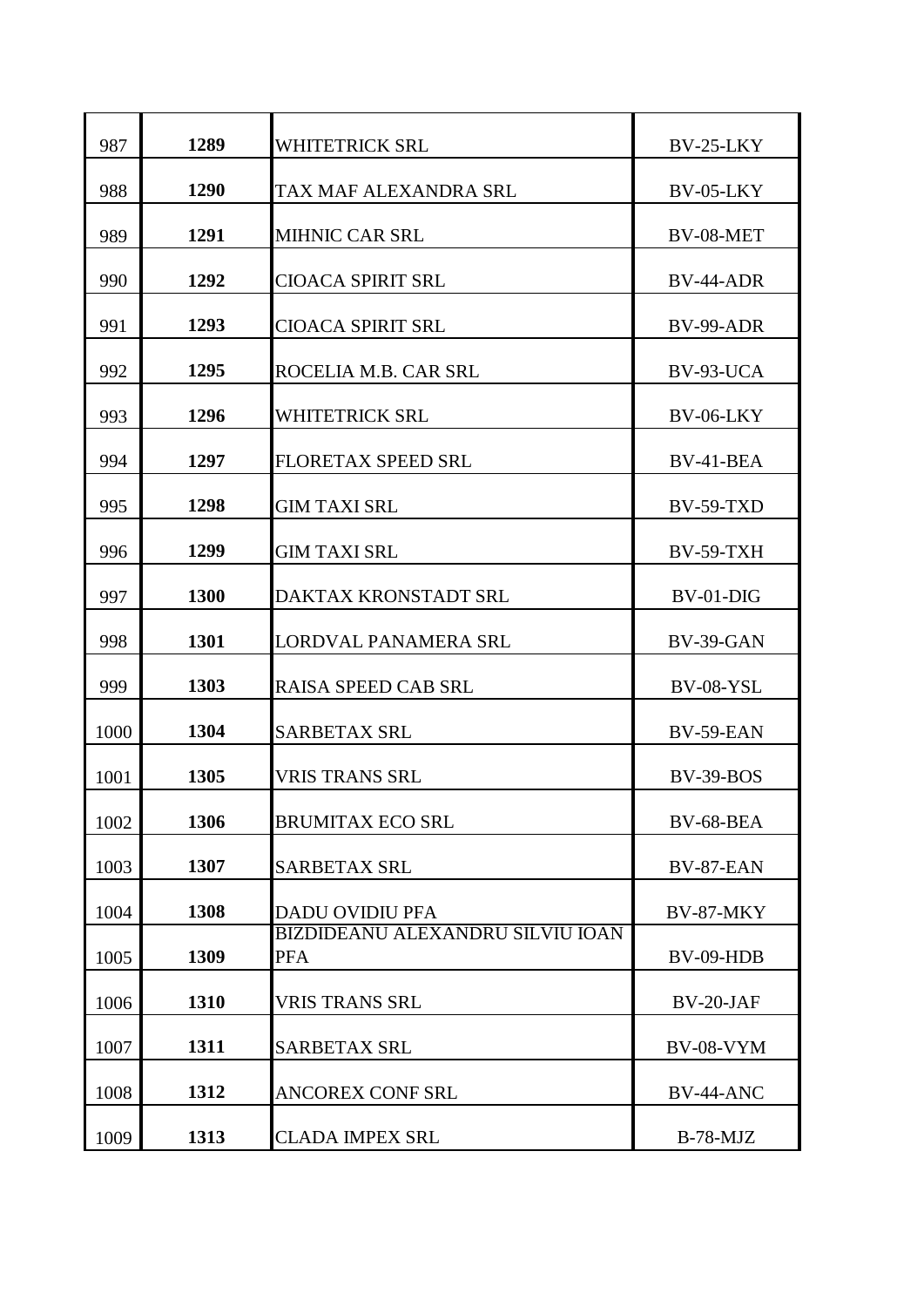| | | | |
|---|---|---|---|
| 987 | **1289** | WHITETRICK SRL | BV-25-LKY |
| 988 | **1290** | TAX MAF ALEXANDRA SRL | BV-05-LKY |
| 989 | **1291** | MIHNIC CAR SRL | BV-08-MET |
| 990 | **1292** | CIOACA SPIRIT SRL | BV-44-ADR |
| 991 | **1293** | CIOACA SPIRIT SRL | BV-99-ADR |
| 992 | **1295** | ROCELIA M.B. CAR SRL | BV-93-UCA |
| 993 | **1296** | WHITETRICK SRL | BV-06-LKY |
| 994 | **1297** | FLORETAX SPEED SRL | BV-41-BEA |
| 995 | **1298** | GIM TAXI SRL | BV-59-TXD |
| 996 | **1299** | GIM TAXI SRL | BV-59-TXH |
| 997 | **1300** | DAKTAX KRONSTADT SRL | BV-01-DIG |
| 998 | **1301** | LORDVAL PANAMERA SRL | BV-39-GAN |
| 999 | **1303** | RAISA SPEED CAB SRL | BV-08-YSL |
| 1000 | **1304** | SARBETAX SRL | BV-59-EAN |
| 1001 | **1305** | VRIS TRANS SRL | BV-39-BOS |
| 1002 | **1306** | BRUMITAX ECO SRL | BV-68-BEA |
| 1003 | **1307** | SARBETAX SRL | BV-87-EAN |
| 1004 | **1308** | DADU OVIDIU PFA | BV-87-MKY |
| 1005 | **1309** | BIZDIDEANU ALEXANDRU SILVIU IOAN PFA | BV-09-HDB |
| 1006 | **1310** | VRIS TRANS SRL | BV-20-JAF |
| 1007 | **1311** | SARBETAX SRL | BV-08-VYM |
| 1008 | **1312** | ANCOREX CONF SRL | BV-44-ANC |
| 1009 | **1313** | CLADA IMPEX SRL | B-78-MJZ |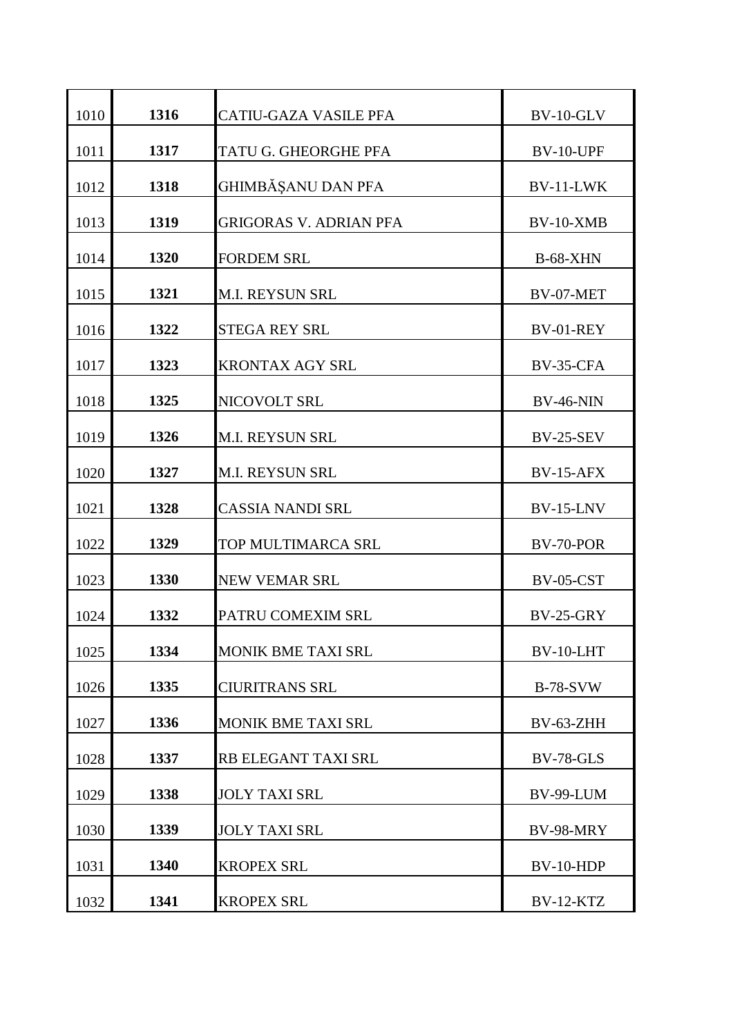| | | | |
|---|---|---|---|
| 1010 | **1316** | CATIU-GAZA VASILE PFA | BV-10-GLV |
| 1011 | **1317** | TATU G. GHEORGHE PFA | BV-10-UPF |
| 1012 | **1318** | GHIMBĂŞANU DAN PFA | BV-11-LWK |
| 1013 | **1319** | GRIGORAS V. ADRIAN PFA | BV-10-XMB |
| 1014 | **1320** | FORDEM SRL | B-68-XHN |
| 1015 | **1321** | M.I. REYSUN SRL | BV-07-MET |
| 1016 | **1322** | STEGA REY SRL | BV-01-REY |
| 1017 | **1323** | KRONTAX AGY SRL | BV-35-CFA |
| 1018 | **1325** | NICOVOLT SRL | BV-46-NIN |
| 1019 | **1326** | M.I. REYSUN SRL | BV-25-SEV |
| 1020 | **1327** | M.I. REYSUN SRL | BV-15-AFX |
| 1021 | **1328** | CASSIA NANDI SRL | BV-15-LNV |
| 1022 | **1329** | TOP MULTIMARCA SRL | BV-70-POR |
| 1023 | **1330** | NEW VEMAR SRL | BV-05-CST |
| 1024 | **1332** | PATRU COMEXIM SRL | BV-25-GRY |
| 1025 | **1334** | MONIK BME TAXI SRL | BV-10-LHT |
| 1026 | **1335** | CIURITRANS SRL | B-78-SVW |
| 1027 | **1336** | MONIK BME TAXI SRL | BV-63-ZHH |
| 1028 | **1337** | RB ELEGANT TAXI SRL | BV-78-GLS |
| 1029 | **1338** | JOLY TAXI SRL | BV-99-LUM |
| 1030 | **1339** | JOLY TAXI SRL | BV-98-MRY |
| 1031 | **1340** | KROPEX SRL | BV-10-HDP |
| 1032 | **1341** | KROPEX SRL | BV-12-KTZ |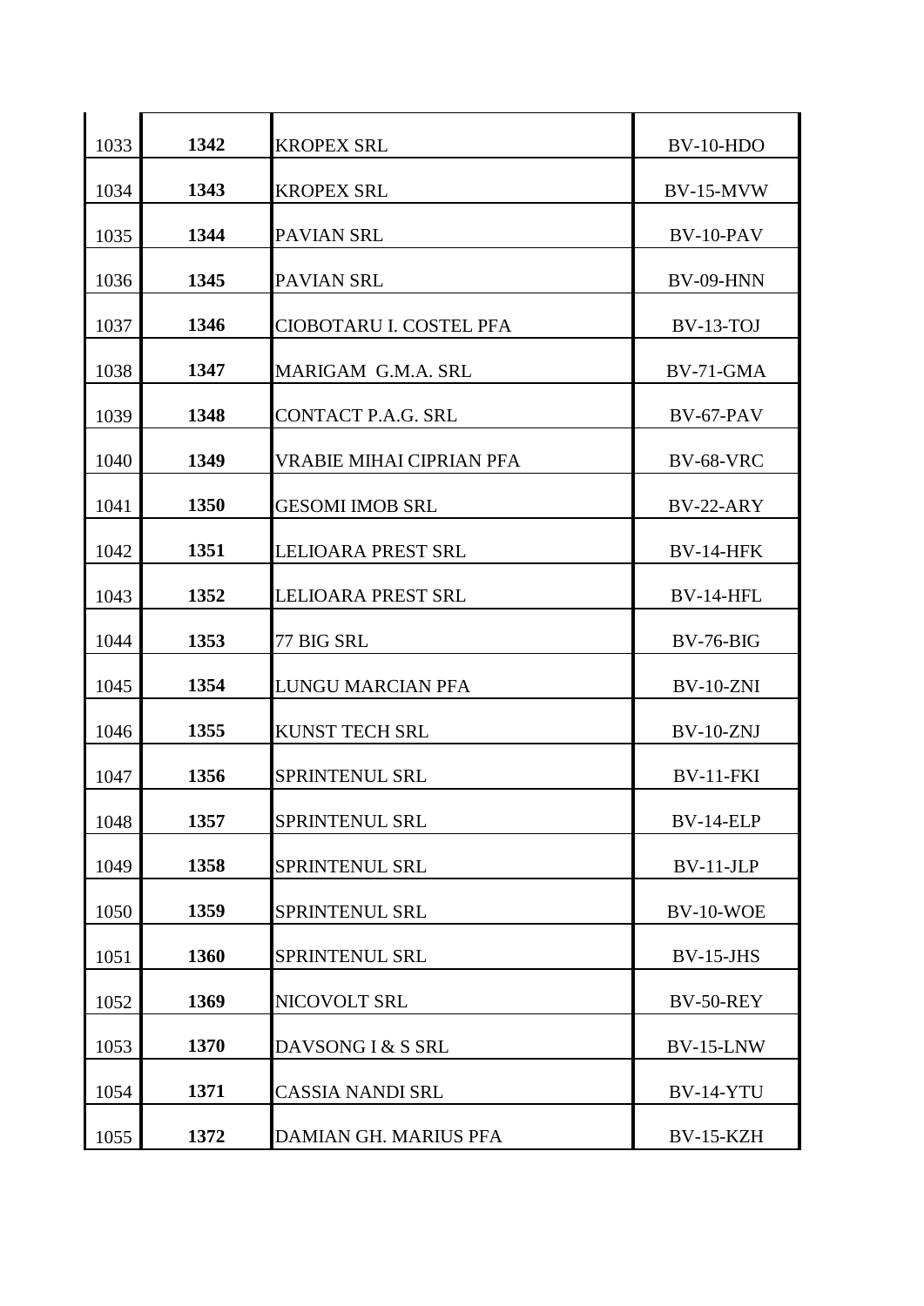| | | | |
|---|---|---|---|
| 1033 | **1342** | KROPEX SRL | BV-10-HDO |
| 1034 | **1343** | KROPEX SRL | BV-15-MVW |
| 1035 | **1344** | PAVIAN SRL | BV-10-PAV |
| 1036 | **1345** | PAVIAN SRL | BV-09-HNN |
| 1037 | **1346** | CIOBOTARU I. COSTEL PFA | BV-13-TOJ |
| 1038 | **1347** | MARIGAM G.M.A. SRL | BV-71-GMA |
| 1039 | **1348** | CONTACT P.A.G. SRL | BV-67-PAV |
| 1040 | **1349** | VRABIE MIHAI CIPRIAN PFA | BV-68-VRC |
| 1041 | **1350** | GESOMI IMOB SRL | BV-22-ARY |
| 1042 | **1351** | LELIOARA PREST SRL | BV-14-HFK |
| 1043 | **1352** | LELIOARA PREST SRL | BV-14-HFL |
| 1044 | **1353** | 77 BIG SRL | BV-76-BIG |
| 1045 | **1354** | LUNGU MARCIAN PFA | BV-10-ZNI |
| 1046 | **1355** | KUNST TECH SRL | BV-10-ZNJ |
| 1047 | **1356** | SPRINTENUL SRL | BV-11-FKI |
| 1048 | **1357** | SPRINTENUL SRL | BV-14-ELP |
| 1049 | **1358** | SPRINTENUL SRL | BV-11-JLP |
| 1050 | **1359** | SPRINTENUL SRL | BV-10-WOE |
| 1051 | **1360** | SPRINTENUL SRL | BV-15-JHS |
| 1052 | **1369** | NICOVOLT SRL | BV-50-REY |
| 1053 | **1370** | DAVSONG I & S SRL | BV-15-LNW |
| 1054 | **1371** | CASSIA NANDI SRL | BV-14-YTU |
| 1055 | **1372** | DAMIAN GH. MARIUS PFA | BV-15-KZH |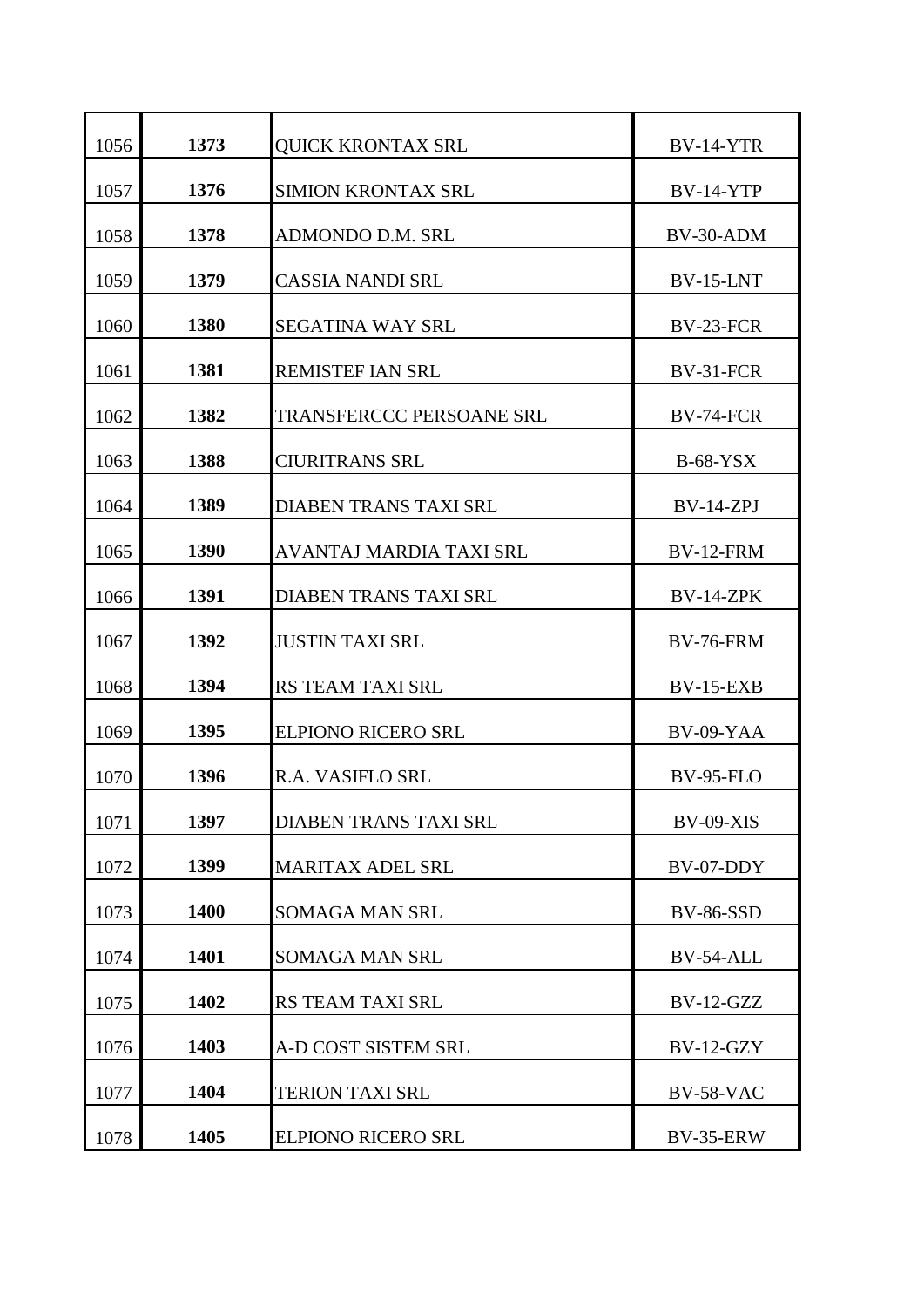| | | | |
|---|---|---|---|
| 1056 | **1373** | QUICK KRONTAX SRL | BV-14-YTR |
| 1057 | **1376** | SIMION KRONTAX SRL | BV-14-YTP |
| 1058 | **1378** | ADMONDO D.M. SRL | BV-30-ADM |
| 1059 | **1379** | CASSIA NANDI SRL | BV-15-LNT |
| 1060 | **1380** | SEGATINA WAY SRL | BV-23-FCR |
| 1061 | **1381** | REMISTEF IAN SRL | BV-31-FCR |
| 1062 | **1382** | TRANSFERCCC PERSOANE SRL | BV-74-FCR |
| 1063 | **1388** | CIURITRANS SRL | B-68-YSX |
| 1064 | **1389** | DIABEN TRANS TAXI SRL | BV-14-ZPJ |
| 1065 | **1390** | AVANTAJ MARDIA TAXI SRL | BV-12-FRM |
| 1066 | **1391** | DIABEN TRANS TAXI SRL | BV-14-ZPK |
| 1067 | **1392** | JUSTIN TAXI SRL | BV-76-FRM |
| 1068 | **1394** | RS TEAM TAXI SRL | BV-15-EXB |
| 1069 | **1395** | ELPIONO RICERO SRL | BV-09-YAA |
| 1070 | **1396** | R.A. VASIFLO SRL | BV-95-FLO |
| 1071 | **1397** | DIABEN TRANS TAXI SRL | BV-09-XIS |
| 1072 | **1399** | MARITAX ADEL SRL | BV-07-DDY |
| 1073 | **1400** | SOMAGA MAN SRL | BV-86-SSD |
| 1074 | **1401** | SOMAGA MAN SRL | BV-54-ALL |
| 1075 | **1402** | RS TEAM TAXI SRL | BV-12-GZZ |
| 1076 | **1403** | A-D COST SISTEM SRL | BV-12-GZY |
| 1077 | **1404** | TERION TAXI SRL | BV-58-VAC |
| 1078 | **1405** | ELPIONO RICERO SRL | BV-35-ERW |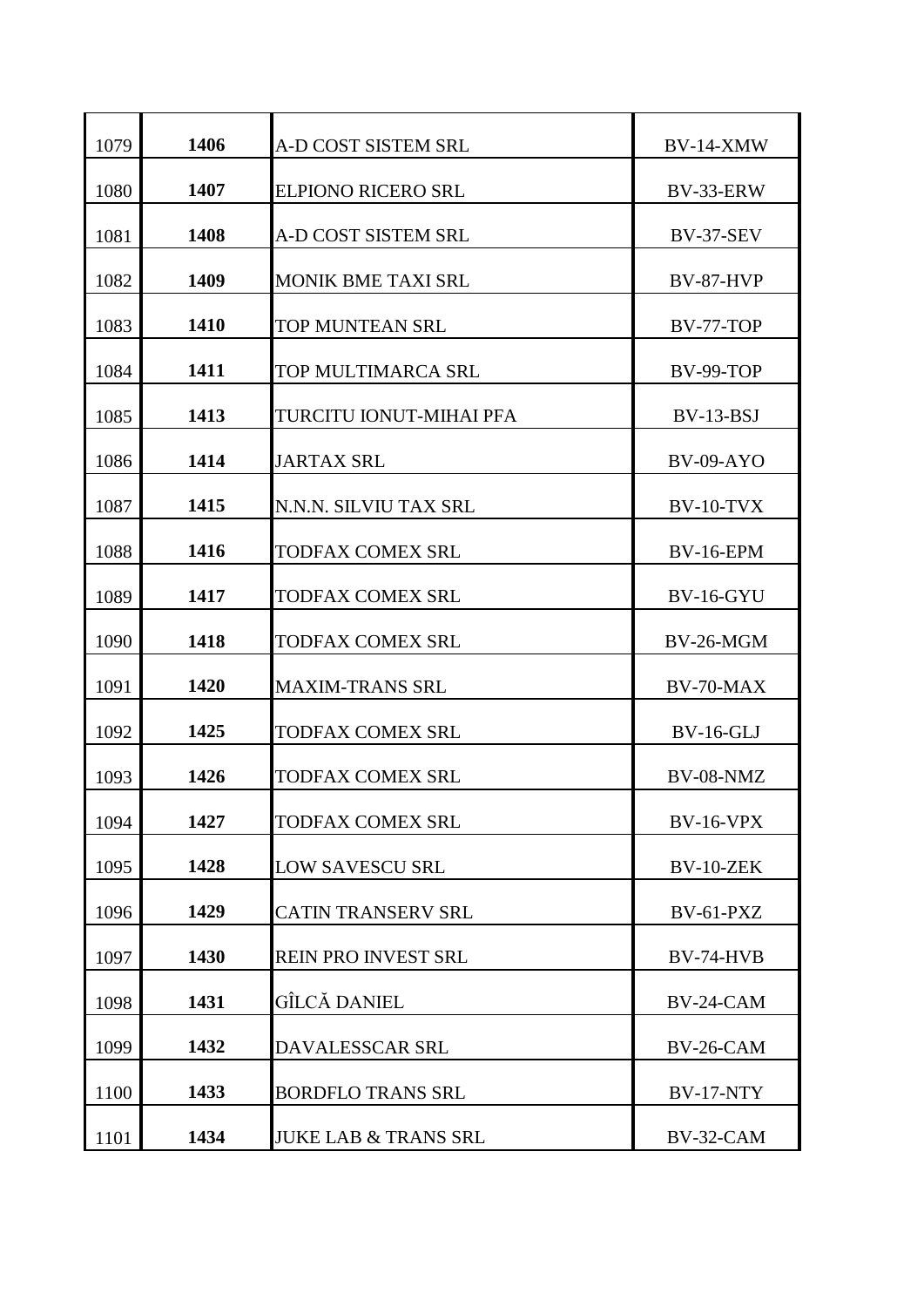| | | | |
|---|---|---|---|
| 1079 | **1406** | A-D COST SISTEM SRL | BV-14-XMW |
| 1080 | **1407** | ELPIONO RICERO SRL | BV-33-ERW |
| 1081 | **1408** | A-D COST SISTEM SRL | BV-37-SEV |
| 1082 | **1409** | MONIK BME TAXI SRL | BV-87-HVP |
| 1083 | **1410** | TOP MUNTEAN SRL | BV-77-TOP |
| 1084 | **1411** | TOP MULTIMARCA SRL | BV-99-TOP |
| 1085 | **1413** | TURCITU IONUT-MIHAI PFA | BV-13-BSJ |
| 1086 | **1414** | JARTAX SRL | BV-09-AYO |
| 1087 | **1415** | N.N.N. SILVIU TAX SRL | BV-10-TVX |
| 1088 | **1416** | TODFAX COMEX SRL | BV-16-EPM |
| 1089 | **1417** | TODFAX COMEX SRL | BV-16-GYU |
| 1090 | **1418** | TODFAX COMEX SRL | BV-26-MGM |
| 1091 | **1420** | MAXIM-TRANS SRL | BV-70-MAX |
| 1092 | **1425** | TODFAX COMEX SRL | BV-16-GLJ |
| 1093 | **1426** | TODFAX COMEX SRL | BV-08-NMZ |
| 1094 | **1427** | TODFAX COMEX SRL | BV-16-VPX |
| 1095 | **1428** | LOW SAVESCU SRL | BV-10-ZEK |
| 1096 | **1429** | CATIN TRANSERV SRL | BV-61-PXZ |
| 1097 | **1430** | REIN PRO INVEST SRL | BV-74-HVB |
| 1098 | **1431** | GÎLCĂ DANIEL | BV-24-CAM |
| 1099 | **1432** | DAVALESSCAR SRL | BV-26-CAM |
| 1100 | **1433** | BORDFLO TRANS SRL | BV-17-NTY |
| 1101 | **1434** | JUKE LAB & TRANS SRL | BV-32-CAM |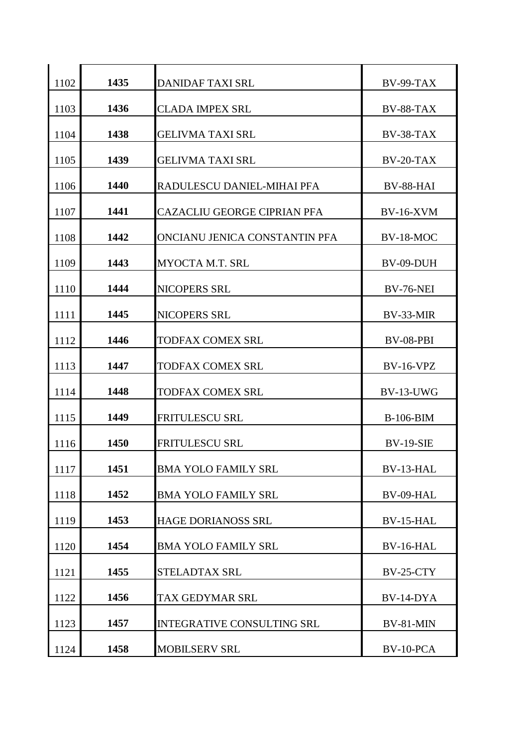| | | | |
|---|---|---|---|
| 1102 | **1435** | DANIDAF TAXI SRL | BV-99-TAX |
| 1103 | **1436** | CLADA IMPEX SRL | BV-88-TAX |
| 1104 | **1438** | GELIVMA TAXI SRL | BV-38-TAX |
| 1105 | **1439** | GELIVMA TAXI SRL | BV-20-TAX |
| 1106 | **1440** | RADULESCU DANIEL-MIHAI PFA | BV-88-HAI |
| 1107 | **1441** | CAZACLIU GEORGE CIPRIAN PFA | BV-16-XVM |
| 1108 | **1442** | ONCIANU JENICA CONSTANTIN PFA | BV-18-MOC |
| 1109 | **1443** | MYOCTA M.T. SRL | BV-09-DUH |
| 1110 | **1444** | NICOPERS SRL | BV-76-NEI |
| 1111 | **1445** | NICOPERS SRL | BV-33-MIR |
| 1112 | **1446** | TODFAX COMEX SRL | BV-08-PBI |
| 1113 | **1447** | TODFAX COMEX SRL | BV-16-VPZ |
| 1114 | **1448** | TODFAX COMEX SRL | BV-13-UWG |
| 1115 | **1449** | FRITULESCU SRL | B-106-BIM |
| 1116 | **1450** | FRITULESCU SRL | BV-19-SIE |
| 1117 | **1451** | BMA YOLO FAMILY SRL | BV-13-HAL |
| 1118 | **1452** | BMA YOLO FAMILY SRL | BV-09-HAL |
| 1119 | **1453** | HAGE DORIANOSS SRL | BV-15-HAL |
| 1120 | **1454** | BMA YOLO FAMILY SRL | BV-16-HAL |
| 1121 | **1455** | STELADTAX SRL | BV-25-CTY |
| 1122 | **1456** | TAX GEDYMAR SRL | BV-14-DYA |
| 1123 | **1457** | INTEGRATIVE CONSULTING SRL | BV-81-MIN |
| 1124 | **1458** | MOBILSERV SRL | BV-10-PCA |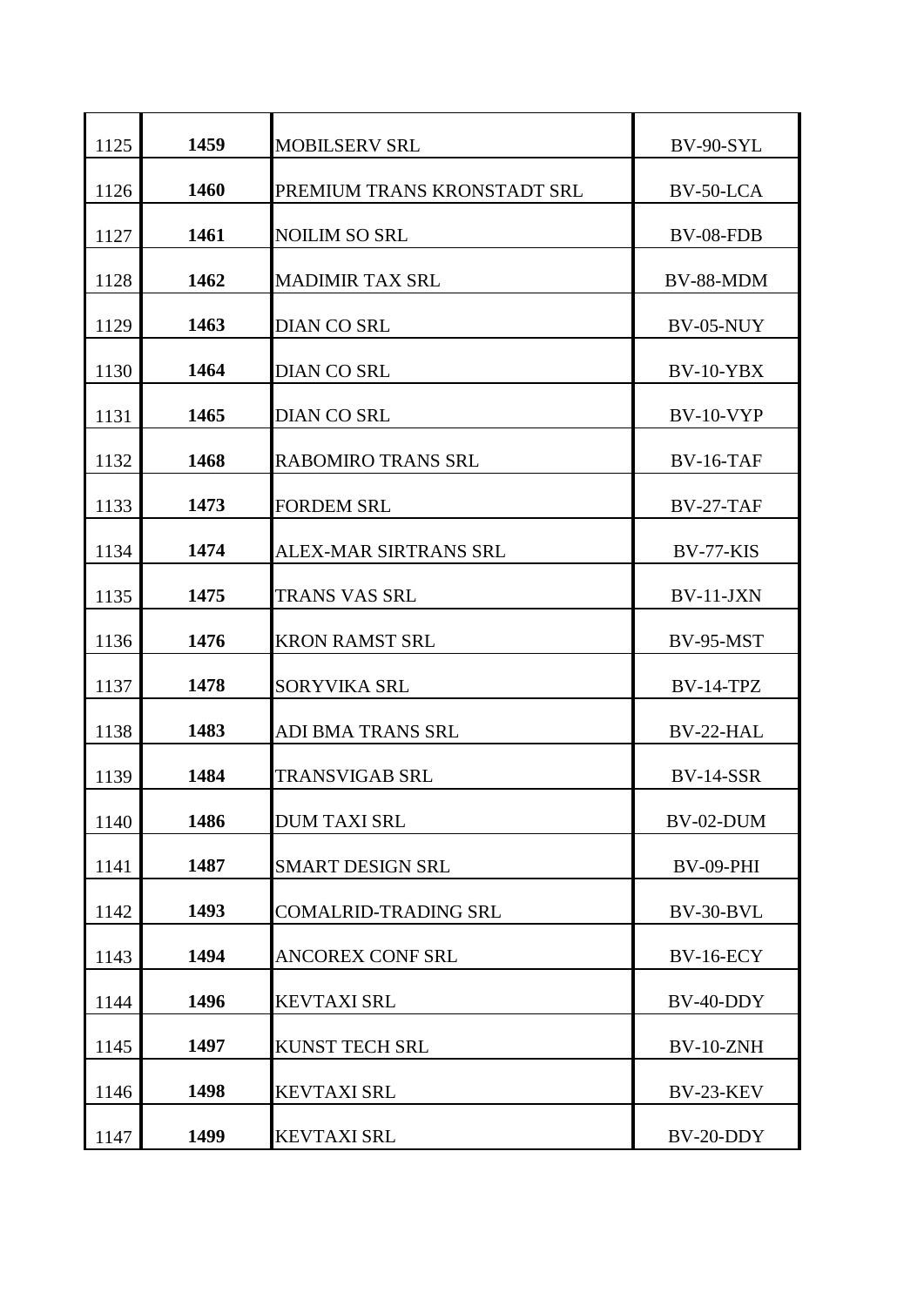| | | | |
|---|---|---|---|
| 1125 | **1459** | MOBILSERV SRL | BV-90-SYL |
| 1126 | **1460** | PREMIUM TRANS KRONSTADT SRL | BV-50-LCA |
| 1127 | **1461** | NOILIM SO SRL | BV-08-FDB |
| 1128 | **1462** | MADIMIR TAX SRL | BV-88-MDM |
| 1129 | **1463** | DIAN CO SRL | BV-05-NUY |
| 1130 | **1464** | DIAN CO SRL | BV-10-YBX |
| 1131 | **1465** | DIAN CO SRL | BV-10-VYP |
| 1132 | **1468** | RABOMIRO TRANS SRL | BV-16-TAF |
| 1133 | **1473** | FORDEM SRL | BV-27-TAF |
| 1134 | **1474** | ALEX-MAR SIRTRANS SRL | BV-77-KIS |
| 1135 | **1475** | TRANS VAS SRL | BV-11-JXN |
| 1136 | **1476** | KRON RAMST SRL | BV-95-MST |
| 1137 | **1478** | SORYVIKA SRL | BV-14-TPZ |
| 1138 | **1483** | ADI BMA TRANS SRL | BV-22-HAL |
| 1139 | **1484** | TRANSVIGAB SRL | BV-14-SSR |
| 1140 | **1486** | DUM TAXI SRL | BV-02-DUM |
| 1141 | **1487** | SMART DESIGN SRL | BV-09-PHI |
| 1142 | **1493** | COMALRID-TRADING SRL | BV-30-BVL |
| 1143 | **1494** | ANCOREX CONF SRL | BV-16-ECY |
| 1144 | **1496** | KEVTAXI SRL | BV-40-DDY |
| 1145 | **1497** | KUNST TECH SRL | BV-10-ZNH |
| 1146 | **1498** | KEVTAXI SRL | BV-23-KEV |
| 1147 | **1499** | KEVTAXI SRL | BV-20-DDY |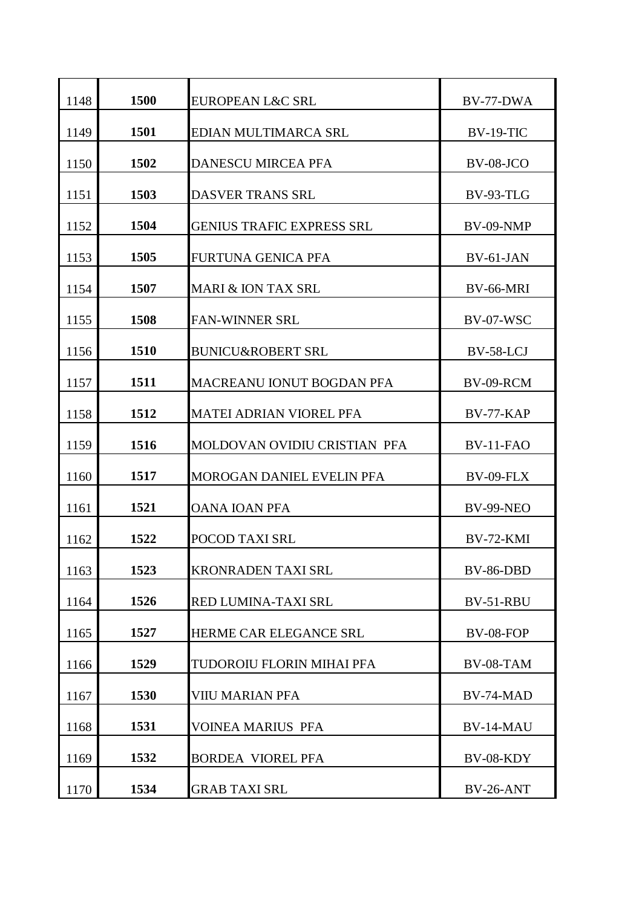| | | | |
|---|---|---|---|
| 1148 | **1500** | EUROPEAN L&C SRL | BV-77-DWA |
| 1149 | **1501** | EDIAN MULTIMARCA SRL | BV-19-TIC |
| 1150 | **1502** | DANESCU MIRCEA PFA | BV-08-JCO |
| 1151 | **1503** | DASVER TRANS SRL | BV-93-TLG |
| 1152 | **1504** | GENIUS TRAFIC EXPRESS SRL | BV-09-NMP |
| 1153 | **1505** | FURTUNA GENICA PFA | BV-61-JAN |
| 1154 | **1507** | MARI & ION TAX SRL | BV-66-MRI |
| 1155 | **1508** | FAN-WINNER SRL | BV-07-WSC |
| 1156 | **1510** | BUNICU&ROBERT SRL | BV-58-LCJ |
| 1157 | **1511** | MACREANU IONUT BOGDAN PFA | BV-09-RCM |
| 1158 | **1512** | MATEI ADRIAN VIOREL PFA | BV-77-KAP |
| 1159 | **1516** | MOLDOVAN OVIDIU CRISTIAN PFA | BV-11-FAO |
| 1160 | **1517** | MOROGAN DANIEL EVELIN PFA | BV-09-FLX |
| 1161 | **1521** | OANA IOAN PFA | BV-99-NEO |
| 1162 | **1522** | POCOD TAXI SRL | BV-72-KMI |
| 1163 | **1523** | KRONRADEN TAXI SRL | BV-86-DBD |
| 1164 | **1526** | RED LUMINA-TAXI SRL | BV-51-RBU |
| 1165 | **1527** | HERME CAR ELEGANCE SRL | BV-08-FOP |
| 1166 | **1529** | TUDOROIU FLORIN MIHAI PFA | BV-08-TAM |
| 1167 | **1530** | VIIU MARIAN PFA | BV-74-MAD |
| 1168 | **1531** | VOINEA MARIUS PFA | BV-14-MAU |
| 1169 | **1532** | BORDEA VIOREL PFA | BV-08-KDY |
| 1170 | **1534** | GRAB TAXI SRL | BV-26-ANT |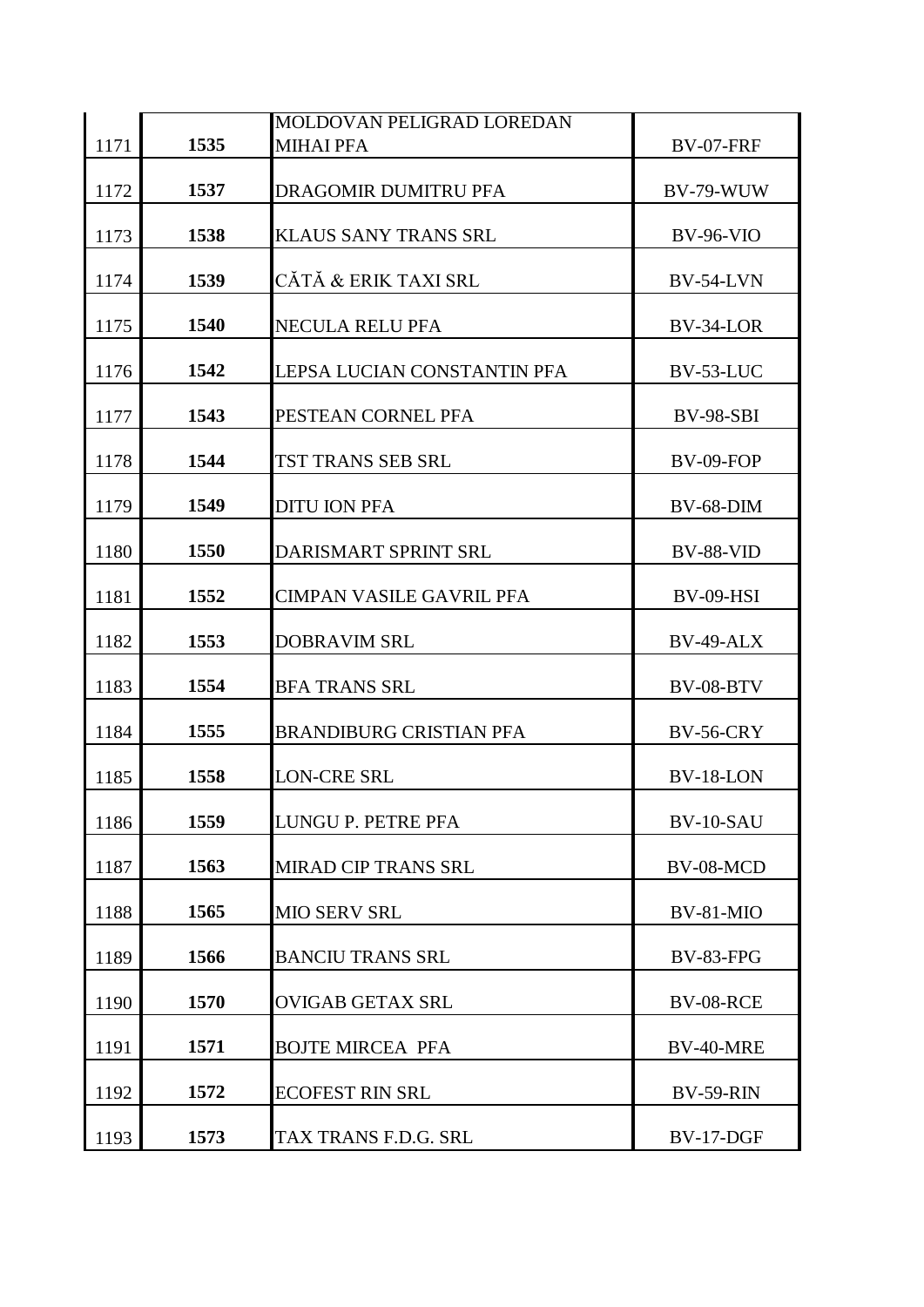| | | | |
|---|---|---|---|
| 1171 | **1535** | MOLDOVAN PELIGRAD LOREDAN MIHAI PFA | BV-07-FRF |
| 1172 | **1537** | DRAGOMIR DUMITRU PFA | BV-79-WUW |
| 1173 | **1538** | KLAUS SANY TRANS SRL | BV-96-VIO |
| 1174 | **1539** | CĂTĂ & ERIK TAXI SRL | BV-54-LVN |
| 1175 | **1540** | NECULA RELU PFA | BV-34-LOR |
| 1176 | **1542** | LEPSA LUCIAN CONSTANTIN PFA | BV-53-LUC |
| 1177 | **1543** | PESTEAN CORNEL PFA | BV-98-SBI |
| 1178 | **1544** | TST TRANS SEB SRL | BV-09-FOP |
| 1179 | **1549** | DITU ION PFA | BV-68-DIM |
| 1180 | **1550** | DARISMART SPRINT SRL | BV-88-VID |
| 1181 | **1552** | CIMPAN VASILE GAVRIL PFA | BV-09-HSI |
| 1182 | **1553** | DOBRAVIM SRL | BV-49-ALX |
| 1183 | **1554** | BFA TRANS SRL | BV-08-BTV |
| 1184 | **1555** | BRANDIBURG CRISTIAN PFA | BV-56-CRY |
| 1185 | **1558** | LON-CRE SRL | BV-18-LON |
| 1186 | **1559** | LUNGU P. PETRE PFA | BV-10-SAU |
| 1187 | **1563** | MIRAD CIP TRANS SRL | BV-08-MCD |
| 1188 | **1565** | MIO SERV SRL | BV-81-MIO |
| 1189 | **1566** | BANCIU TRANS SRL | BV-83-FPG |
| 1190 | **1570** | OVIGAB GETAX SRL | BV-08-RCE |
| 1191 | **1571** | BOJTE MIRCEA PFA | BV-40-MRE |
| 1192 | **1572** | ECOFEST RIN SRL | BV-59-RIN |
| 1193 | **1573** | TAX TRANS F.D.G. SRL | BV-17-DGF |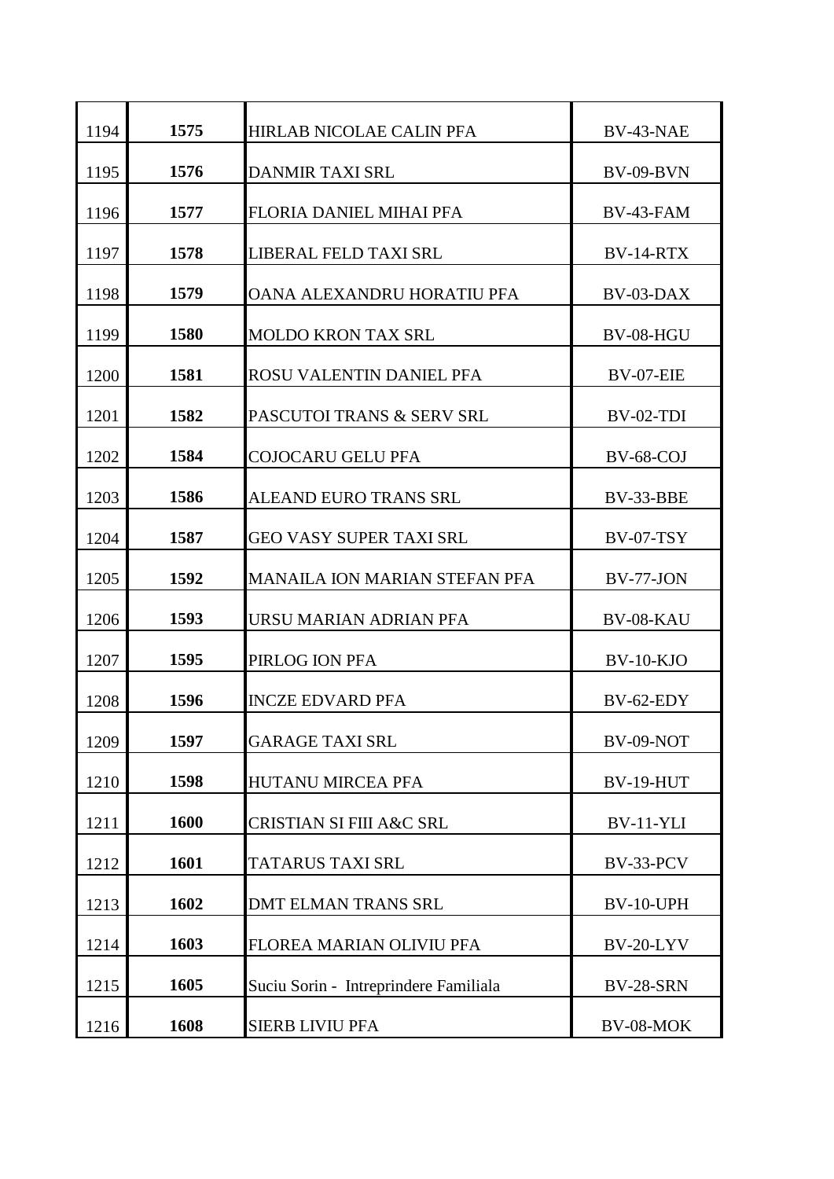| | | | |
|---|---|---|---|
| 1194 | **1575** | HIRLAB NICOLAE CALIN PFA | BV-43-NAE |
| 1195 | **1576** | DANMIR TAXI SRL | BV-09-BVN |
| 1196 | **1577** | FLORIA DANIEL MIHAI PFA | BV-43-FAM |
| 1197 | **1578** | LIBERAL FELD TAXI SRL | BV-14-RTX |
| 1198 | **1579** | OANA ALEXANDRU HORATIU PFA | BV-03-DAX |
| 1199 | **1580** | MOLDO KRON TAX SRL | BV-08-HGU |
| 1200 | **1581** | ROSU VALENTIN DANIEL PFA | BV-07-EIE |
| 1201 | **1582** | PASCUTOI TRANS & SERV SRL | BV-02-TDI |
| 1202 | **1584** | COJOCARU GELU PFA | BV-68-COJ |
| 1203 | **1586** | ALEAND EURO TRANS SRL | BV-33-BBE |
| 1204 | **1587** | GEO VASY SUPER TAXI SRL | BV-07-TSY |
| 1205 | **1592** | MANAILA ION MARIAN STEFAN PFA | BV-77-JON |
| 1206 | **1593** | URSU MARIAN ADRIAN PFA | BV-08-KAU |
| 1207 | **1595** | PIRLOG ION PFA | BV-10-KJO |
| 1208 | **1596** | INCZE EDVARD PFA | BV-62-EDY |
| 1209 | **1597** | GARAGE TAXI SRL | BV-09-NOT |
| 1210 | **1598** | HUTANU MIRCEA PFA | BV-19-HUT |
| 1211 | **1600** | CRISTIAN SI FIII A&C SRL | BV-11-YLI |
| 1212 | **1601** | TATARUS TAXI SRL | BV-33-PCV |
| 1213 | **1602** | DMT ELMAN TRANS SRL | BV-10-UPH |
| 1214 | **1603** | FLOREA MARIAN OLIVIU PFA | BV-20-LYV |
| 1215 | **1605** | Suciu Sorin - Intreprindere Familiala | BV-28-SRN |
| 1216 | **1608** | SIERB LIVIU PFA | BV-08-MOK |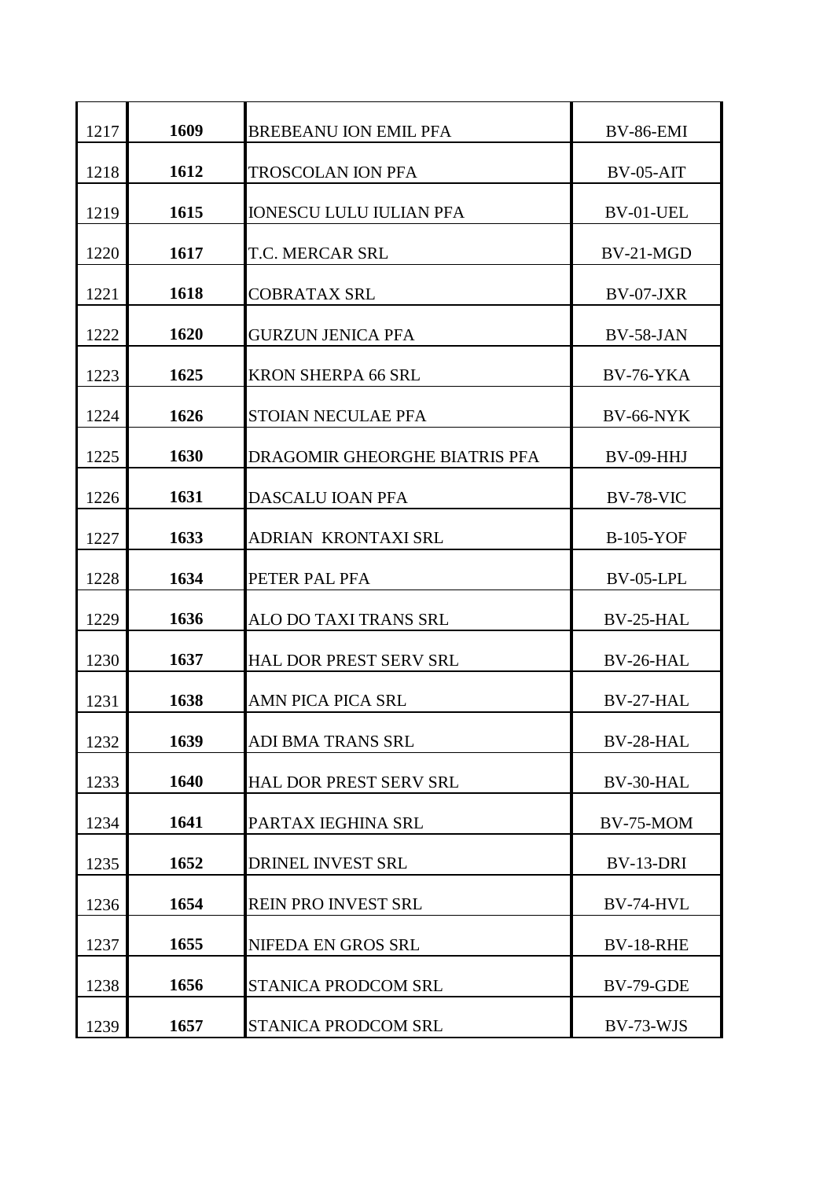| | | | |
|---|---|---|---|
| 1217 | **1609** | BREBEANU ION EMIL PFA | BV-86-EMI |
| 1218 | **1612** | TROSCOLAN ION PFA | BV-05-AIT |
| 1219 | **1615** | IONESCU LULU IULIAN PFA | BV-01-UEL |
| 1220 | **1617** | T.C. MERCAR SRL | BV-21-MGD |
| 1221 | **1618** | COBRATAX SRL | BV-07-JXR |
| 1222 | **1620** | GURZUN JENICA PFA | BV-58-JAN |
| 1223 | **1625** | KRON SHERPA 66 SRL | BV-76-YKA |
| 1224 | **1626** | STOIAN NECULAE PFA | BV-66-NYK |
| 1225 | **1630** | DRAGOMIR GHEORGHE BIATRIS PFA | BV-09-HHJ |
| 1226 | **1631** | DASCALU IOAN PFA | BV-78-VIC |
| 1227 | **1633** | ADRIAN KRONTAXI SRL | B-105-YOF |
| 1228 | **1634** | PETER PAL PFA | BV-05-LPL |
| 1229 | **1636** | ALO DO TAXI TRANS SRL | BV-25-HAL |
| 1230 | **1637** | HAL DOR PREST SERV SRL | BV-26-HAL |
| 1231 | **1638** | AMN PICA PICA SRL | BV-27-HAL |
| 1232 | **1639** | ADI BMA TRANS SRL | BV-28-HAL |
| 1233 | **1640** | HAL DOR PREST SERV SRL | BV-30-HAL |
| 1234 | **1641** | PARTAX IEGHINA SRL | BV-75-MOM |
| 1235 | **1652** | DRINEL INVEST SRL | BV-13-DRI |
| 1236 | **1654** | REIN PRO INVEST SRL | BV-74-HVL |
| 1237 | **1655** | NIFEDA EN GROS SRL | BV-18-RHE |
| 1238 | **1656** | STANICA PRODCOM SRL | BV-79-GDE |
| 1239 | **1657** | STANICA PRODCOM SRL | BV-73-WJS |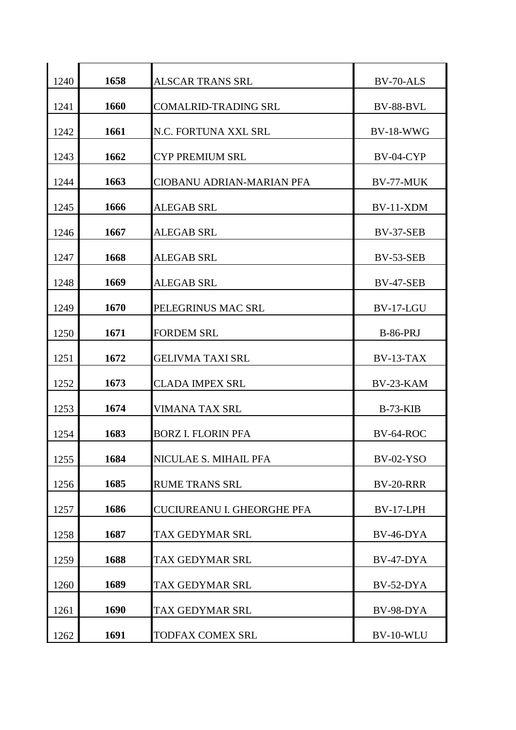| | | | |
|---|---|---|---|
| 1240 | **1658** | ALSCAR TRANS SRL | BV-70-ALS |
| 1241 | **1660** | COMALRID-TRADING SRL | BV-88-BVL |
| 1242 | **1661** | N.C. FORTUNA XXL SRL | BV-18-WWG |
| 1243 | **1662** | CYP PREMIUM SRL | BV-04-CYP |
| 1244 | **1663** | CIOBANU ADRIAN-MARIAN PFA | BV-77-MUK |
| 1245 | **1666** | ALEGAB SRL | BV-11-XDM |
| 1246 | **1667** | ALEGAB SRL | BV-37-SEB |
| 1247 | **1668** | ALEGAB SRL | BV-53-SEB |
| 1248 | **1669** | ALEGAB SRL | BV-47-SEB |
| 1249 | **1670** | PELEGRINUS MAC SRL | BV-17-LGU |
| 1250 | **1671** | FORDEM SRL | B-86-PRJ |
| 1251 | **1672** | GELIVMA TAXI SRL | BV-13-TAX |
| 1252 | **1673** | CLADA IMPEX SRL | BV-23-KAM |
| 1253 | **1674** | VIMANA TAX SRL | B-73-KIB |
| 1254 | **1683** | BORZ I. FLORIN PFA | BV-64-ROC |
| 1255 | **1684** | NICULAE S. MIHAIL PFA | BV-02-YSO |
| 1256 | **1685** | RUME TRANS SRL | BV-20-RRR |
| 1257 | **1686** | CUCIUREANU I. GHEORGHE PFA | BV-17-LPH |
| 1258 | **1687** | TAX GEDYMAR SRL | BV-46-DYA |
| 1259 | **1688** | TAX GEDYMAR SRL | BV-47-DYA |
| 1260 | **1689** | TAX GEDYMAR SRL | BV-52-DYA |
| 1261 | **1690** | TAX GEDYMAR SRL | BV-98-DYA |
| 1262 | **1691** | TODFAX COMEX SRL | BV-10-WLU |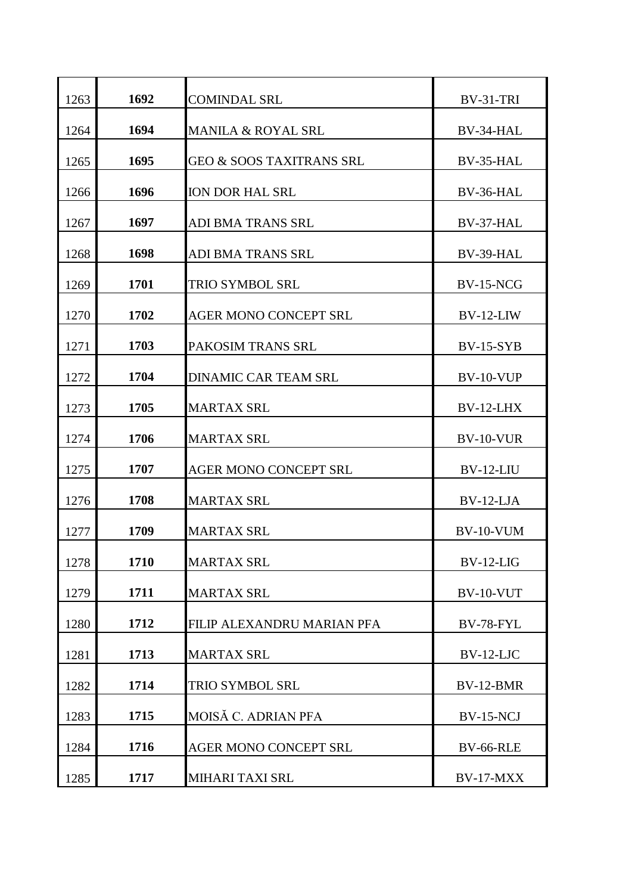| | | | |
|---|---|---|---|
| 1263 | **1692** | COMINDAL SRL | BV-31-TRI |
| 1264 | **1694** | MANILA & ROYAL SRL | BV-34-HAL |
| 1265 | **1695** | GEO & SOOS TAXITRANS SRL | BV-35-HAL |
| 1266 | **1696** | ION DOR HAL SRL | BV-36-HAL |
| 1267 | **1697** | ADI BMA TRANS SRL | BV-37-HAL |
| 1268 | **1698** | ADI BMA TRANS SRL | BV-39-HAL |
| 1269 | **1701** | TRIO SYMBOL SRL | BV-15-NCG |
| 1270 | **1702** | AGER MONO CONCEPT SRL | BV-12-LIW |
| 1271 | **1703** | PAKOSIM TRANS SRL | BV-15-SYB |
| 1272 | **1704** | DINAMIC CAR TEAM SRL | BV-10-VUP |
| 1273 | **1705** | MARTAX SRL | BV-12-LHX |
| 1274 | **1706** | MARTAX SRL | BV-10-VUR |
| 1275 | **1707** | AGER MONO CONCEPT SRL | BV-12-LIU |
| 1276 | **1708** | MARTAX SRL | BV-12-LJA |
| 1277 | **1709** | MARTAX SRL | BV-10-VUM |
| 1278 | **1710** | MARTAX SRL | BV-12-LIG |
| 1279 | **1711** | MARTAX SRL | BV-10-VUT |
| 1280 | **1712** | FILIP ALEXANDRU MARIAN PFA | BV-78-FYL |
| 1281 | **1713** | MARTAX SRL | BV-12-LJC |
| 1282 | **1714** | TRIO SYMBOL SRL | BV-12-BMR |
| 1283 | **1715** | MOISĂ C. ADRIAN PFA | BV-15-NCJ |
| 1284 | **1716** | AGER MONO CONCEPT SRL | BV-66-RLE |
| 1285 | **1717** | MIHARI TAXI SRL | BV-17-MXX |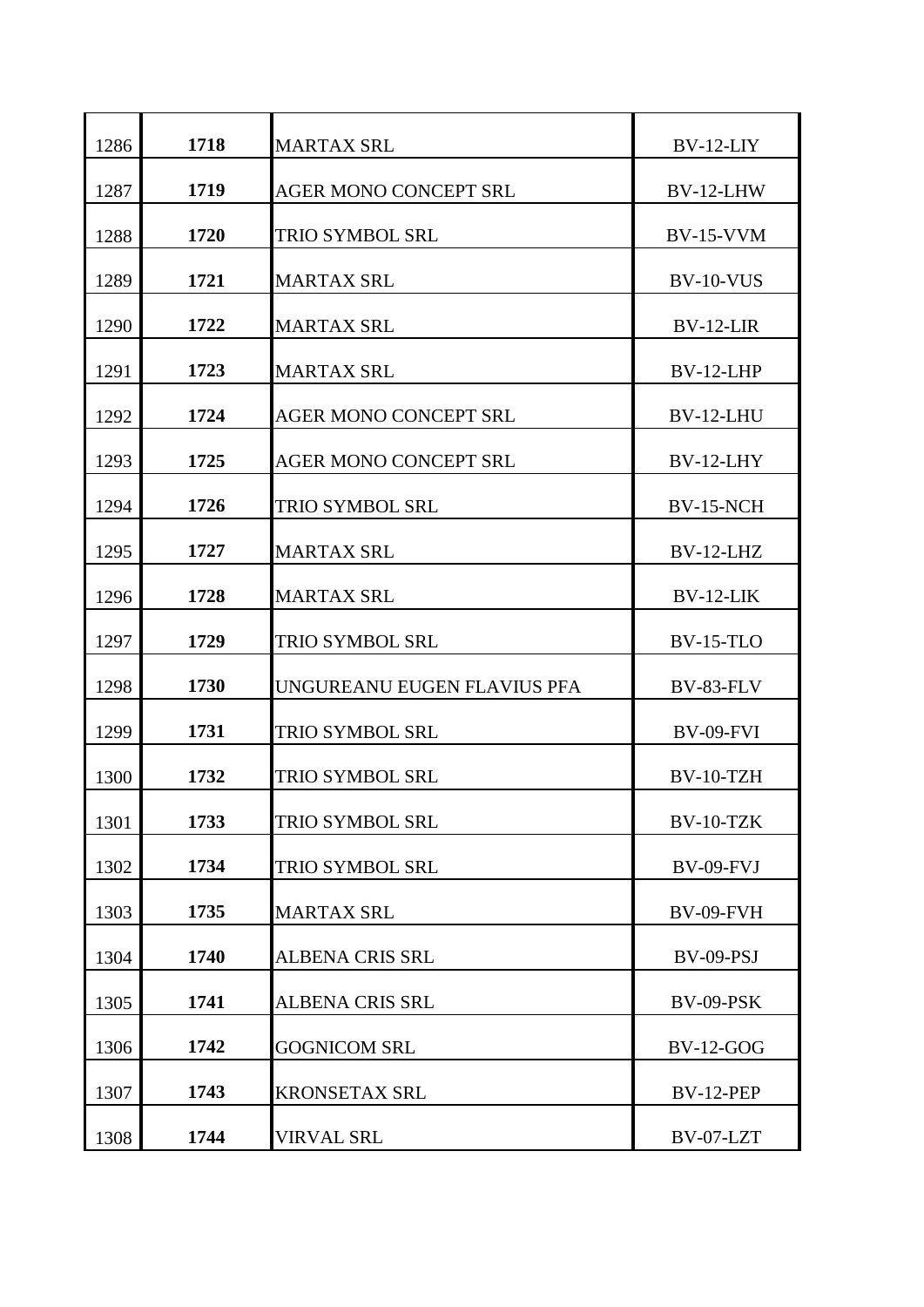| | | | |
|---|---|---|---|
| 1286 | **1718** | MARTAX SRL | BV-12-LIY |
| 1287 | **1719** | AGER MONO CONCEPT SRL | BV-12-LHW |
| 1288 | **1720** | TRIO SYMBOL SRL | BV-15-VVM |
| 1289 | **1721** | MARTAX SRL | BV-10-VUS |
| 1290 | **1722** | MARTAX SRL | BV-12-LIR |
| 1291 | **1723** | MARTAX SRL | BV-12-LHP |
| 1292 | **1724** | AGER MONO CONCEPT SRL | BV-12-LHU |
| 1293 | **1725** | AGER MONO CONCEPT SRL | BV-12-LHY |
| 1294 | **1726** | TRIO SYMBOL SRL | BV-15-NCH |
| 1295 | **1727** | MARTAX SRL | BV-12-LHZ |
| 1296 | **1728** | MARTAX SRL | BV-12-LIK |
| 1297 | **1729** | TRIO SYMBOL SRL | BV-15-TLO |
| 1298 | **1730** | UNGUREANU EUGEN FLAVIUS PFA | BV-83-FLV |
| 1299 | **1731** | TRIO SYMBOL SRL | BV-09-FVI |
| 1300 | **1732** | TRIO SYMBOL SRL | BV-10-TZH |
| 1301 | **1733** | TRIO SYMBOL SRL | BV-10-TZK |
| 1302 | **1734** | TRIO SYMBOL SRL | BV-09-FVJ |
| 1303 | **1735** | MARTAX SRL | BV-09-FVH |
| 1304 | **1740** | ALBENA CRIS SRL | BV-09-PSJ |
| 1305 | **1741** | ALBENA CRIS SRL | BV-09-PSK |
| 1306 | **1742** | GOGNICOM SRL | BV-12-GOG |
| 1307 | **1743** | KRONSETAX SRL | BV-12-PEP |
| 1308 | **1744** | VIRVAL SRL | BV-07-LZT |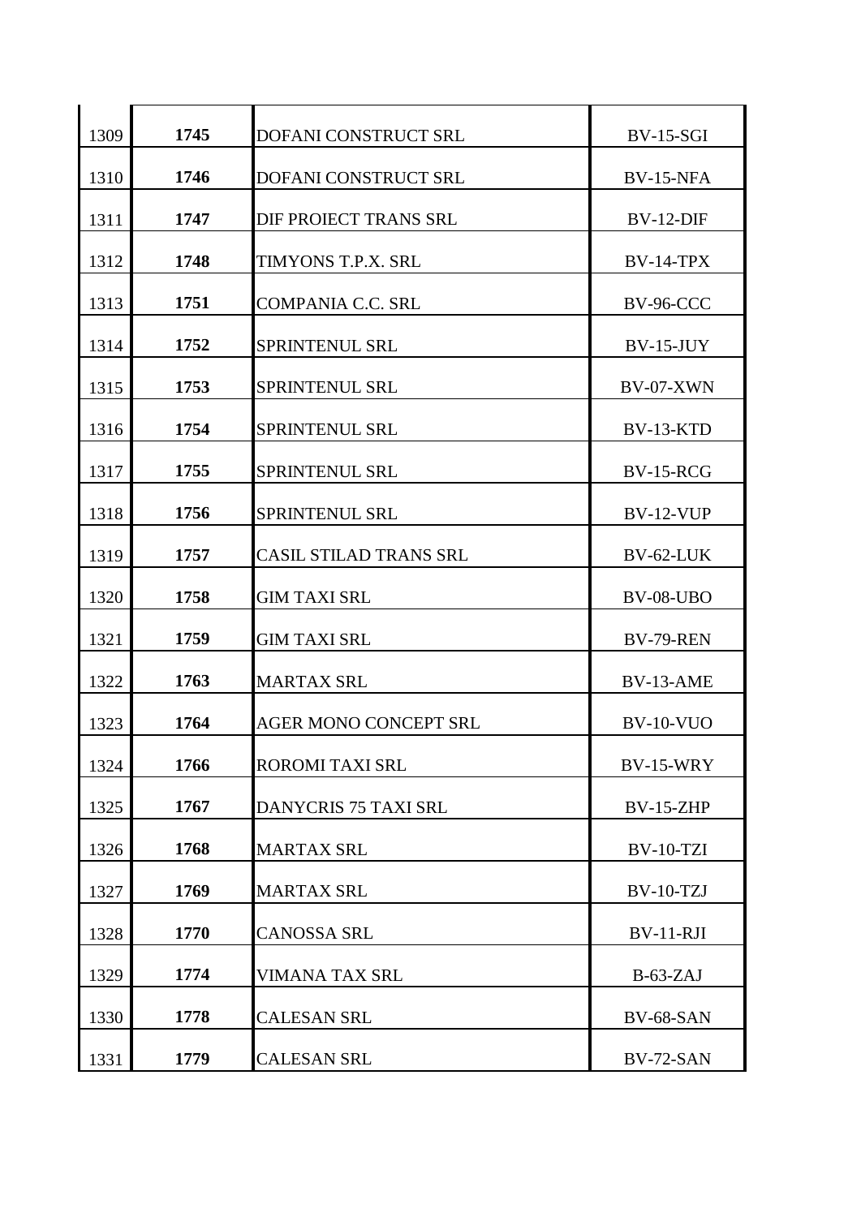| | | | |
|---|---|---|---|
| 1309 | **1745** | DOFANI CONSTRUCT SRL | BV-15-SGI |
| 1310 | **1746** | DOFANI CONSTRUCT SRL | BV-15-NFA |
| 1311 | **1747** | DIF PROIECT TRANS SRL | BV-12-DIF |
| 1312 | **1748** | TIMYONS T.P.X. SRL | BV-14-TPX |
| 1313 | **1751** | COMPANIA C.C. SRL | BV-96-CCC |
| 1314 | **1752** | SPRINTENUL SRL | BV-15-JUY |
| 1315 | **1753** | SPRINTENUL SRL | BV-07-XWN |
| 1316 | **1754** | SPRINTENUL SRL | BV-13-KTD |
| 1317 | **1755** | SPRINTENUL SRL | BV-15-RCG |
| 1318 | **1756** | SPRINTENUL SRL | BV-12-VUP |
| 1319 | **1757** | CASIL STILAD TRANS SRL | BV-62-LUK |
| 1320 | **1758** | GIM TAXI SRL | BV-08-UBO |
| 1321 | **1759** | GIM TAXI SRL | BV-79-REN |
| 1322 | **1763** | MARTAX SRL | BV-13-AME |
| 1323 | **1764** | AGER MONO CONCEPT SRL | BV-10-VUO |
| 1324 | **1766** | ROROMI TAXI SRL | BV-15-WRY |
| 1325 | **1767** | DANYCRIS 75 TAXI SRL | BV-15-ZHP |
| 1326 | **1768** | MARTAX SRL | BV-10-TZI |
| 1327 | **1769** | MARTAX SRL | BV-10-TZJ |
| 1328 | **1770** | CANOSSA SRL | BV-11-RJI |
| 1329 | **1774** | VIMANA TAX SRL | B-63-ZAJ |
| 1330 | **1778** | CALESAN SRL | BV-68-SAN |
| 1331 | **1779** | CALESAN SRL | BV-72-SAN |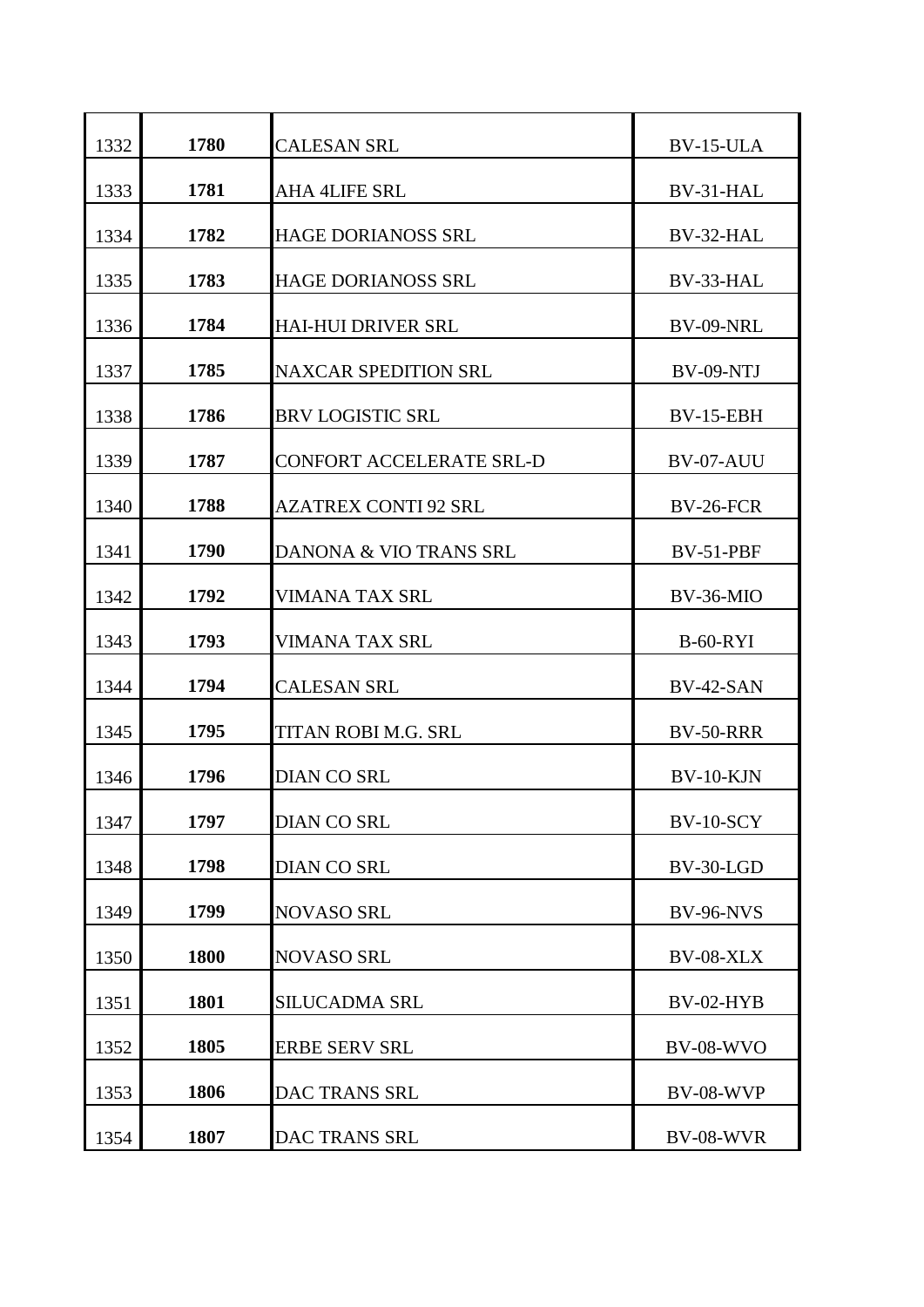| | | | |
|---|---|---|---|
| 1332 | **1780** | CALESAN SRL | BV-15-ULA |
| 1333 | **1781** | AHA 4LIFE SRL | BV-31-HAL |
| 1334 | **1782** | HAGE DORIANOSS SRL | BV-32-HAL |
| 1335 | **1783** | HAGE DORIANOSS SRL | BV-33-HAL |
| 1336 | **1784** | HAI-HUI DRIVER SRL | BV-09-NRL |
| 1337 | **1785** | NAXCAR SPEDITION SRL | BV-09-NTJ |
| 1338 | **1786** | BRV LOGISTIC SRL | BV-15-EBH |
| 1339 | **1787** | CONFORT ACCELERATE SRL-D | BV-07-AUU |
| 1340 | **1788** | AZATREX CONTI 92 SRL | BV-26-FCR |
| 1341 | **1790** | DANONA & VIO TRANS SRL | BV-51-PBF |
| 1342 | **1792** | VIMANA TAX SRL | BV-36-MIO |
| 1343 | **1793** | VIMANA TAX SRL | B-60-RYI |
| 1344 | **1794** | CALESAN SRL | BV-42-SAN |
| 1345 | **1795** | TITAN ROBI M.G. SRL | BV-50-RRR |
| 1346 | **1796** | DIAN CO SRL | BV-10-KJN |
| 1347 | **1797** | DIAN CO SRL | BV-10-SCY |
| 1348 | **1798** | DIAN CO SRL | BV-30-LGD |
| 1349 | **1799** | NOVASO SRL | BV-96-NVS |
| 1350 | **1800** | NOVASO SRL | BV-08-XLX |
| 1351 | **1801** | SILUCADMA SRL | BV-02-HYB |
| 1352 | **1805** | ERBE SERV SRL | BV-08-WVO |
| 1353 | **1806** | DAC TRANS SRL | BV-08-WVP |
| 1354 | **1807** | DAC TRANS SRL | BV-08-WVR |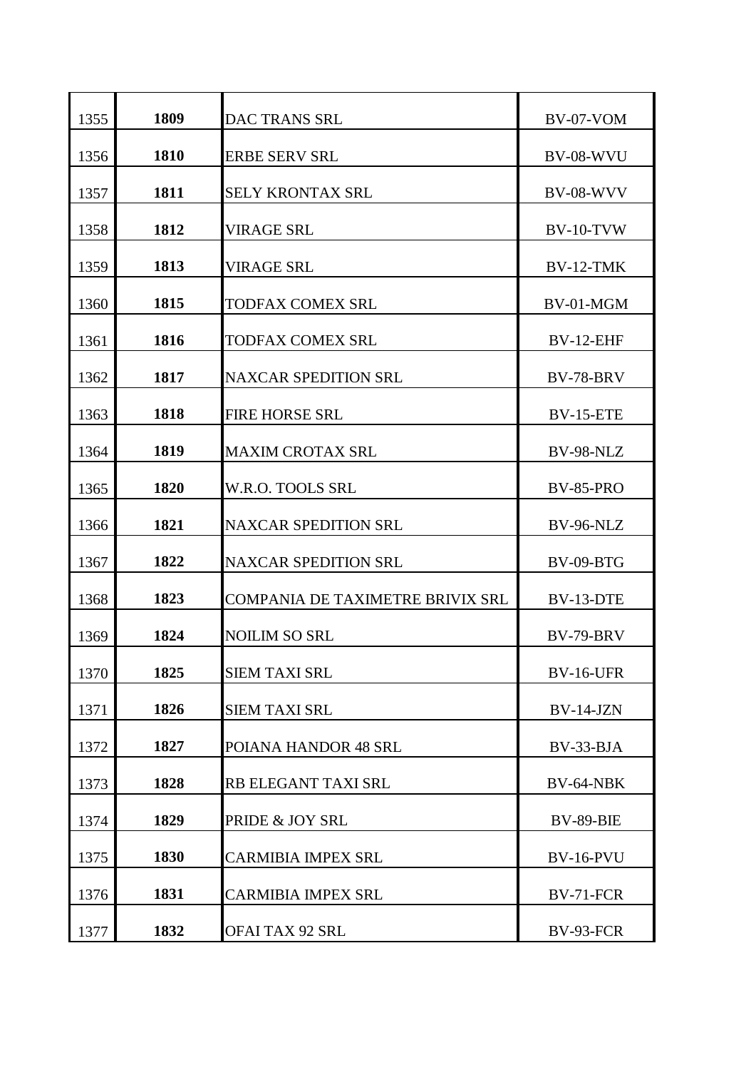| | | | |
|---|---|---|---|
| 1355 | **1809** | DAC TRANS SRL | BV-07-VOM |
| 1356 | **1810** | ERBE SERV SRL | BV-08-WVU |
| 1357 | **1811** | SELY KRONTAX SRL | BV-08-WVV |
| 1358 | **1812** | VIRAGE SRL | BV-10-TVW |
| 1359 | **1813** | VIRAGE SRL | BV-12-TMK |
| 1360 | **1815** | TODFAX COMEX SRL | BV-01-MGM |
| 1361 | **1816** | TODFAX COMEX SRL | BV-12-EHF |
| 1362 | **1817** | NAXCAR SPEDITION SRL | BV-78-BRV |
| 1363 | **1818** | FIRE HORSE SRL | BV-15-ETE |
| 1364 | **1819** | MAXIM CROTAX SRL | BV-98-NLZ |
| 1365 | **1820** | W.R.O. TOOLS SRL | BV-85-PRO |
| 1366 | **1821** | NAXCAR SPEDITION SRL | BV-96-NLZ |
| 1367 | **1822** | NAXCAR SPEDITION SRL | BV-09-BTG |
| 1368 | **1823** | COMPANIA DE TAXIMETRE BRIVIX SRL | BV-13-DTE |
| 1369 | **1824** | NOILIM SO SRL | BV-79-BRV |
| 1370 | **1825** | SIEM TAXI SRL | BV-16-UFR |
| 1371 | **1826** | SIEM TAXI SRL | BV-14-JZN |
| 1372 | **1827** | POIANA HANDOR 48 SRL | BV-33-BJA |
| 1373 | **1828** | RB ELEGANT TAXI SRL | BV-64-NBK |
| 1374 | **1829** | PRIDE & JOY SRL | BV-89-BIE |
| 1375 | **1830** | CARMIBIA IMPEX SRL | BV-16-PVU |
| 1376 | **1831** | CARMIBIA IMPEX SRL | BV-71-FCR |
| 1377 | **1832** | OFAI TAX 92 SRL | BV-93-FCR |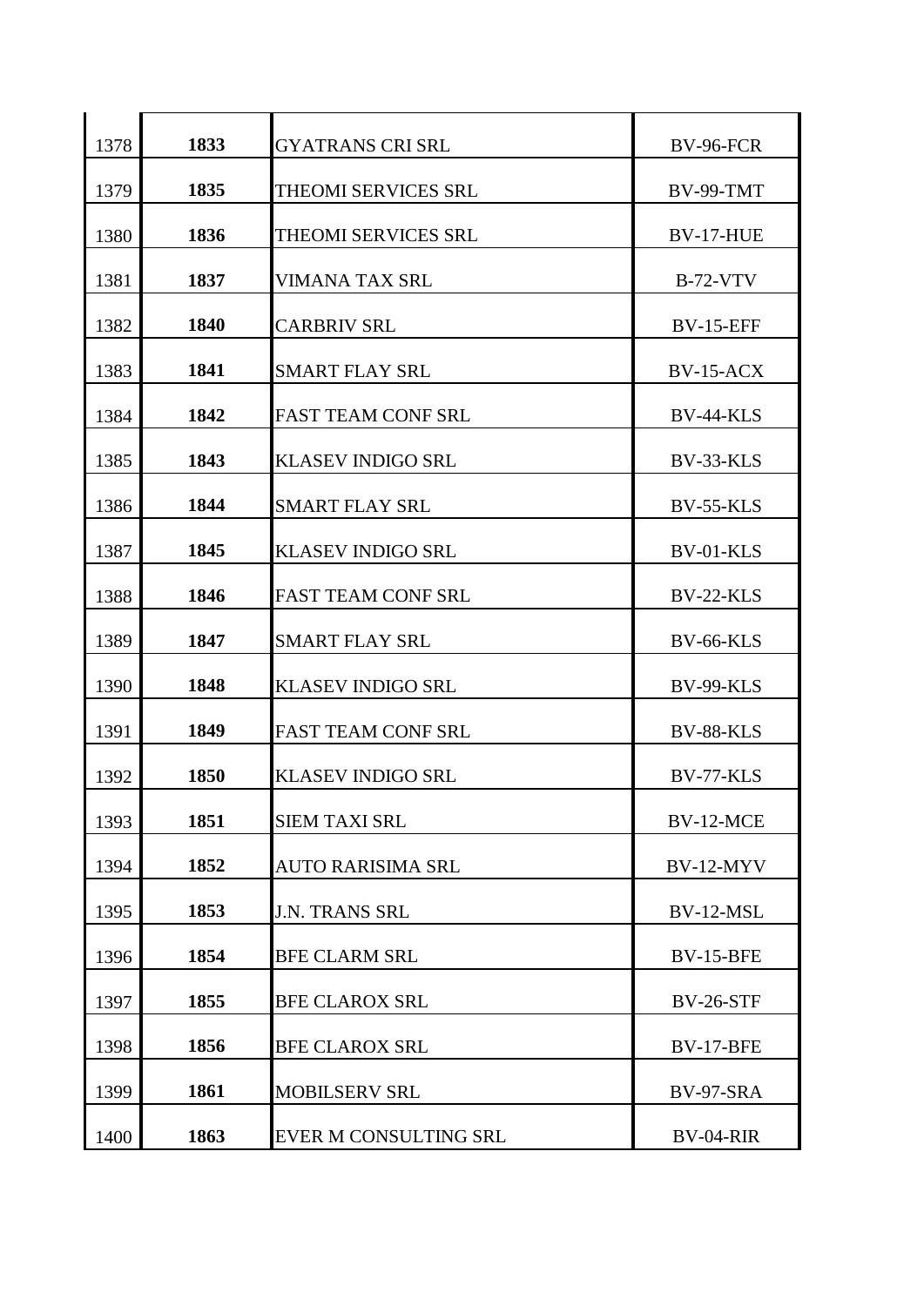| | | | |
|---|---|---|---|
| 1378 | **1833** | GYATRANS CRI SRL | BV-96-FCR |
| 1379 | **1835** | THEOMI SERVICES SRL | BV-99-TMT |
| 1380 | **1836** | THEOMI SERVICES SRL | BV-17-HUE |
| 1381 | **1837** | VIMANA TAX SRL | B-72-VTV |
| 1382 | **1840** | CARBRIV SRL | BV-15-EFF |
| 1383 | **1841** | SMART FLAY SRL | BV-15-ACX |
| 1384 | **1842** | FAST TEAM CONF SRL | BV-44-KLS |
| 1385 | **1843** | KLASEV INDIGO SRL | BV-33-KLS |
| 1386 | **1844** | SMART FLAY SRL | BV-55-KLS |
| 1387 | **1845** | KLASEV INDIGO SRL | BV-01-KLS |
| 1388 | **1846** | FAST TEAM CONF SRL | BV-22-KLS |
| 1389 | **1847** | SMART FLAY SRL | BV-66-KLS |
| 1390 | **1848** | KLASEV INDIGO SRL | BV-99-KLS |
| 1391 | **1849** | FAST TEAM CONF SRL | BV-88-KLS |
| 1392 | **1850** | KLASEV INDIGO SRL | BV-77-KLS |
| 1393 | **1851** | SIEM TAXI SRL | BV-12-MCE |
| 1394 | **1852** | AUTO RARISIMA SRL | BV-12-MYV |
| 1395 | **1853** | J.N. TRANS SRL | BV-12-MSL |
| 1396 | **1854** | BFE CLARM SRL | BV-15-BFE |
| 1397 | **1855** | BFE CLAROX SRL | BV-26-STF |
| 1398 | **1856** | BFE CLAROX SRL | BV-17-BFE |
| 1399 | **1861** | MOBILSERV SRL | BV-97-SRA |
| 1400 | **1863** | EVER M CONSULTING SRL | BV-04-RIR |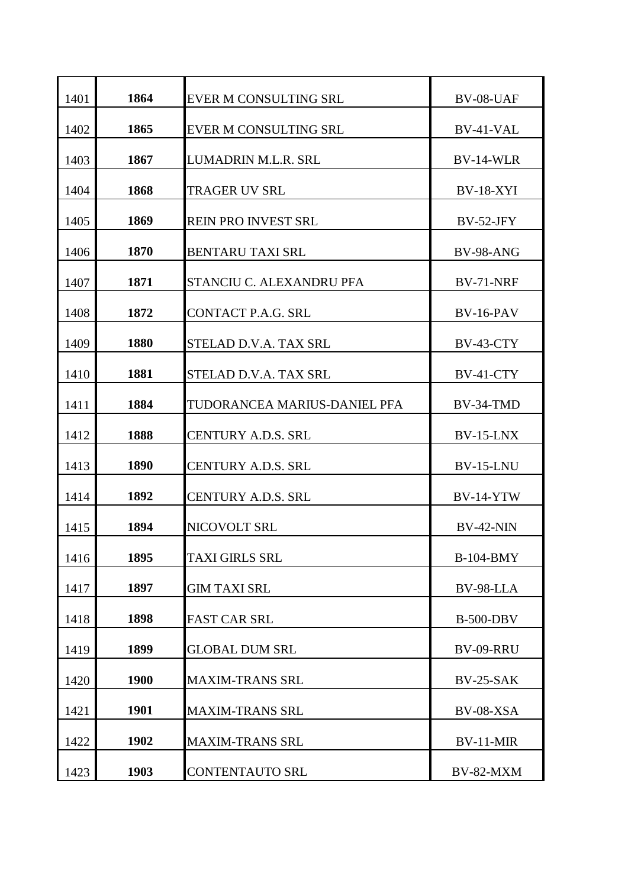| | | | |
|---|---|---|---|
| 1401 | **1864** | EVER M CONSULTING SRL | BV-08-UAF |
| 1402 | **1865** | EVER M CONSULTING SRL | BV-41-VAL |
| 1403 | **1867** | LUMADRIN M.L.R. SRL | BV-14-WLR |
| 1404 | **1868** | TRAGER UV SRL | BV-18-XYI |
| 1405 | **1869** | REIN PRO INVEST SRL | BV-52-JFY |
| 1406 | **1870** | BENTARU TAXI SRL | BV-98-ANG |
| 1407 | **1871** | STANCIU C. ALEXANDRU PFA | BV-71-NRF |
| 1408 | **1872** | CONTACT P.A.G. SRL | BV-16-PAV |
| 1409 | **1880** | STELAD D.V.A. TAX SRL | BV-43-CTY |
| 1410 | **1881** | STELAD D.V.A. TAX SRL | BV-41-CTY |
| 1411 | **1884** | TUDORANCEA MARIUS-DANIEL PFA | BV-34-TMD |
| 1412 | **1888** | CENTURY A.D.S. SRL | BV-15-LNX |
| 1413 | **1890** | CENTURY A.D.S. SRL | BV-15-LNU |
| 1414 | **1892** | CENTURY A.D.S. SRL | BV-14-YTW |
| 1415 | **1894** | NICOVOLT SRL | BV-42-NIN |
| 1416 | **1895** | TAXI GIRLS SRL | B-104-BMY |
| 1417 | **1897** | GIM TAXI SRL | BV-98-LLA |
| 1418 | **1898** | FAST CAR SRL | B-500-DBV |
| 1419 | **1899** | GLOBAL DUM SRL | BV-09-RRU |
| 1420 | **1900** | MAXIM-TRANS SRL | BV-25-SAK |
| 1421 | **1901** | MAXIM-TRANS SRL | BV-08-XSA |
| 1422 | **1902** | MAXIM-TRANS SRL | BV-11-MIR |
| 1423 | **1903** | CONTENTAUTO SRL | BV-82-MXM |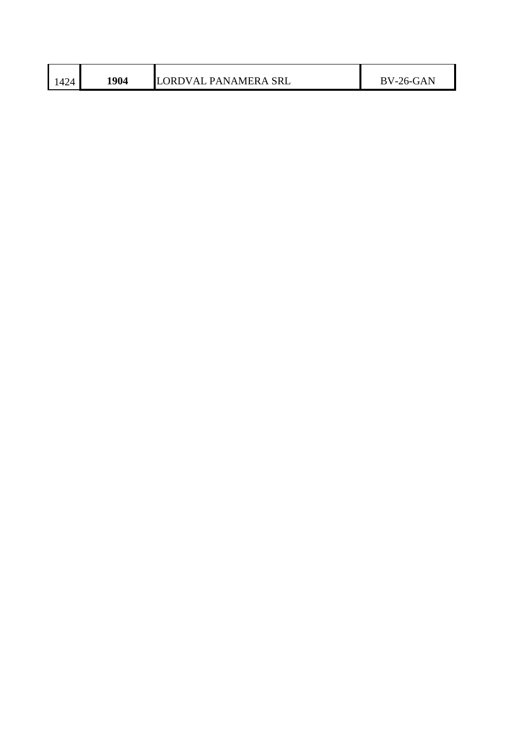| | | | |
|---|---|---|---|
| 1424 | **1904** | LORDVAL PANAMERA SRL | BV-26-GAN |